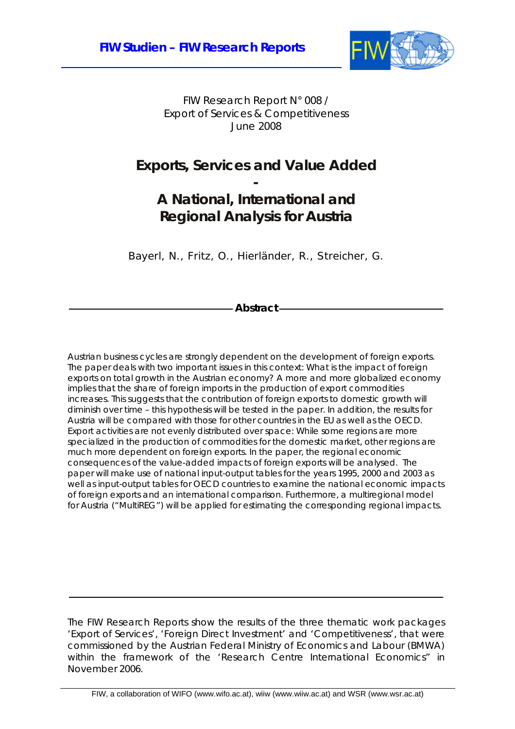**FIW Studien – FIW Research Reports**

FIW Research Report N° 008 /
Export of Services & Competitiveness
June 2008

# Exports, Services and Value Added - A National, International and Regional Analysis for Austria

Bayerl, N., Fritz, O., Hierländer, R., Streicher, G.

## Abstract

*Austrian business cycles are strongly dependent on the development of foreign exports. The paper deals with two important issues in this context: What is the impact of foreign exports on total growth in the Austrian economy? A more and more globalized economy implies that the share of foreign imports in the production of export commodities increases. This suggests that the contribution of foreign exports to domestic growth will diminish over time – this hypothesis will be tested in the paper. In addition, the results for Austria will be compared with those for other countries in the EU as well as the OECD. Export activities are not evenly distributed over space: While some regions are more specialized in the production of commodities for the domestic market, other regions are much more dependent on foreign exports. In the paper, the regional economic consequences of the value-added impacts of foreign exports will be analysed. The paper will make use of national input-output tables for the years 1995, 2000 and 2003 as well as input-output tables for OECD countries to examine the national economic impacts of foreign exports and an international comparison. Furthermore, a multiregional model for Austria ("MultiREG") will be applied for estimating the corresponding regional impacts.*

The FIW Research Reports show the results of the three thematic work packages 'Export of Services', 'Foreign Direct Investment' and 'Competitiveness', that were commissioned by the Austrian Federal Ministry of Economics and Labour (BMWA) within the framework of the 'Research Centre International Economics" in November 2006.

FIW, a collaboration of WIFO (www.wifo.ac.at), wiiw (www.wiiw.ac.at) and WSR (www.wsr.ac.at)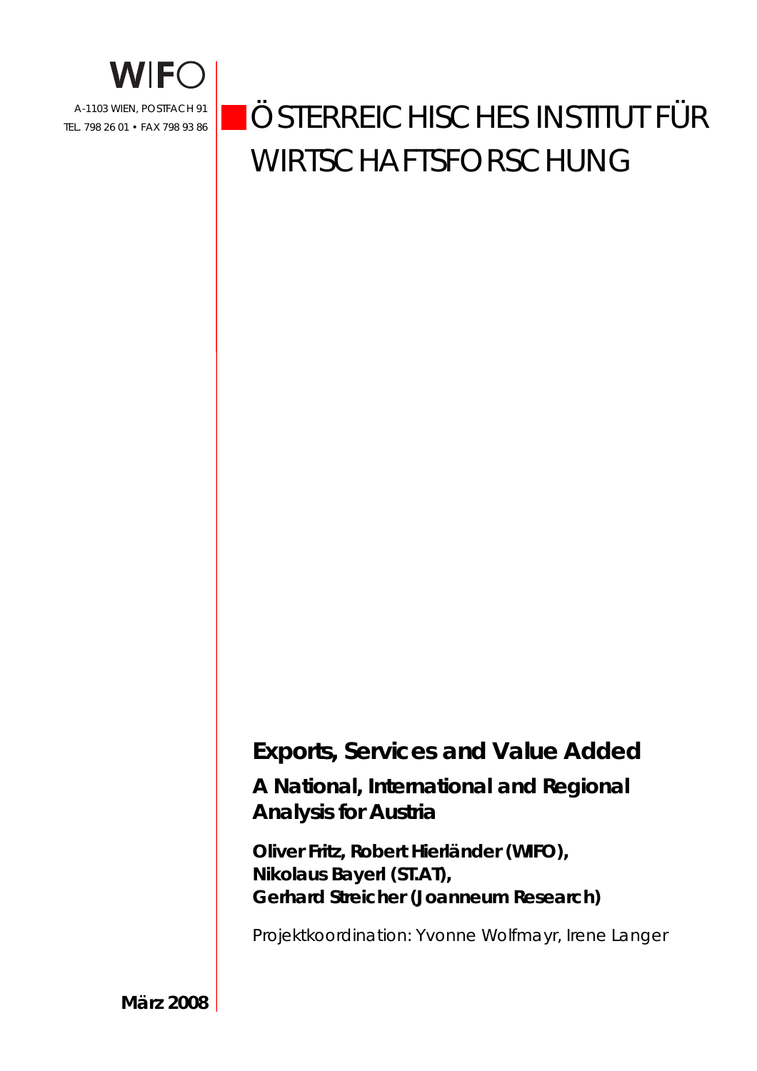WIFO

A-1103 WIEN, POSTFACH 91
TEL. 798 26 01 • FAX 798 93 86

# ÖSTERREICHISCHES INSTITUT FÜR WIRTSCHAFTSFORSCHUNG

## Exports, Services and Value Added

### A National, International and Regional Analysis for Austria

**Oliver Fritz, Robert Hierländer (WIFO),**
**Nikolaus Bayerl (ST.AT),**
**Gerhard Streicher (Joanneum Research)**

Projektkoordination: Yvonne Wolfmayr, Irene Langer

**März 2008**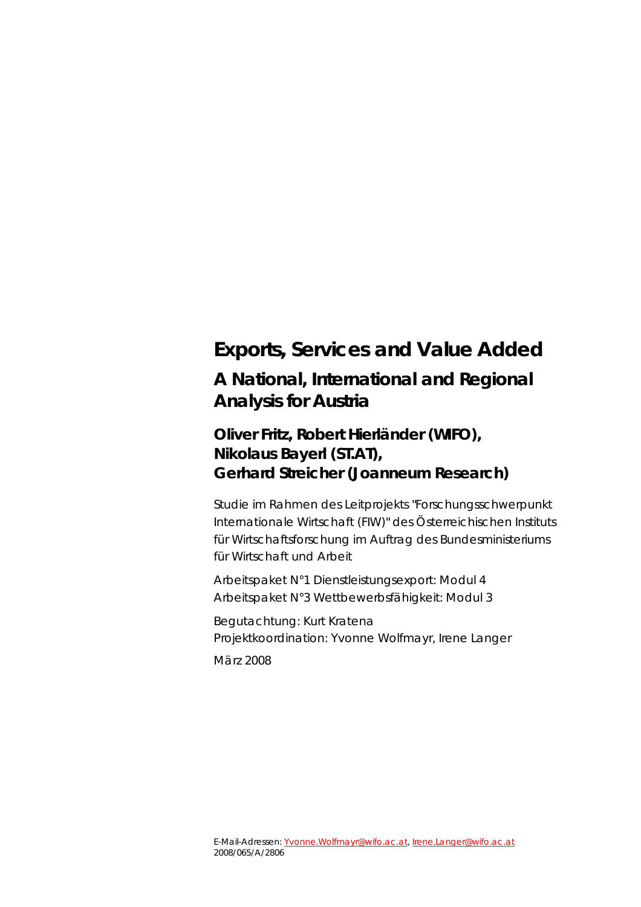# Exports, Services and Value Added

## A National, International and Regional Analysis for Austria

### Oliver Fritz, Robert Hierländer (WIFO), Nikolaus Bayerl (ST.AT), Gerhard Streicher (Joanneum Research)

Studie im Rahmen des Leitprojekts "Forschungsschwerpunkt Internationale Wirtschaft (FIW)" des Österreichischen Instituts für Wirtschaftsforschung im Auftrag des Bundesministeriums für Wirtschaft und Arbeit

Arbeitspaket N°1 Dienstleistungsexport: Modul 4
Arbeitspaket N°3 Wettbewerbsfähigkeit: Modul 3

Begutachtung: Kurt Kratena
Projektkoordination: Yvonne Wolfmayr, Irene Langer

März 2008

E-Mail-Adressen: Yvonne.Wolfmayr@wifo.ac.at, Irene.Langer@wifo.ac.at
2008/065/A/2806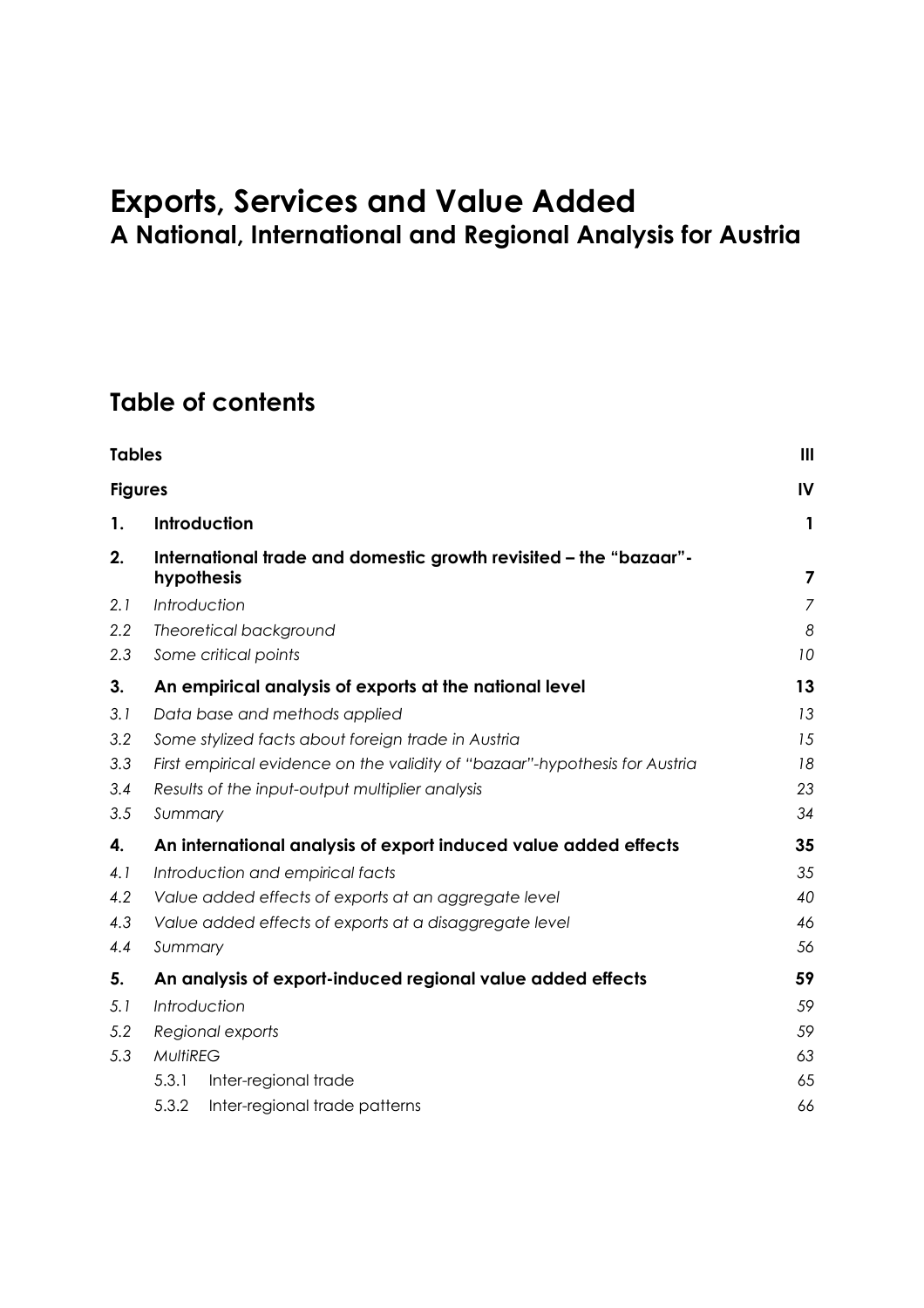# Exports, Services and Value Added
## A National, International and Regional Analysis for Austria

## Table of contents

| | | |
|---|---|---|
| **Tables** | | **III** |
| **Figures** | | **IV** |
| **1.** | **Introduction** | **1** |
| **2.** | **International trade and domestic growth revisited – the "bazaar"-hypothesis** | **7** |
| *2.1* | *Introduction* | *7* |
| *2.2* | *Theoretical background* | *8* |
| *2.3* | *Some critical points* | *10* |
| **3.** | **An empirical analysis of exports at the national level** | **13** |
| *3.1* | *Data base and methods applied* | *13* |
| *3.2* | *Some stylized facts about foreign trade in Austria* | *15* |
| *3.3* | *First empirical evidence on the validity of "bazaar"-hypothesis for Austria* | *18* |
| *3.4* | *Results of the input-output multiplier analysis* | *23* |
| *3.5* | *Summary* | *34* |
| **4.** | **An international analysis of export induced value added effects** | **35** |
| *4.1* | *Introduction and empirical facts* | *35* |
| *4.2* | *Value added effects of exports at an aggregate level* | *40* |
| *4.3* | *Value added effects of exports at a disaggregate level* | *46* |
| *4.4* | *Summary* | *56* |
| **5.** | **An analysis of export-induced regional value added effects** | **59** |
| *5.1* | *Introduction* | *59* |
| *5.2* | *Regional exports* | *59* |
| *5.3* | *MultiREG* | *63* |
| | 5.3.1 Inter-regional trade | 65 |
| | 5.3.2 Inter-regional trade patterns | 66 |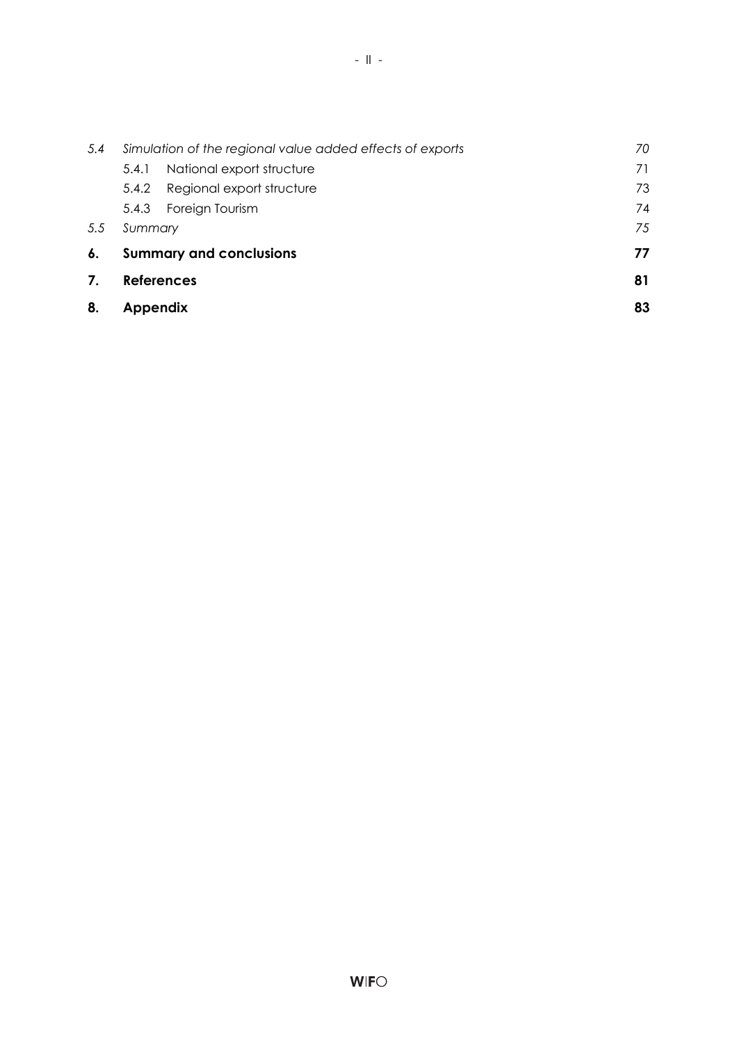*5.4 Simulation of the regional value added effects of exports* 70

5.4.1 National export structure 71

5.4.2 Regional export structure 73

5.4.3 Foreign Tourism 74

*5.5 Summary* 75

**6. Summary and conclusions** **77**

**7. References** **81**

**8. Appendix** **83**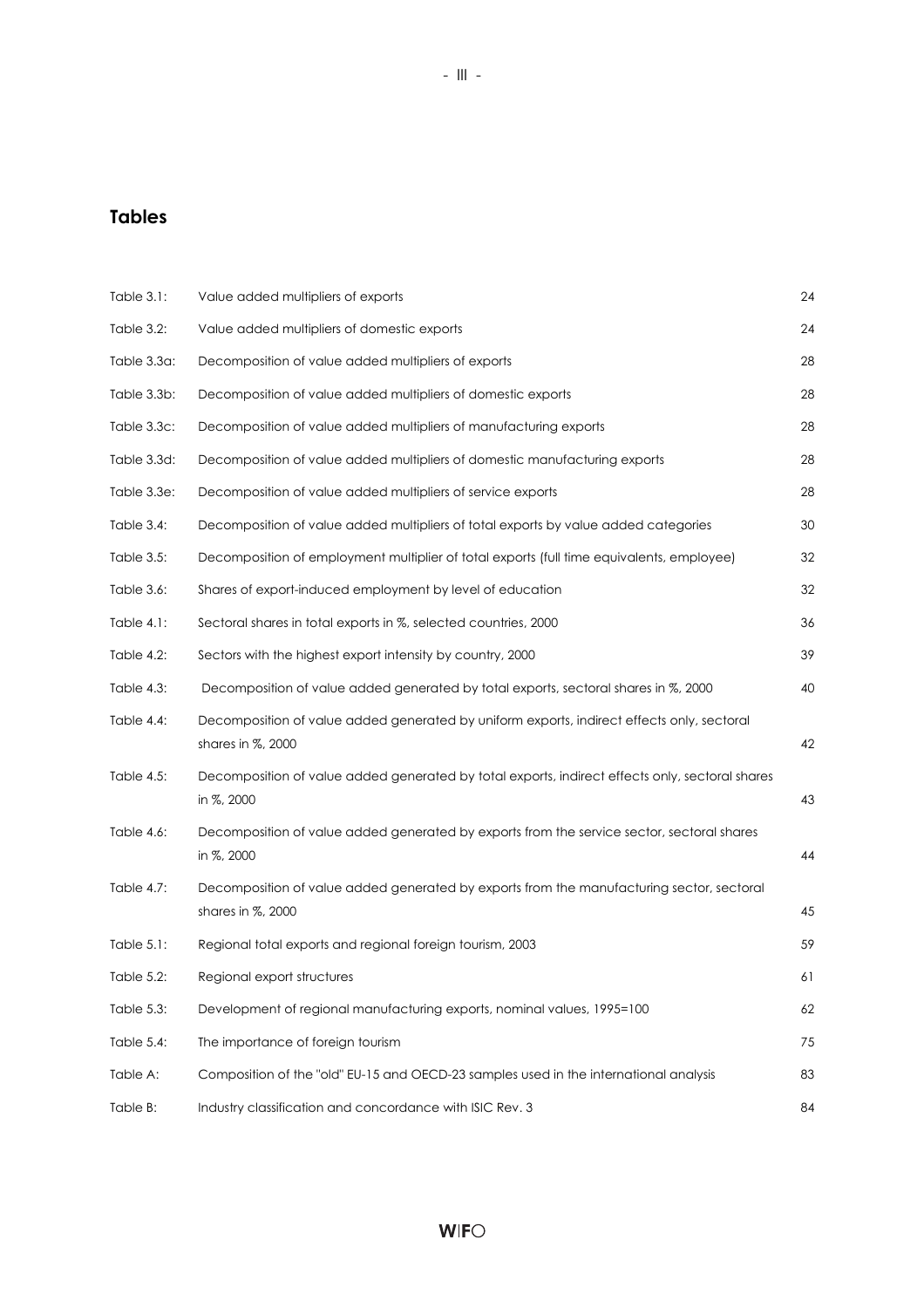## Tables

| | | |
|---|---|---|
| Table 3.1: | Value added multipliers of exports | 24 |
| Table 3.2: | Value added multipliers of domestic exports | 24 |
| Table 3.3a: | Decomposition of value added multipliers of exports | 28 |
| Table 3.3b: | Decomposition of value added multipliers of domestic exports | 28 |
| Table 3.3c: | Decomposition of value added multipliers of manufacturing exports | 28 |
| Table 3.3d: | Decomposition of value added multipliers of domestic manufacturing exports | 28 |
| Table 3.3e: | Decomposition of value added multipliers of service exports | 28 |
| Table 3.4: | Decomposition of value added multipliers of total exports by value added categories | 30 |
| Table 3.5: | Decomposition of employment multiplier of total exports (full time equivalents, employee) | 32 |
| Table 3.6: | Shares of export-induced employment by level of education | 32 |
| Table 4.1: | Sectoral shares in total exports in %, selected countries, 2000 | 36 |
| Table 4.2: | Sectors with the highest export intensity by country, 2000 | 39 |
| Table 4.3: | Decomposition of value added generated by total exports, sectoral shares in %, 2000 | 40 |
| Table 4.4: | Decomposition of value added generated by uniform exports, indirect effects only, sectoral shares in %, 2000 | 42 |
| Table 4.5: | Decomposition of value added generated by total exports, indirect effects only, sectoral shares in %, 2000 | 43 |
| Table 4.6: | Decomposition of value added generated by exports from the service sector, sectoral shares in %, 2000 | 44 |
| Table 4.7: | Decomposition of value added generated by exports from the manufacturing sector, sectoral shares in %, 2000 | 45 |
| Table 5.1: | Regional total exports and regional foreign tourism, 2003 | 59 |
| Table 5.2: | Regional export structures | 61 |
| Table 5.3: | Development of regional manufacturing exports, nominal values, 1995=100 | 62 |
| Table 5.4: | The importance of foreign tourism | 75 |
| Table A: | Composition of the "old" EU-15 and OECD-23 samples used in the international analysis | 83 |
| Table B: | Industry classification and concordance with ISIC Rev. 3 | 84 |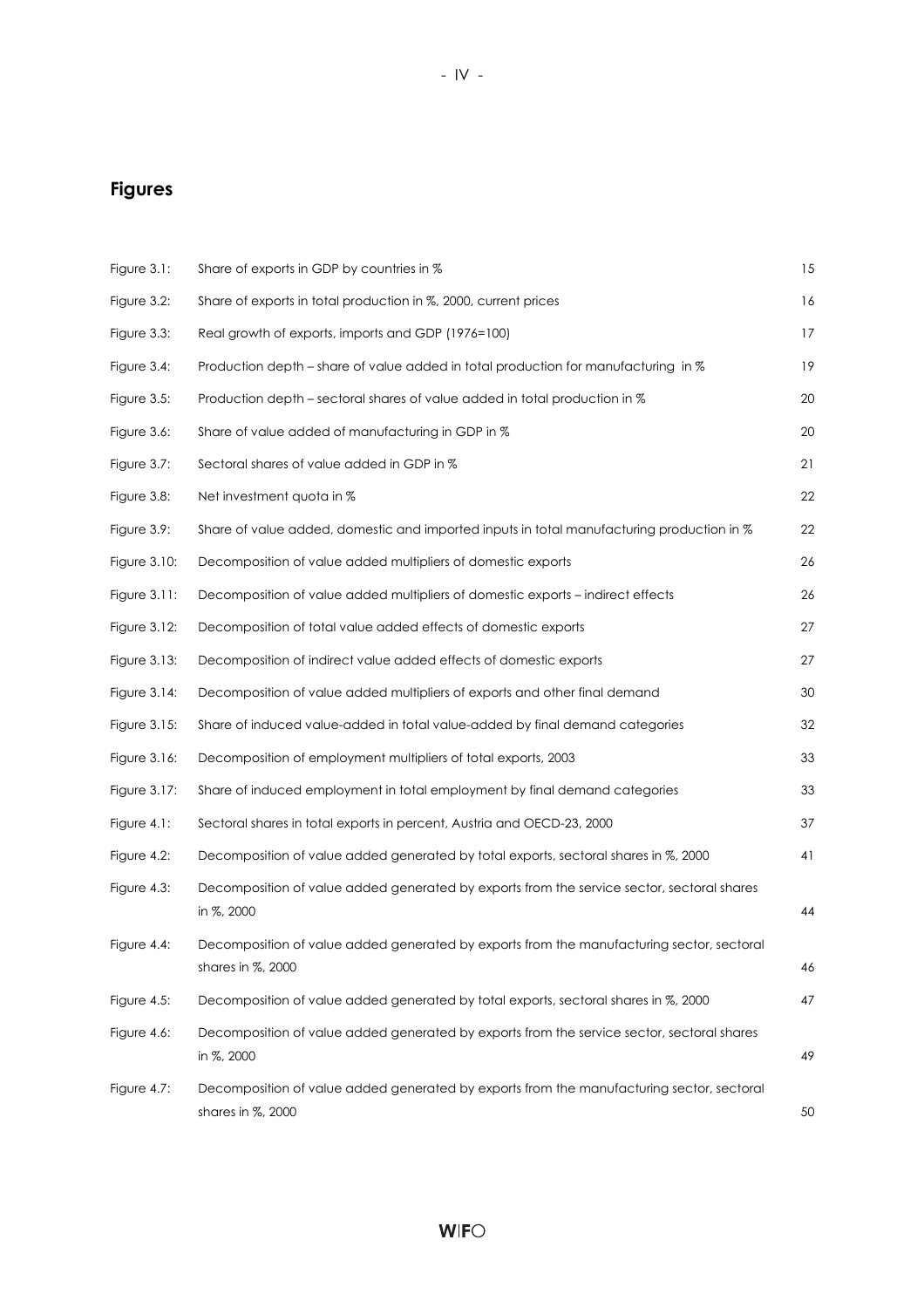## Figures

| | | |
|---|---|---|
| Figure 3.1: | Share of exports in GDP by countries in % | 15 |
| Figure 3.2: | Share of exports in total production in %, 2000, current prices | 16 |
| Figure 3.3: | Real growth of exports, imports and GDP (1976=100) | 17 |
| Figure 3.4: | Production depth – share of value added in total production for manufacturing in % | 19 |
| Figure 3.5: | Production depth – sectoral shares of value added in total production in % | 20 |
| Figure 3.6: | Share of value added of manufacturing in GDP in % | 20 |
| Figure 3.7: | Sectoral shares of value added in GDP in % | 21 |
| Figure 3.8: | Net investment quota in % | 22 |
| Figure 3.9: | Share of value added, domestic and imported inputs in total manufacturing production in % | 22 |
| Figure 3.10: | Decomposition of value added multipliers of domestic exports | 26 |
| Figure 3.11: | Decomposition of value added multipliers of domestic exports – indirect effects | 26 |
| Figure 3.12: | Decomposition of total value added effects of domestic exports | 27 |
| Figure 3.13: | Decomposition of indirect value added effects of domestic exports | 27 |
| Figure 3.14: | Decomposition of value added multipliers of exports and other final demand | 30 |
| Figure 3.15: | Share of induced value-added in total value-added by final demand categories | 32 |
| Figure 3.16: | Decomposition of employment multipliers of total exports, 2003 | 33 |
| Figure 3.17: | Share of induced employment in total employment by final demand categories | 33 |
| Figure 4.1: | Sectoral shares in total exports in percent, Austria and OECD-23, 2000 | 37 |
| Figure 4.2: | Decomposition of value added generated by total exports, sectoral shares in %, 2000 | 41 |
| Figure 4.3: | Decomposition of value added generated by exports from the service sector, sectoral shares in %, 2000 | 44 |
| Figure 4.4: | Decomposition of value added generated by exports from the manufacturing sector, sectoral shares in %, 2000 | 46 |
| Figure 4.5: | Decomposition of value added generated by total exports, sectoral shares in %, 2000 | 47 |
| Figure 4.6: | Decomposition of value added generated by exports from the service sector, sectoral shares in %, 2000 | 49 |
| Figure 4.7: | Decomposition of value added generated by exports from the manufacturing sector, sectoral shares in %, 2000 | 50 |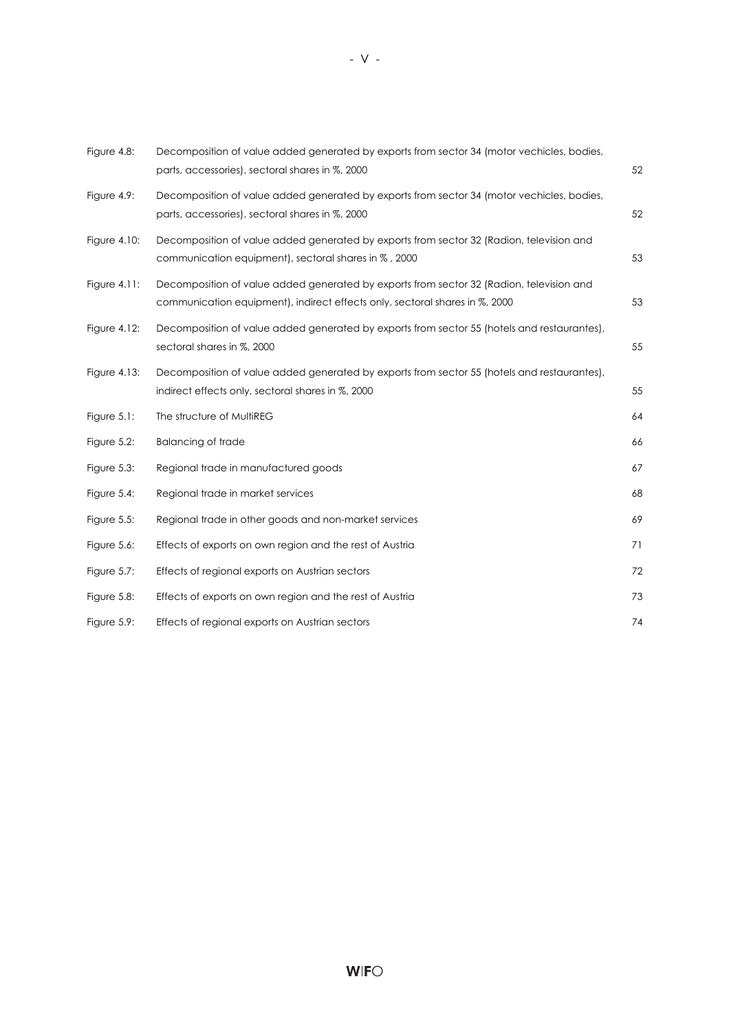| | | |
|---|---|---|
| Figure 4.8: | Decomposition of value added generated by exports from sector 34 (motor vechicles, bodies, parts, accessories), sectoral shares in %, 2000 | 52 |
| Figure 4.9: | Decomposition of value added generated by exports from sector 34 (motor vechicles, bodies, parts, accessories), sectoral shares in %, 2000 | 52 |
| Figure 4.10: | Decomposition of value added generated by exports from sector 32 (Radion, television and communication equipment), sectoral shares in % , 2000 | 53 |
| Figure 4.11: | Decomposition of value added generated by exports from sector 32 (Radion, television and communication equipment), indirect effects only, sectoral shares in %, 2000 | 53 |
| Figure 4.12: | Decomposition of value added generated by exports from sector 55 (hotels and restaurantes), sectoral shares in %, 2000 | 55 |
| Figure 4.13: | Decomposition of value added generated by exports from sector 55 (hotels and restaurantes), indirect effects only, sectoral shares in %, 2000 | 55 |
| Figure 5.1: | The structure of MultiREG | 64 |
| Figure 5.2: | Balancing of trade | 66 |
| Figure 5.3: | Regional trade in manufactured goods | 67 |
| Figure 5.4: | Regional trade in market services | 68 |
| Figure 5.5: | Regional trade in other goods and non-market services | 69 |
| Figure 5.6: | Effects of exports on own region and the rest of Austria | 71 |
| Figure 5.7: | Effects of regional exports on Austrian sectors | 72 |
| Figure 5.8: | Effects of exports on own region and the rest of Austria | 73 |
| Figure 5.9: | Effects of regional exports on Austrian sectors | 74 |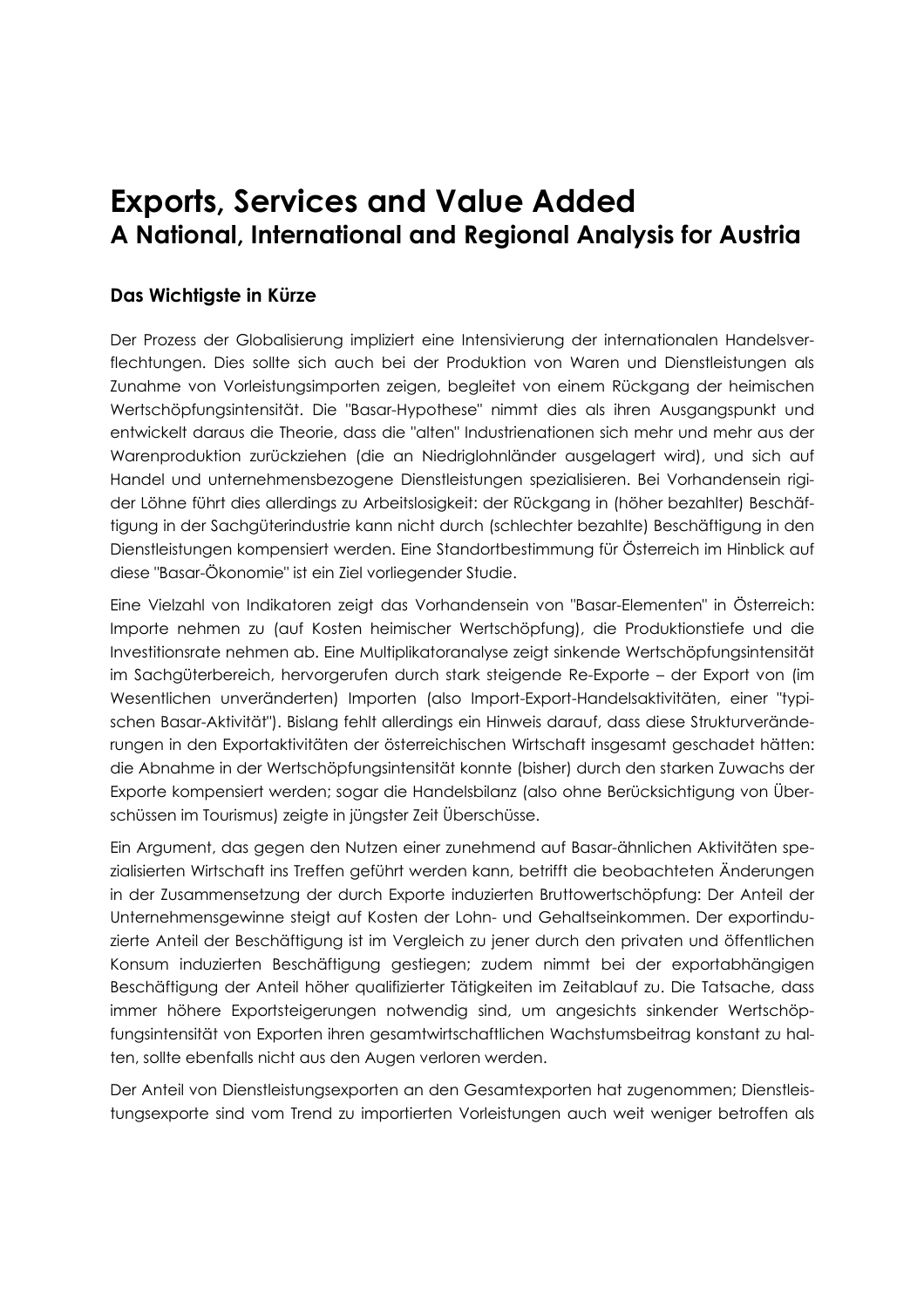# Exports, Services and Value Added

## A National, International and Regional Analysis for Austria

### Das Wichtigste in Kürze

Der Prozess der Globalisierung impliziert eine Intensivierung der internationalen Handelsverflechtungen. Dies sollte sich auch bei der Produktion von Waren und Dienstleistungen als Zunahme von Vorleistungsimporten zeigen, begleitet von einem Rückgang der heimischen Wertschöpfungsintensität. Die "Basar-Hypothese" nimmt dies als ihren Ausgangspunkt und entwickelt daraus die Theorie, dass die "alten" Industrienationen sich mehr und mehr aus der Warenproduktion zurückziehen (die an Niedriglohnländer ausgelagert wird), und sich auf Handel und unternehmensbezogene Dienstleistungen spezialisieren. Bei Vorhandensein rigider Löhne führt dies allerdings zu Arbeitslosigkeit: der Rückgang in (höher bezahlter) Beschäftigung in der Sachgüterindustrie kann nicht durch (schlechter bezahlte) Beschäftigung in den Dienstleistungen kompensiert werden. Eine Standortbestimmung für Österreich im Hinblick auf diese "Basar-Ökonomie" ist ein Ziel vorliegender Studie.

Eine Vielzahl von Indikatoren zeigt das Vorhandensein von "Basar-Elementen" in Österreich: Importe nehmen zu (auf Kosten heimischer Wertschöpfung), die Produktionstiefe und die Investitionsrate nehmen ab. Eine Multiplikatoranalyse zeigt sinkende Wertschöpfungsintensität im Sachgüterbereich, hervorgerufen durch stark steigende Re-Exporte – der Export von (im Wesentlichen unveränderten) Importen (also Import-Export-Handelsaktivitäten, einer "typischen Basar-Aktivität"). Bislang fehlt allerdings ein Hinweis darauf, dass diese Strukturveränderungen in den Exportaktivitäten der österreichischen Wirtschaft insgesamt geschadet hätten: die Abnahme in der Wertschöpfungsintensität konnte (bisher) durch den starken Zuwachs der Exporte kompensiert werden; sogar die Handelsbilanz (also ohne Berücksichtigung von Überschüssen im Tourismus) zeigte in jüngster Zeit Überschüsse.

Ein Argument, das gegen den Nutzen einer zunehmend auf Basar-ähnlichen Aktivitäten spezialisierten Wirtschaft ins Treffen geführt werden kann, betrifft die beobachteten Änderungen in der Zusammensetzung der durch Exporte induzierten Bruttowertschöpfung: Der Anteil der Unternehmensgewinne steigt auf Kosten der Lohn- und Gehaltseinkommen. Der exportinduzierte Anteil der Beschäftigung ist im Vergleich zu jener durch den privaten und öffentlichen Konsum induzierten Beschäftigung gestiegen; zudem nimmt bei der exportabhängigen Beschäftigung der Anteil höher qualifizierter Tätigkeiten im Zeitablauf zu. Die Tatsache, dass immer höhere Exportsteigerungen notwendig sind, um angesichts sinkender Wertschöpfungsintensität von Exporten ihren gesamtwirtschaftlichen Wachstumsbeitrag konstant zu halten, sollte ebenfalls nicht aus den Augen verloren werden.

Der Anteil von Dienstleistungsexporten an den Gesamtexporten hat zugenommen; Dienstleistungsexporte sind vom Trend zu importierten Vorleistungen auch weit weniger betroffen als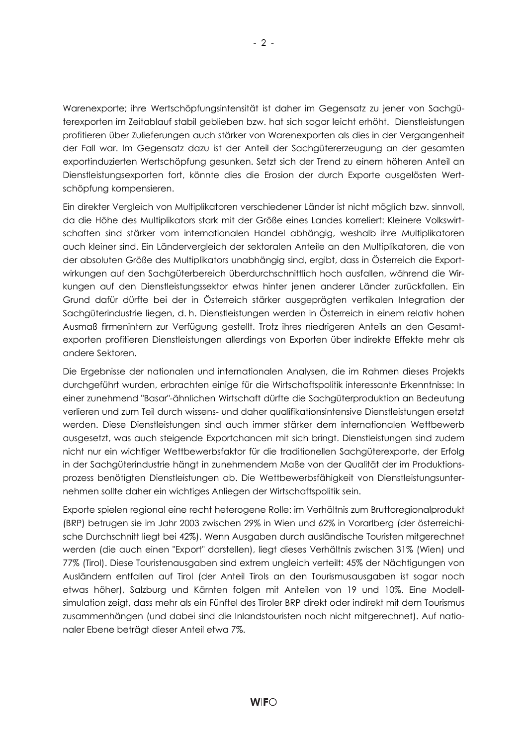Warenexporte; ihre Wertschöpfungsintensität ist daher im Gegensatz zu jener von Sachgüterexporten im Zeitablauf stabil geblieben bzw. hat sich sogar leicht erhöht. Dienstleistungen profitieren über Zulieferungen auch stärker von Warenexporten als dies in der Vergangenheit der Fall war. Im Gegensatz dazu ist der Anteil der Sachgütererzeugung an der gesamten exportinduzierten Wertschöpfung gesunken. Setzt sich der Trend zu einem höheren Anteil an Dienstleistungsexporten fort, könnte dies die Erosion der durch Exporte ausgelösten Wertschöpfung kompensieren.

Ein direkter Vergleich von Multiplikatoren verschiedener Länder ist nicht möglich bzw. sinnvoll, da die Höhe des Multiplikators stark mit der Größe eines Landes korreliert: Kleinere Volkswirtschaften sind stärker vom internationalen Handel abhängig, weshalb ihre Multiplikatoren auch kleiner sind. Ein Ländervergleich der sektoralen Anteile an den Multiplikatoren, die von der absoluten Größe des Multiplikators unabhängig sind, ergibt, dass in Österreich die Exportwirkungen auf den Sachgüterbereich überdurchschnittlich hoch ausfallen, während die Wirkungen auf den Dienstleistungssektor etwas hinter jenen anderer Länder zurückfallen. Ein Grund dafür dürfte bei der in Österreich stärker ausgeprägten vertikalen Integration der Sachgüterindustrie liegen, d. h. Dienstleistungen werden in Österreich in einem relativ hohen Ausmaß firmenintern zur Verfügung gestellt. Trotz ihres niedrigeren Anteils an den Gesamtexporten profitieren Dienstleistungen allerdings von Exporten über indirekte Effekte mehr als andere Sektoren.

Die Ergebnisse der nationalen und internationalen Analysen, die im Rahmen dieses Projekts durchgeführt wurden, erbrachten einige für die Wirtschaftspolitik interessante Erkenntnisse: In einer zunehmend "Basar"-ähnlichen Wirtschaft dürfte die Sachgüterproduktion an Bedeutung verlieren und zum Teil durch wissens- und daher qualifikationsintensive Dienstleistungen ersetzt werden. Diese Dienstleistungen sind auch immer stärker dem internationalen Wettbewerb ausgesetzt, was auch steigende Exportchancen mit sich bringt. Dienstleistungen sind zudem nicht nur ein wichtiger Wettbewerbsfaktor für die traditionellen Sachgüterexporte, der Erfolg in der Sachgüterindustrie hängt in zunehmendem Maße von der Qualität der im Produktionsprozess benötigten Dienstleistungen ab. Die Wettbewerbsfähigkeit von Dienstleistungsunternehmen sollte daher ein wichtiges Anliegen der Wirtschaftspolitik sein.

Exporte spielen regional eine recht heterogene Rolle: im Verhältnis zum Bruttoregionalprodukt (BRP) betrugen sie im Jahr 2003 zwischen 29% in Wien und 62% in Vorarlberg (der österreichische Durchschnitt liegt bei 42%). Wenn Ausgaben durch ausländische Touristen mitgerechnet werden (die auch einen "Export" darstellen), liegt dieses Verhältnis zwischen 31% (Wien) und 77% (Tirol). Diese Touristenausgaben sind extrem ungleich verteilt: 45% der Nächtigungen von Ausländern entfallen auf Tirol (der Anteil Tirols an den Tourismusausgaben ist sogar noch etwas höher), Salzburg und Kärnten folgen mit Anteilen von 19 und 10%. Eine Modellsimulation zeigt, dass mehr als ein Fünftel des Tiroler BRP direkt oder indirekt mit dem Tourismus zusammenhängen (und dabei sind die Inlandstouristen noch nicht mitgerechnet). Auf nationaler Ebene beträgt dieser Anteil etwa 7%.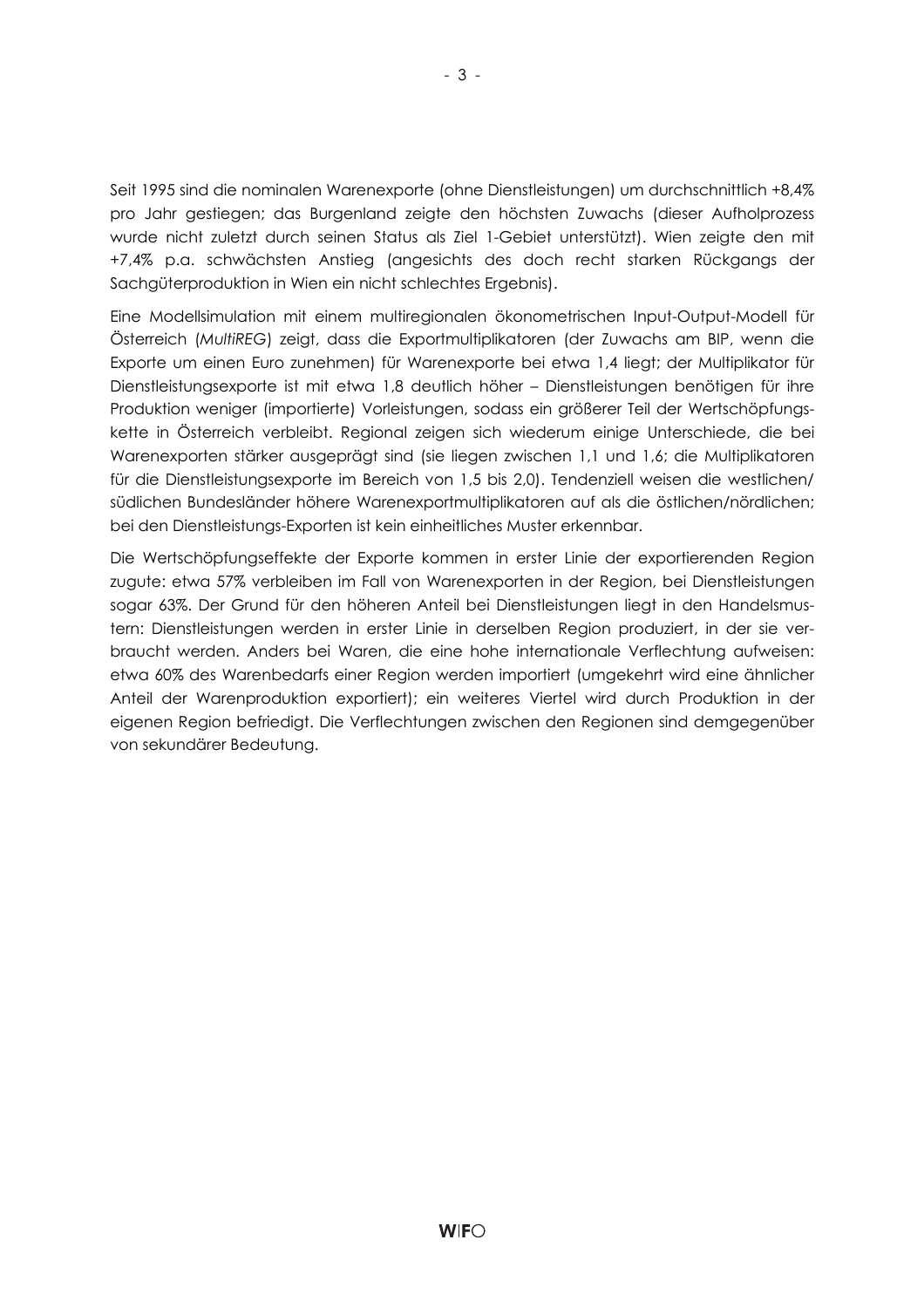Seit 1995 sind die nominalen Warenexporte (ohne Dienstleistungen) um durchschnittlich +8,4% pro Jahr gestiegen; das Burgenland zeigte den höchsten Zuwachs (dieser Aufholprozess wurde nicht zuletzt durch seinen Status als Ziel 1-Gebiet unterstützt). Wien zeigte den mit +7,4% p.a. schwächsten Anstieg (angesichts des doch recht starken Rückgangs der Sachgüterproduktion in Wien ein nicht schlechtes Ergebnis).

Eine Modellsimulation mit einem multiregionalen ökonometrischen Input-Output-Modell für Österreich (*MultiREG*) zeigt, dass die Exportmultiplikatoren (der Zuwachs am BIP, wenn die Exporte um einen Euro zunehmen) für Warenexporte bei etwa 1,4 liegt; der Multiplikator für Dienstleistungsexporte ist mit etwa 1,8 deutlich höher – Dienstleistungen benötigen für ihre Produktion weniger (importierte) Vorleistungen, sodass ein größerer Teil der Wertschöpfungskette in Österreich verbleibt. Regional zeigen sich wiederum einige Unterschiede, die bei Warenexporten stärker ausgeprägt sind (sie liegen zwischen 1,1 und 1,6; die Multiplikatoren für die Dienstleistungsexporte im Bereich von 1,5 bis 2,0). Tendenziell weisen die westlichen/südlichen Bundesländer höhere Warenexportmultiplikatoren auf als die östlichen/nördlichen; bei den Dienstleistungs-Exporten ist kein einheitliches Muster erkennbar.

Die Wertschöpfungseffekte der Exporte kommen in erster Linie der exportierenden Region zugute: etwa 57% verbleiben im Fall von Warenexporten in der Region, bei Dienstleistungen sogar 63%. Der Grund für den höheren Anteil bei Dienstleistungen liegt in den Handelsmustern: Dienstleistungen werden in erster Linie in derselben Region produziert, in der sie verbraucht werden. Anders bei Waren, die eine hohe internationale Verflechtung aufweisen: etwa 60% des Warenbedarfs einer Region werden importiert (umgekehrt wird eine ähnlicher Anteil der Warenproduktion exportiert); ein weiteres Viertel wird durch Produktion in der eigenen Region befriedigt. Die Verflechtungen zwischen den Regionen sind demgegenüber von sekundärer Bedeutung.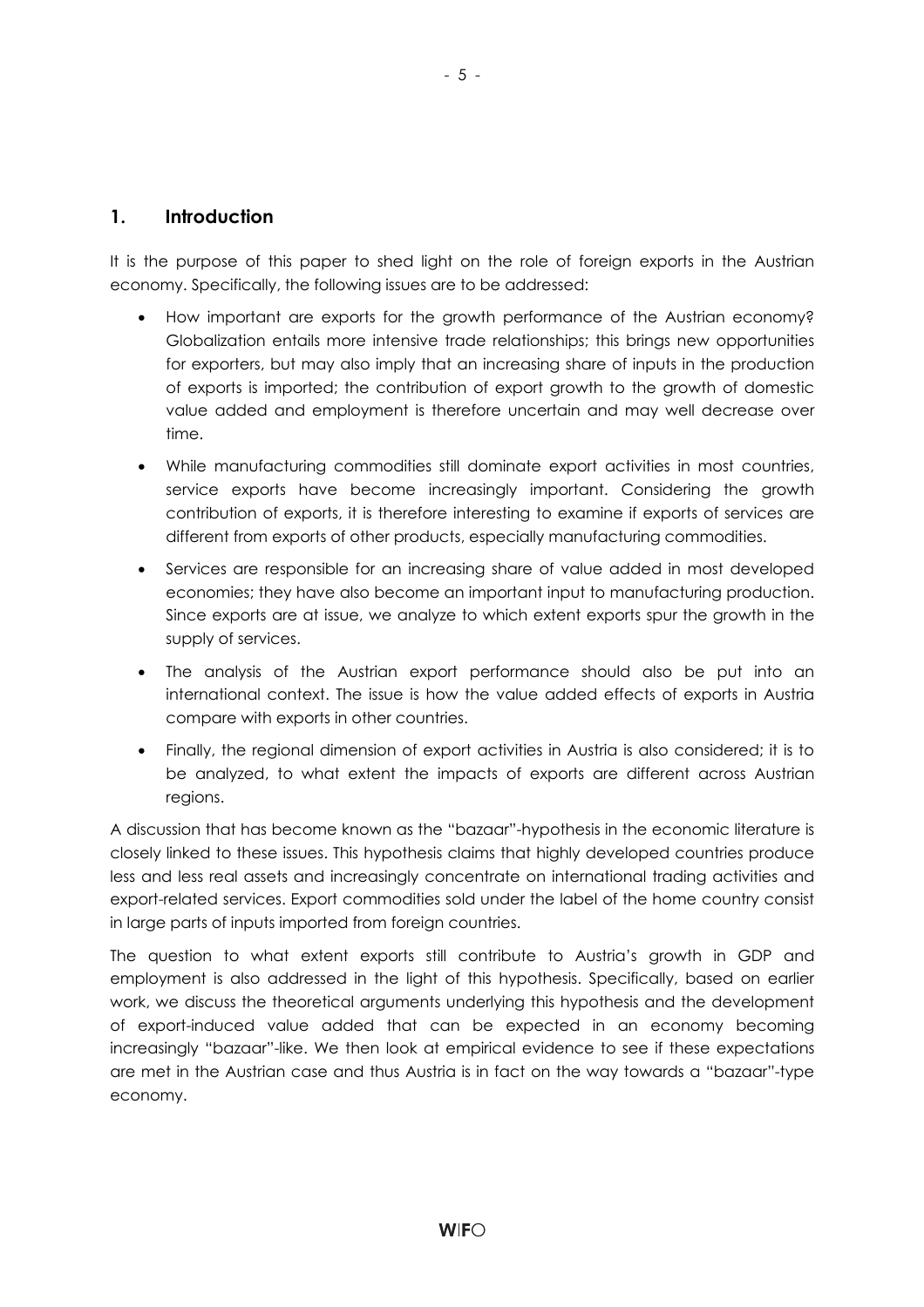## 1. Introduction

It is the purpose of this paper to shed light on the role of foreign exports in the Austrian economy. Specifically, the following issues are to be addressed:

- How important are exports for the growth performance of the Austrian economy? Globalization entails more intensive trade relationships; this brings new opportunities for exporters, but may also imply that an increasing share of inputs in the production of exports is imported; the contribution of export growth to the growth of domestic value added and employment is therefore uncertain and may well decrease over time.
- While manufacturing commodities still dominate export activities in most countries, service exports have become increasingly important. Considering the growth contribution of exports, it is therefore interesting to examine if exports of services are different from exports of other products, especially manufacturing commodities.
- Services are responsible for an increasing share of value added in most developed economies; they have also become an important input to manufacturing production. Since exports are at issue, we analyze to which extent exports spur the growth in the supply of services.
- The analysis of the Austrian export performance should also be put into an international context. The issue is how the value added effects of exports in Austria compare with exports in other countries.
- Finally, the regional dimension of export activities in Austria is also considered; it is to be analyzed, to what extent the impacts of exports are different across Austrian regions.

A discussion that has become known as the "bazaar"-hypothesis in the economic literature is closely linked to these issues. This hypothesis claims that highly developed countries produce less and less real assets and increasingly concentrate on international trading activities and export-related services. Export commodities sold under the label of the home country consist in large parts of inputs imported from foreign countries.

The question to what extent exports still contribute to Austria's growth in GDP and employment is also addressed in the light of this hypothesis. Specifically, based on earlier work, we discuss the theoretical arguments underlying this hypothesis and the development of export-induced value added that can be expected in an economy becoming increasingly "bazaar"-like. We then look at empirical evidence to see if these expectations are met in the Austrian case and thus Austria is in fact on the way towards a "bazaar"-type economy.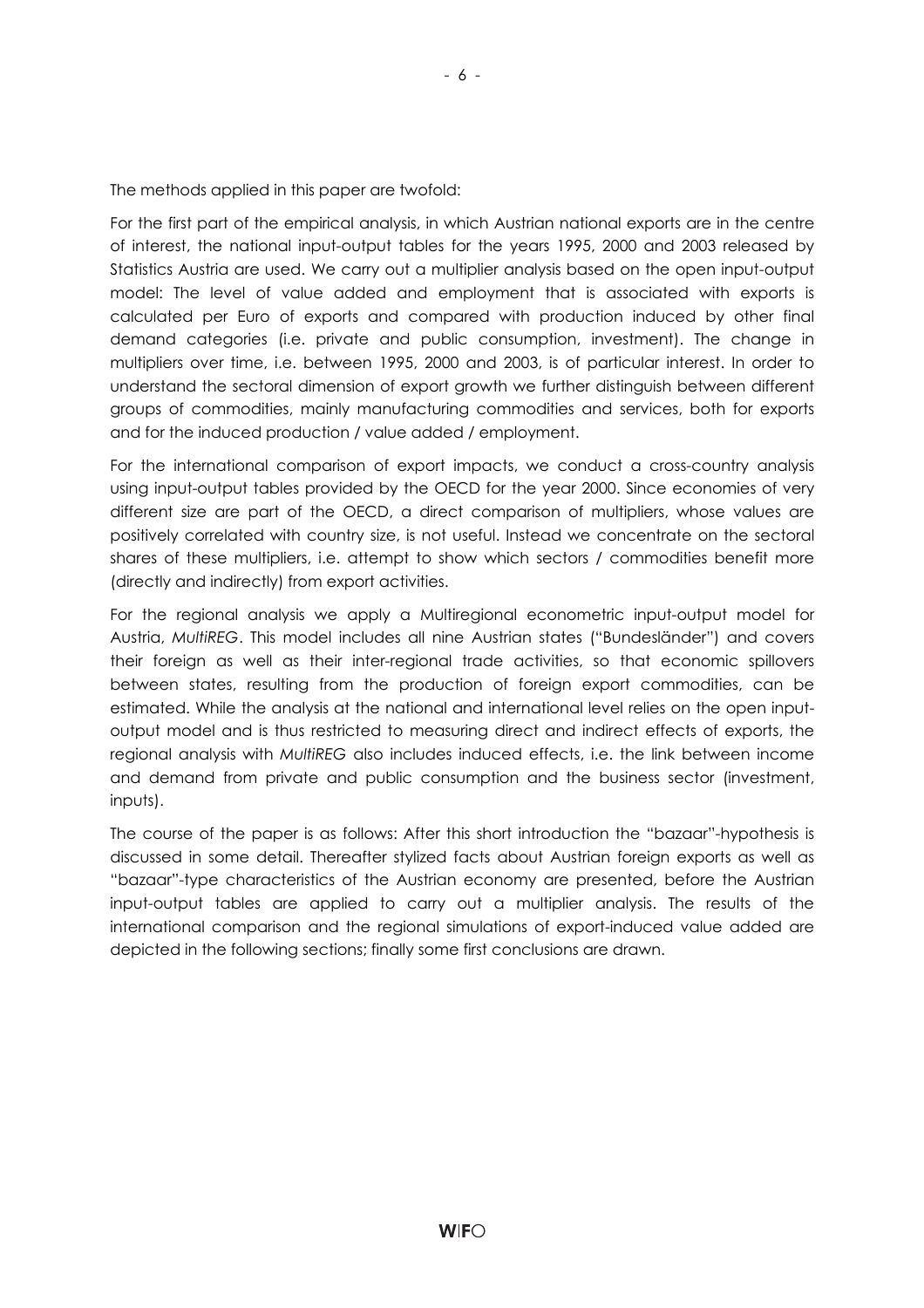The methods applied in this paper are twofold:

For the first part of the empirical analysis, in which Austrian national exports are in the centre of interest, the national input-output tables for the years 1995, 2000 and 2003 released by Statistics Austria are used. We carry out a multiplier analysis based on the open input-output model: The level of value added and employment that is associated with exports is calculated per Euro of exports and compared with production induced by other final demand categories (i.e. private and public consumption, investment). The change in multipliers over time, i.e. between 1995, 2000 and 2003, is of particular interest. In order to understand the sectoral dimension of export growth we further distinguish between different groups of commodities, mainly manufacturing commodities and services, both for exports and for the induced production / value added / employment.

For the international comparison of export impacts, we conduct a cross-country analysis using input-output tables provided by the OECD for the year 2000. Since economies of very different size are part of the OECD, a direct comparison of multipliers, whose values are positively correlated with country size, is not useful. Instead we concentrate on the sectoral shares of these multipliers, i.e. attempt to show which sectors / commodities benefit more (directly and indirectly) from export activities.

For the regional analysis we apply a Multiregional econometric input-output model for Austria, *MultiREG*. This model includes all nine Austrian states ("Bundesländer") and covers their foreign as well as their inter-regional trade activities, so that economic spillovers between states, resulting from the production of foreign export commodities, can be estimated. While the analysis at the national and international level relies on the open input-output model and is thus restricted to measuring direct and indirect effects of exports, the regional analysis with *MultiREG* also includes induced effects, i.e. the link between income and demand from private and public consumption and the business sector (investment, inputs).

The course of the paper is as follows: After this short introduction the "bazaar"-hypothesis is discussed in some detail. Thereafter stylized facts about Austrian foreign exports as well as "bazaar"-type characteristics of the Austrian economy are presented, before the Austrian input-output tables are applied to carry out a multiplier analysis. The results of the international comparison and the regional simulations of export-induced value added are depicted in the following sections; finally some first conclusions are drawn.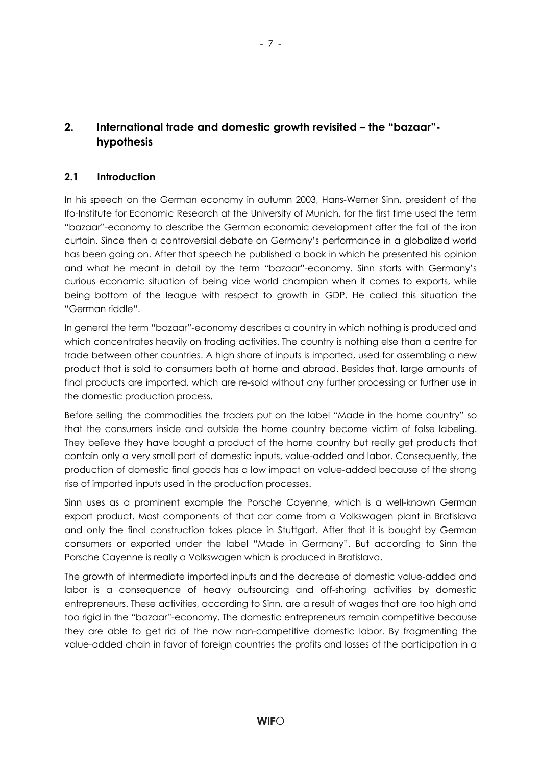## 2. International trade and domestic growth revisited – the "bazaar"-hypothesis

### 2.1 Introduction

In his speech on the German economy in autumn 2003, Hans-Werner Sinn, president of the Ifo-Institute for Economic Research at the University of Munich, for the first time used the term "bazaar"-economy to describe the German economic development after the fall of the iron curtain. Since then a controversial debate on Germany's performance in a globalized world has been going on. After that speech he published a book in which he presented his opinion and what he meant in detail by the term "bazaar"-economy. Sinn starts with Germany's curious economic situation of being vice world champion when it comes to exports, while being bottom of the league with respect to growth in GDP. He called this situation the "German riddle".

In general the term "bazaar"-economy describes a country in which nothing is produced and which concentrates heavily on trading activities. The country is nothing else than a centre for trade between other countries. A high share of inputs is imported, used for assembling a new product that is sold to consumers both at home and abroad. Besides that, large amounts of final products are imported, which are re-sold without any further processing or further use in the domestic production process.

Before selling the commodities the traders put on the label "Made in the home country" so that the consumers inside and outside the home country become victim of false labeling. They believe they have bought a product of the home country but really get products that contain only a very small part of domestic inputs, value-added and labor. Consequently, the production of domestic final goods has a low impact on value-added because of the strong rise of imported inputs used in the production processes.

Sinn uses as a prominent example the Porsche Cayenne, which is a well-known German export product. Most components of that car come from a Volkswagen plant in Bratislava and only the final construction takes place in Stuttgart. After that it is bought by German consumers or exported under the label "Made in Germany". But according to Sinn the Porsche Cayenne is really a Volkswagen which is produced in Bratislava.

The growth of intermediate imported inputs and the decrease of domestic value-added and labor is a consequence of heavy outsourcing and off-shoring activities by domestic entrepreneurs. These activities, according to Sinn, are a result of wages that are too high and too rigid in the "bazaar"-economy. The domestic entrepreneurs remain competitive because they are able to get rid of the now non-competitive domestic labor. By fragmenting the value-added chain in favor of foreign countries the profits and losses of the participation in a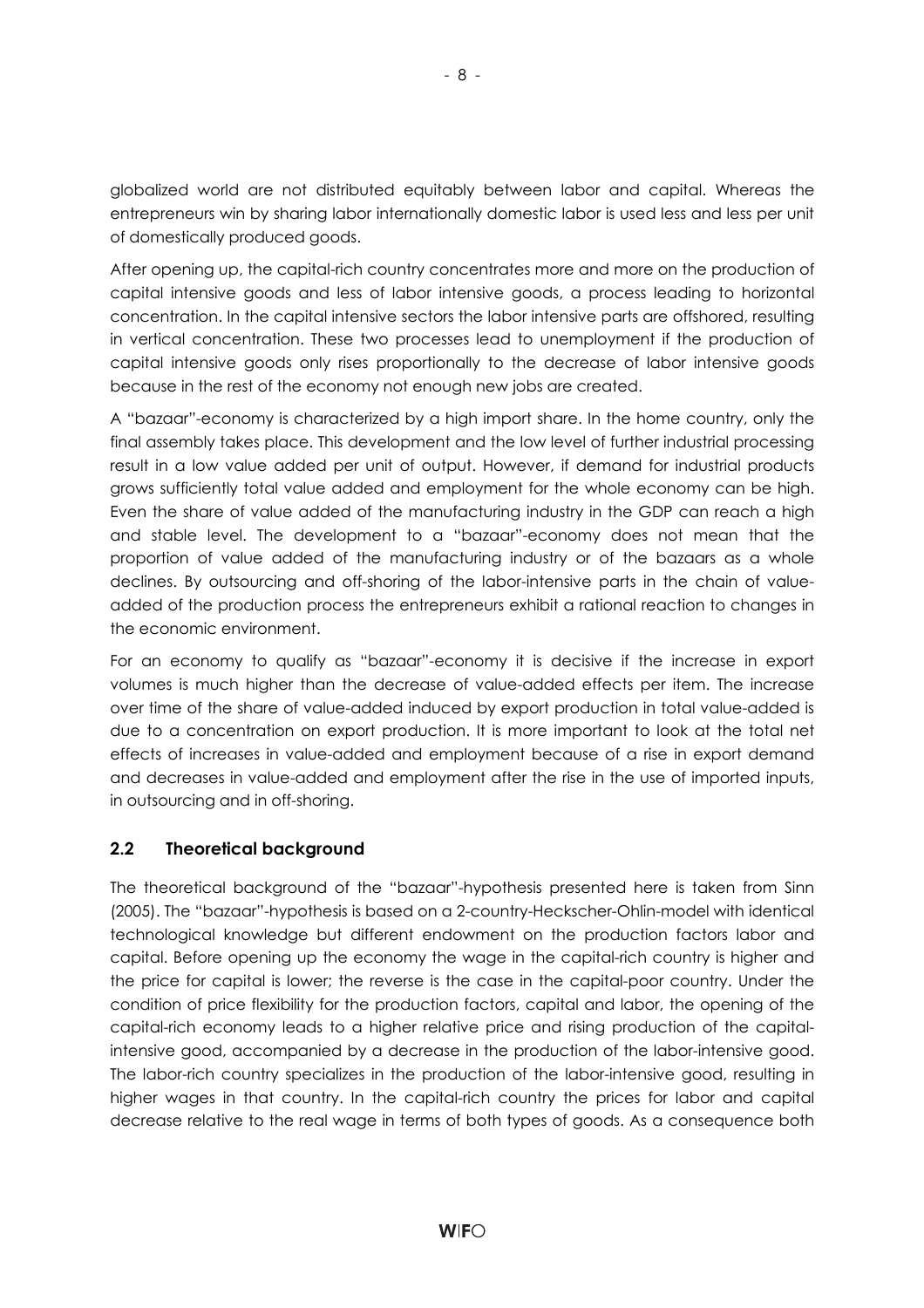globalized world are not distributed equitably between labor and capital. Whereas the entrepreneurs win by sharing labor internationally domestic labor is used less and less per unit of domestically produced goods.

After opening up, the capital-rich country concentrates more and more on the production of capital intensive goods and less of labor intensive goods, a process leading to horizontal concentration. In the capital intensive sectors the labor intensive parts are offshored, resulting in vertical concentration. These two processes lead to unemployment if the production of capital intensive goods only rises proportionally to the decrease of labor intensive goods because in the rest of the economy not enough new jobs are created.

A "bazaar"-economy is characterized by a high import share. In the home country, only the final assembly takes place. This development and the low level of further industrial processing result in a low value added per unit of output. However, if demand for industrial products grows sufficiently total value added and employment for the whole economy can be high. Even the share of value added of the manufacturing industry in the GDP can reach a high and stable level. The development to a "bazaar"-economy does not mean that the proportion of value added of the manufacturing industry or of the bazaars as a whole declines. By outsourcing and off-shoring of the labor-intensive parts in the chain of value-added of the production process the entrepreneurs exhibit a rational reaction to changes in the economic environment.

For an economy to qualify as "bazaar"-economy it is decisive if the increase in export volumes is much higher than the decrease of value-added effects per item. The increase over time of the share of value-added induced by export production in total value-added is due to a concentration on export production. It is more important to look at the total net effects of increases in value-added and employment because of a rise in export demand and decreases in value-added and employment after the rise in the use of imported inputs, in outsourcing and in off-shoring.

## 2.2 Theoretical background

The theoretical background of the "bazaar"-hypothesis presented here is taken from Sinn (2005). The "bazaar"-hypothesis is based on a 2-country-Heckscher-Ohlin-model with identical technological knowledge but different endowment on the production factors labor and capital. Before opening up the economy the wage in the capital-rich country is higher and the price for capital is lower; the reverse is the case in the capital-poor country. Under the condition of price flexibility for the production factors, capital and labor, the opening of the capital-rich economy leads to a higher relative price and rising production of the capital-intensive good, accompanied by a decrease in the production of the labor-intensive good. The labor-rich country specializes in the production of the labor-intensive good, resulting in higher wages in that country. In the capital-rich country the prices for labor and capital decrease relative to the real wage in terms of both types of goods. As a consequence both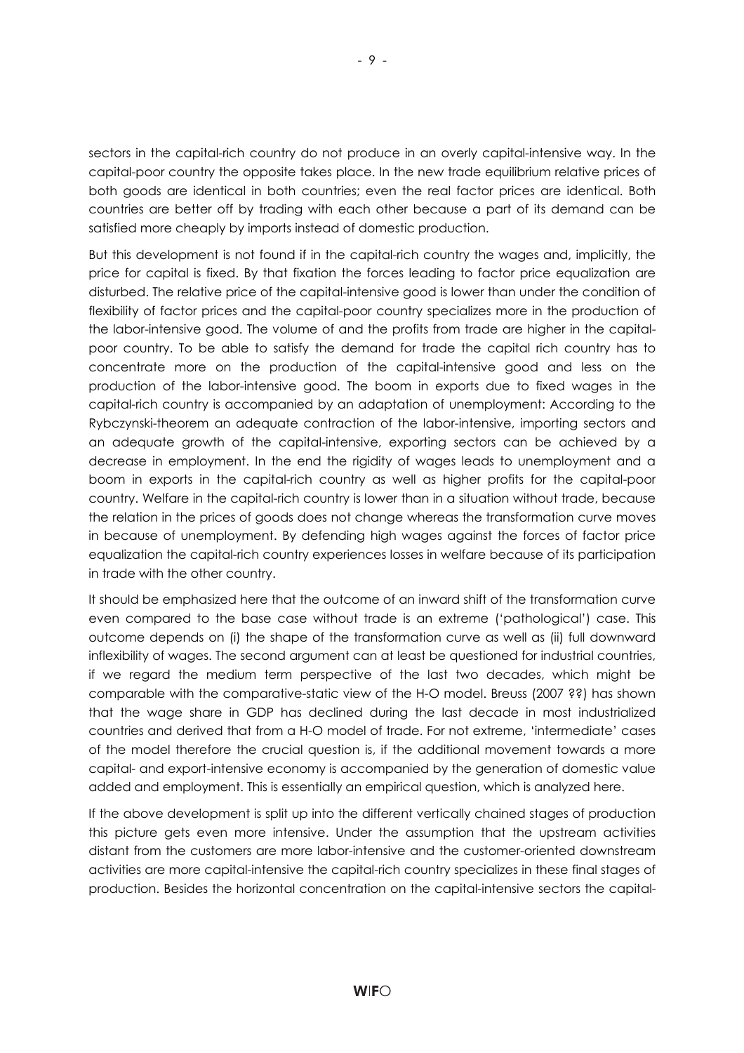sectors in the capital-rich country do not produce in an overly capital-intensive way. In the capital-poor country the opposite takes place. In the new trade equilibrium relative prices of both goods are identical in both countries; even the real factor prices are identical. Both countries are better off by trading with each other because a part of its demand can be satisfied more cheaply by imports instead of domestic production.

But this development is not found if in the capital-rich country the wages and, implicitly, the price for capital is fixed. By that fixation the forces leading to factor price equalization are disturbed. The relative price of the capital-intensive good is lower than under the condition of flexibility of factor prices and the capital-poor country specializes more in the production of the labor-intensive good. The volume of and the profits from trade are higher in the capital-poor country. To be able to satisfy the demand for trade the capital rich country has to concentrate more on the production of the capital-intensive good and less on the production of the labor-intensive good. The boom in exports due to fixed wages in the capital-rich country is accompanied by an adaptation of unemployment: According to the Rybczynski-theorem an adequate contraction of the labor-intensive, importing sectors and an adequate growth of the capital-intensive, exporting sectors can be achieved by a decrease in employment. In the end the rigidity of wages leads to unemployment and a boom in exports in the capital-rich country as well as higher profits for the capital-poor country. Welfare in the capital-rich country is lower than in a situation without trade, because the relation in the prices of goods does not change whereas the transformation curve moves in because of unemployment. By defending high wages against the forces of factor price equalization the capital-rich country experiences losses in welfare because of its participation in trade with the other country.

It should be emphasized here that the outcome of an inward shift of the transformation curve even compared to the base case without trade is an extreme ('pathological') case. This outcome depends on (i) the shape of the transformation curve as well as (ii) full downward inflexibility of wages. The second argument can at least be questioned for industrial countries, if we regard the medium term perspective of the last two decades, which might be comparable with the comparative-static view of the H-O model. Breuss (2007 ??) has shown that the wage share in GDP has declined during the last decade in most industrialized countries and derived that from a H-O model of trade. For not extreme, 'intermediate' cases of the model therefore the crucial question is, if the additional movement towards a more capital- and export-intensive economy is accompanied by the generation of domestic value added and employment. This is essentially an empirical question, which is analyzed here.

If the above development is split up into the different vertically chained stages of production this picture gets even more intensive. Under the assumption that the upstream activities distant from the customers are more labor-intensive and the customer-oriented downstream activities are more capital-intensive the capital-rich country specializes in these final stages of production. Besides the horizontal concentration on the capital-intensive sectors the capital-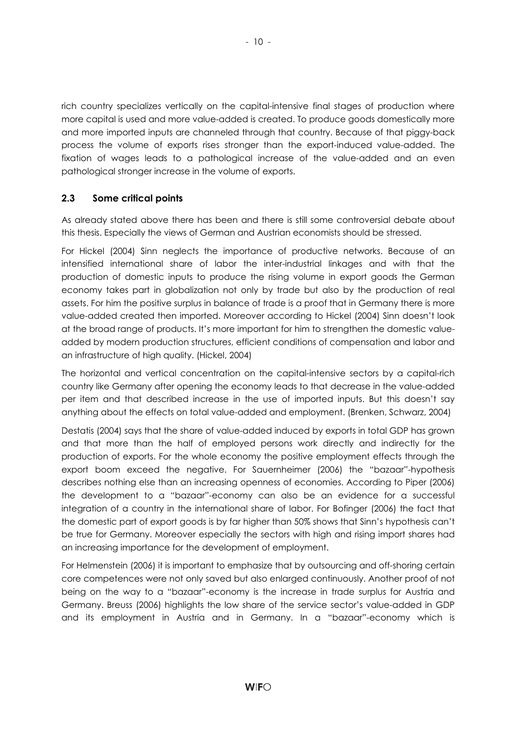rich country specializes vertically on the capital-intensive final stages of production where more capital is used and more value-added is created. To produce goods domestically more and more imported inputs are channeled through that country. Because of that piggy-back process the volume of exports rises stronger than the export-induced value-added. The fixation of wages leads to a pathological increase of the value-added and an even pathological stronger increase in the volume of exports.

## 2.3 Some critical points

As already stated above there has been and there is still some controversial debate about this thesis. Especially the views of German and Austrian economists should be stressed.

For Hickel (2004) Sinn neglects the importance of productive networks. Because of an intensified international share of labor the inter-industrial linkages and with that the production of domestic inputs to produce the rising volume in export goods the German economy takes part in globalization not only by trade but also by the production of real assets. For him the positive surplus in balance of trade is a proof that in Germany there is more value-added created then imported. Moreover according to Hickel (2004) Sinn doesn't look at the broad range of products. It's more important for him to strengthen the domestic value-added by modern production structures, efficient conditions of compensation and labor and an infrastructure of high quality. (Hickel, 2004)

The horizontal and vertical concentration on the capital-intensive sectors by a capital-rich country like Germany after opening the economy leads to that decrease in the value-added per item and that described increase in the use of imported inputs. But this doesn't say anything about the effects on total value-added and employment. (Brenken, Schwarz, 2004)

Destatis (2004) says that the share of value-added induced by exports in total GDP has grown and that more than the half of employed persons work directly and indirectly for the production of exports. For the whole economy the positive employment effects through the export boom exceed the negative. For Sauernheimer (2006) the "bazaar"-hypothesis describes nothing else than an increasing openness of economies. According to Piper (2006) the development to a "bazaar"-economy can also be an evidence for a successful integration of a country in the international share of labor. For Bofinger (2006) the fact that the domestic part of export goods is by far higher than 50% shows that Sinn's hypothesis can't be true for Germany. Moreover especially the sectors with high and rising import shares had an increasing importance for the development of employment.

For Helmenstein (2006) it is important to emphasize that by outsourcing and off-shoring certain core competences were not only saved but also enlarged continuously. Another proof of not being on the way to a "bazaar"-economy is the increase in trade surplus for Austria and Germany. Breuss (2006) highlights the low share of the service sector's value-added in GDP and its employment in Austria and in Germany. In a "bazaar"-economy which is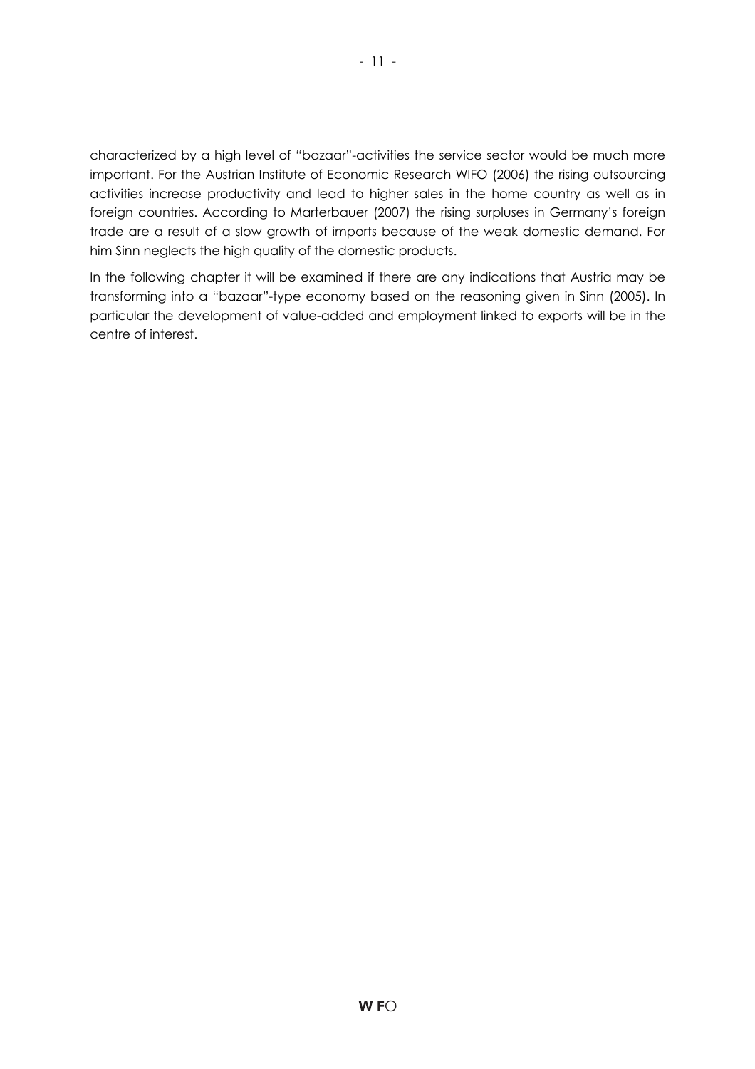characterized by a high level of "bazaar"-activities the service sector would be much more important. For the Austrian Institute of Economic Research WIFO (2006) the rising outsourcing activities increase productivity and lead to higher sales in the home country as well as in foreign countries. According to Marterbauer (2007) the rising surpluses in Germany's foreign trade are a result of a slow growth of imports because of the weak domestic demand. For him Sinn neglects the high quality of the domestic products.

In the following chapter it will be examined if there are any indications that Austria may be transforming into a "bazaar"-type economy based on the reasoning given in Sinn (2005). In particular the development of value-added and employment linked to exports will be in the centre of interest.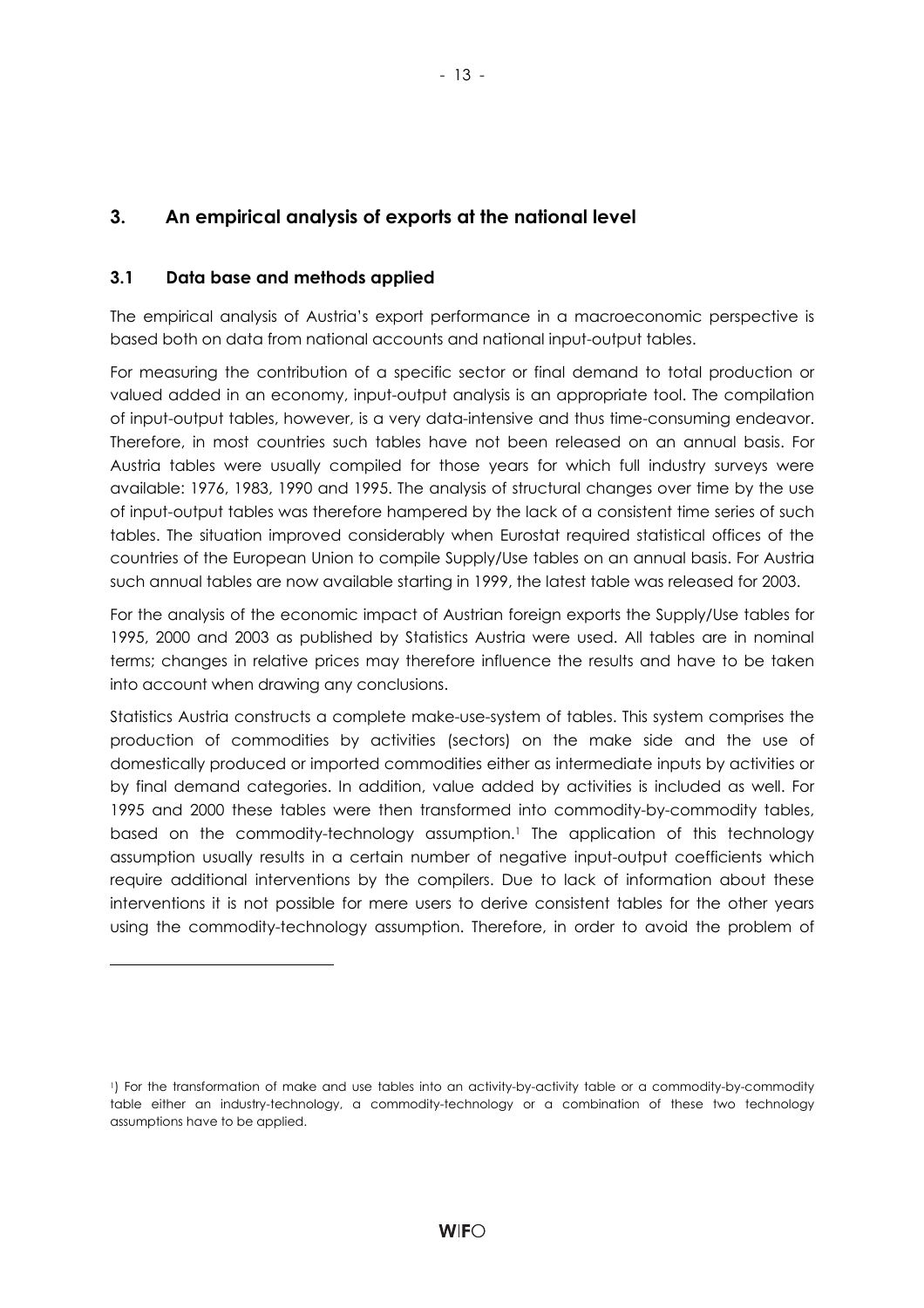## 3. An empirical analysis of exports at the national level

### 3.1 Data base and methods applied

The empirical analysis of Austria's export performance in a macroeconomic perspective is based both on data from national accounts and national input-output tables.

For measuring the contribution of a specific sector or final demand to total production or valued added in an economy, input-output analysis is an appropriate tool. The compilation of input-output tables, however, is a very data-intensive and thus time-consuming endeavor. Therefore, in most countries such tables have not been released on an annual basis. For Austria tables were usually compiled for those years for which full industry surveys were available: 1976, 1983, 1990 and 1995. The analysis of structural changes over time by the use of input-output tables was therefore hampered by the lack of a consistent time series of such tables. The situation improved considerably when Eurostat required statistical offices of the countries of the European Union to compile Supply/Use tables on an annual basis. For Austria such annual tables are now available starting in 1999, the latest table was released for 2003.

For the analysis of the economic impact of Austrian foreign exports the Supply/Use tables for 1995, 2000 and 2003 as published by Statistics Austria were used. All tables are in nominal terms; changes in relative prices may therefore influence the results and have to be taken into account when drawing any conclusions.

Statistics Austria constructs a complete make-use-system of tables. This system comprises the production of commodities by activities (sectors) on the make side and the use of domestically produced or imported commodities either as intermediate inputs by activities or by final demand categories. In addition, value added by activities is included as well. For 1995 and 2000 these tables were then transformed into commodity-by-commodity tables, based on the commodity-technology assumption.[1] The application of this technology assumption usually results in a certain number of negative input-output coefficients which require additional interventions by the compilers. Due to lack of information about these interventions it is not possible for mere users to derive consistent tables for the other years using the commodity-technology assumption. Therefore, in order to avoid the problem of

[1]) For the transformation of make and use tables into an activity-by-activity table or a commodity-by-commodity table either an industry-technology, a commodity-technology or a combination of these two technology assumptions have to be applied.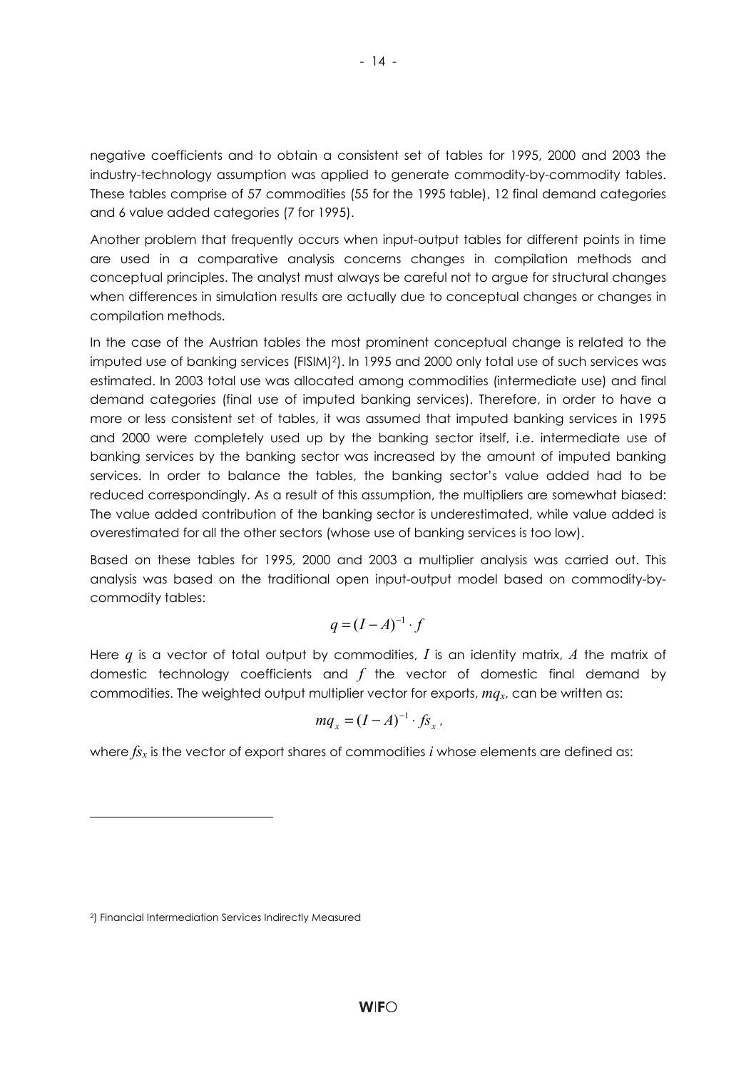negative coefficients and to obtain a consistent set of tables for 1995, 2000 and 2003 the industry-technology assumption was applied to generate commodity-by-commodity tables. These tables comprise of 57 commodities (55 for the 1995 table), 12 final demand categories and 6 value added categories (7 for 1995).

Another problem that frequently occurs when input-output tables for different points in time are used in a comparative analysis concerns changes in compilation methods and conceptual principles. The analyst must always be careful not to argue for structural changes when differences in simulation results are actually due to conceptual changes or changes in compilation methods.

In the case of the Austrian tables the most prominent conceptual change is related to the imputed use of banking services (FISIM)[2]. In 1995 and 2000 only total use of such services was estimated. In 2003 total use was allocated among commodities (intermediate use) and final demand categories (final use of imputed banking services). Therefore, in order to have a more or less consistent set of tables, it was assumed that imputed banking services in 1995 and 2000 were completely used up by the banking sector itself, i.e. intermediate use of banking services by the banking sector was increased by the amount of imputed banking services. In order to balance the tables, the banking sector's value added had to be reduced correspondingly. As a result of this assumption, the multipliers are somewhat biased: The value added contribution of the banking sector is underestimated, while value added is overestimated for all the other sectors (whose use of banking services is too low).

Based on these tables for 1995, 2000 and 2003 a multiplier analysis was carried out. This analysis was based on the traditional open input-output model based on commodity-by-commodity tables:

$$q = (I - A)^{-1} \cdot f$$

Here $q$ is a vector of total output by commodities, $I$ is an identity matrix, $A$ the matrix of domestic technology coefficients and $f$ the vector of domestic final demand by commodities. The weighted output multiplier vector for exports, $mq_x$, can be written as:

$$mq_x = (I - A)^{-1} \cdot fs_x ,$$

where $fs_x$ is the vector of export shares of commodities $i$ whose elements are defined as:

[2]) Financial Intermediation Services Indirectly Measured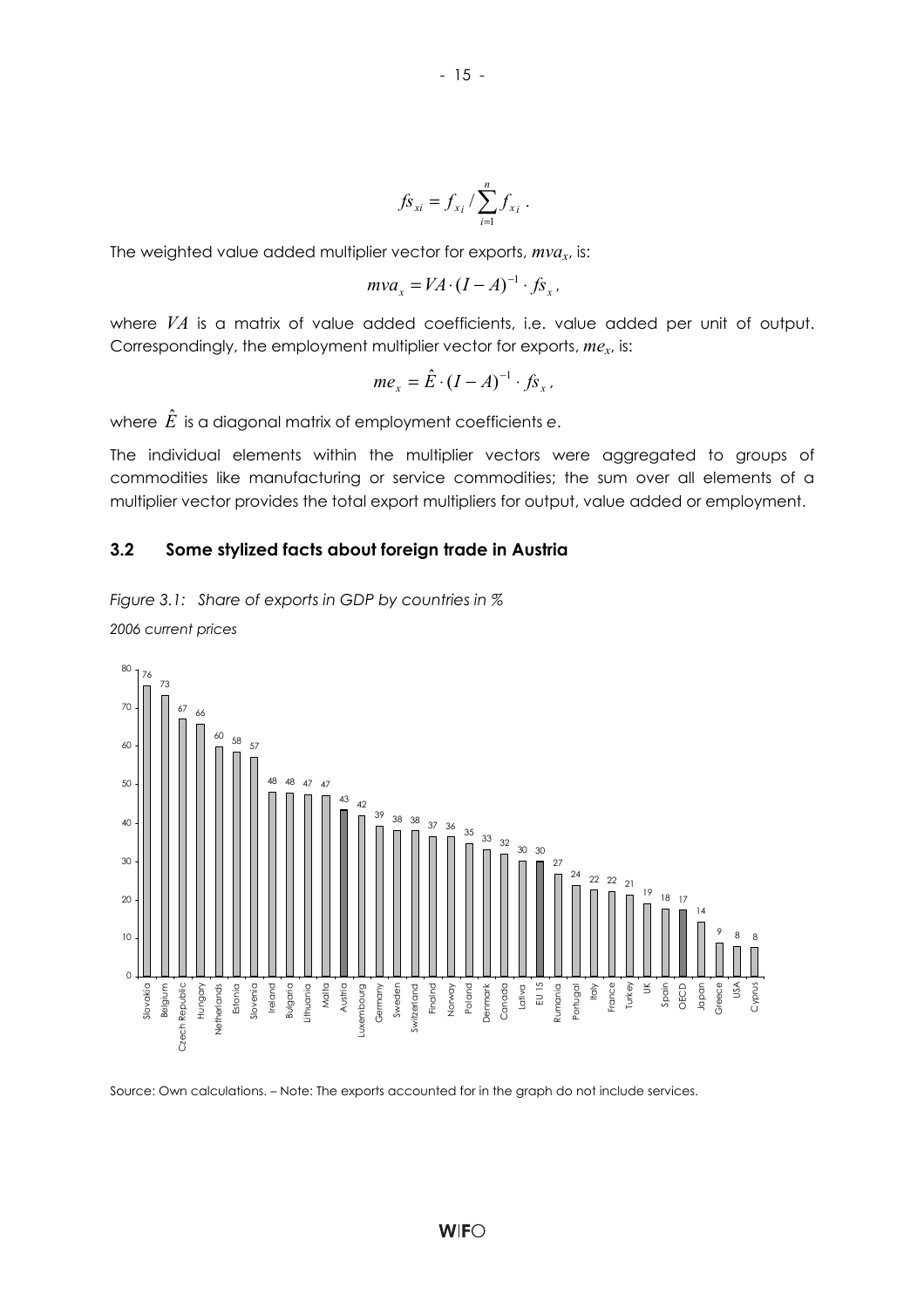$$fs_{xi} = f_{xi} / \sum_{i=1}^{n} f_{xi} .$$

The weighted value added multiplier vector for exports, $mva_x$, is:

$$mva_x = VA \cdot (I - A)^{-1} \cdot fs_x ,$$

where $VA$ is a matrix of value added coefficients, i.e. value added per unit of output. Correspondingly, the employment multiplier vector for exports, $me_x$, is:

$$me_x = \hat{E} \cdot (I - A)^{-1} \cdot fs_x ,$$

where $\hat{E}$ is a diagonal matrix of employment coefficients $e$.

The individual elements within the multiplier vectors were aggregated to groups of commodities like manufacturing or service commodities; the sum over all elements of a multiplier vector provides the total export multipliers for output, value added or employment.

### 3.2 Some stylized facts about foreign trade in Austria

*Figure 3.1: Share of exports in GDP by countries in %*

*2006 current prices*

| Country | Share in % |
|---|---|
| Slovakia | 76 |
| Belgium | 73 |
| Czech Republic | 67 |
| Hungary | 66 |
| Netherlands | 60 |
| Estonia | 58 |
| Slovenia | 57 |
| Ireland | 48 |
| Bulgaria | 48 |
| Lithuania | 47 |
| Malta | 47 |
| Austria | 43 |
| Luxembourg | 42 |
| Germany | 39 |
| Sweden | 38 |
| Switzerland | 38 |
| Finland | 37 |
| Norway | 36 |
| Poland | 35 |
| Denmark | 33 |
| Canada | 32 |
| Latvia | 30 |
| EU 15 | 30 |
| Rumania | 27 |
| Portugal | 24 |
| Italy | 22 |
| France | 22 |
| Turkey | 21 |
| UK | 19 |
| Spain | 18 |
| OECD | 17 |
| Japan | 14 |
| Greece | 9 |
| USA | 8 |
| Cyprus | 8 |

Source: Own calculations. – Note: The exports accounted for in the graph do not include services.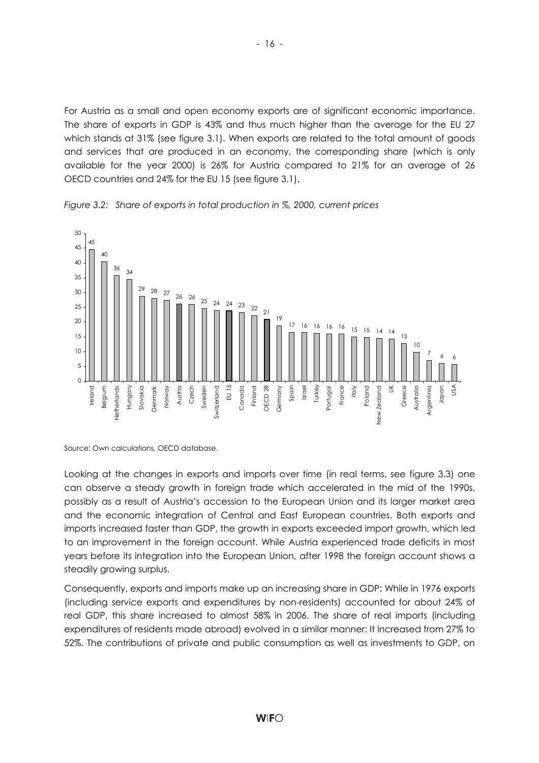For Austria as a small and open economy exports are of significant economic importance. The share of exports in GDP is 43% and thus much higher than the average for the EU 27 which stands at 31% (see figure 3.1). When exports are related to the total amount of goods and services that are produced in an economy, the corresponding share (which is only available for the year 2000) is 26% for Austria compared to 21% for an average of 26 OECD countries and 24% for the EU 15 (see figure 3.1).

*Figure 3.2: Share of exports in total production in %, 2000, current prices*

| Country | Share (%) |
|---|---|
| Ireland | 45 |
| Belgium | 40 |
| Netherlands | 36 |
| Hungary | 34 |
| Slovakia | 29 |
| Denmark | 28 |
| Norway | 27 |
| Austria | 26 |
| Czech | 26 |
| Sweden | 25 |
| Switzerland | 24 |
| EU 15 | 24 |
| Canada | 23 |
| Finland | 22 |
| OECD 28 | 21 |
| Germany | 19 |
| Spain | 17 |
| Israel | 16 |
| Turkey | 16 |
| Portugal | 16 |
| France | 16 |
| Italy | 15 |
| Poland | 15 |
| New Zealand | 14 |
| UK | 14 |
| Greece | 13 |
| Australia | 10 |
| Argentinia | 7 |
| Japan | 6 |
| USA | 6 |

Source: Own calculations, OECD database.

Looking at the changes in exports and imports over time (in real terms, see figure 3.3) one can observe a steady growth in foreign trade which accelerated in the mid of the 1990s, possibly as a result of Austria's accession to the European Union and its larger market area and the economic integration of Central and East European countries. Both exports and imports increased faster than GDP, the growth in exports exceeded import growth, which led to an improvement in the foreign account. While Austria experienced trade deficits in most years before its integration into the European Union, after 1998 the foreign account shows a steadily growing surplus.

Consequently, exports and imports make up an increasing share in GDP: While in 1976 exports (including service exports and expenditures by non-residents) accounted for about 24% of real GDP, this share increased to almost 58% in 2006. The share of real imports (including expenditures of residents made abroad) evolved in a similar manner: It increased from 27% to 52%. The contributions of private and public consumption as well as investments to GDP, on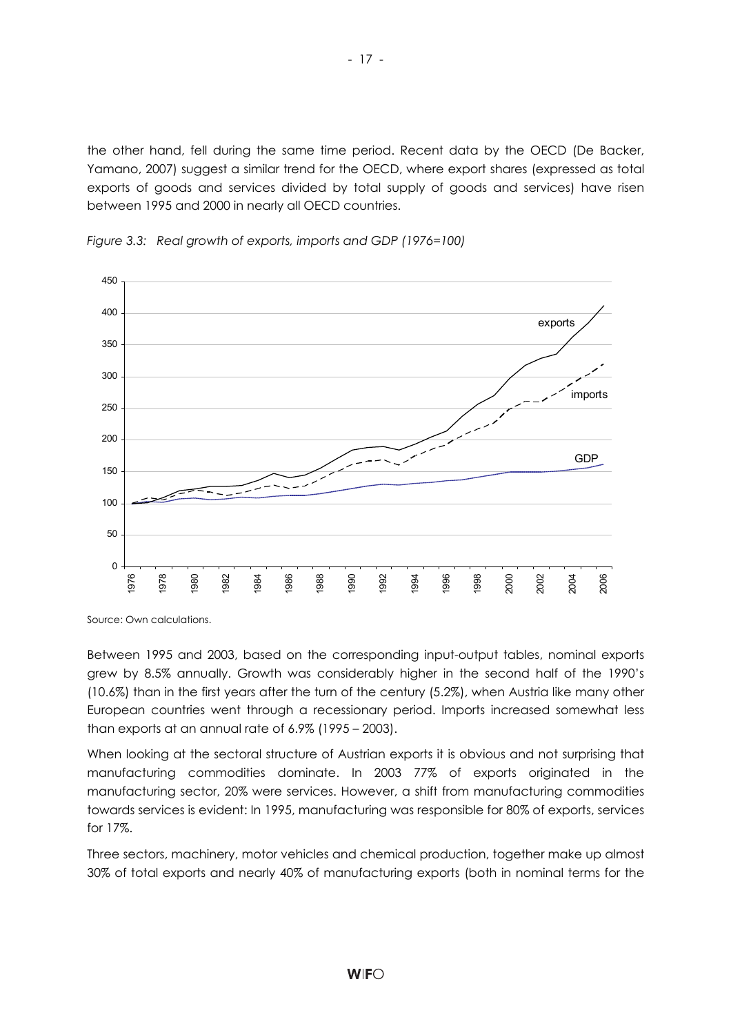the other hand, fell during the same time period. Recent data by the OECD (De Backer, Yamano, 2007) suggest a similar trend for the OECD, where export shares (expressed as total exports of goods and services divided by total supply of goods and services) have risen between 1995 and 2000 in nearly all OECD countries.

*Figure 3.3: Real growth of exports, imports and GDP (1976=100)*

Source: Own calculations.

Between 1995 and 2003, based on the corresponding input-output tables, nominal exports grew by 8.5% annually. Growth was considerably higher in the second half of the 1990's (10.6%) than in the first years after the turn of the century (5.2%), when Austria like many other European countries went through a recessionary period. Imports increased somewhat less than exports at an annual rate of 6.9% (1995 – 2003).

When looking at the sectoral structure of Austrian exports it is obvious and not surprising that manufacturing commodities dominate. In 2003 77% of exports originated in the manufacturing sector, 20% were services. However, a shift from manufacturing commodities towards services is evident: In 1995, manufacturing was responsible for 80% of exports, services for 17%.

Three sectors, machinery, motor vehicles and chemical production, together make up almost 30% of total exports and nearly 40% of manufacturing exports (both in nominal terms for the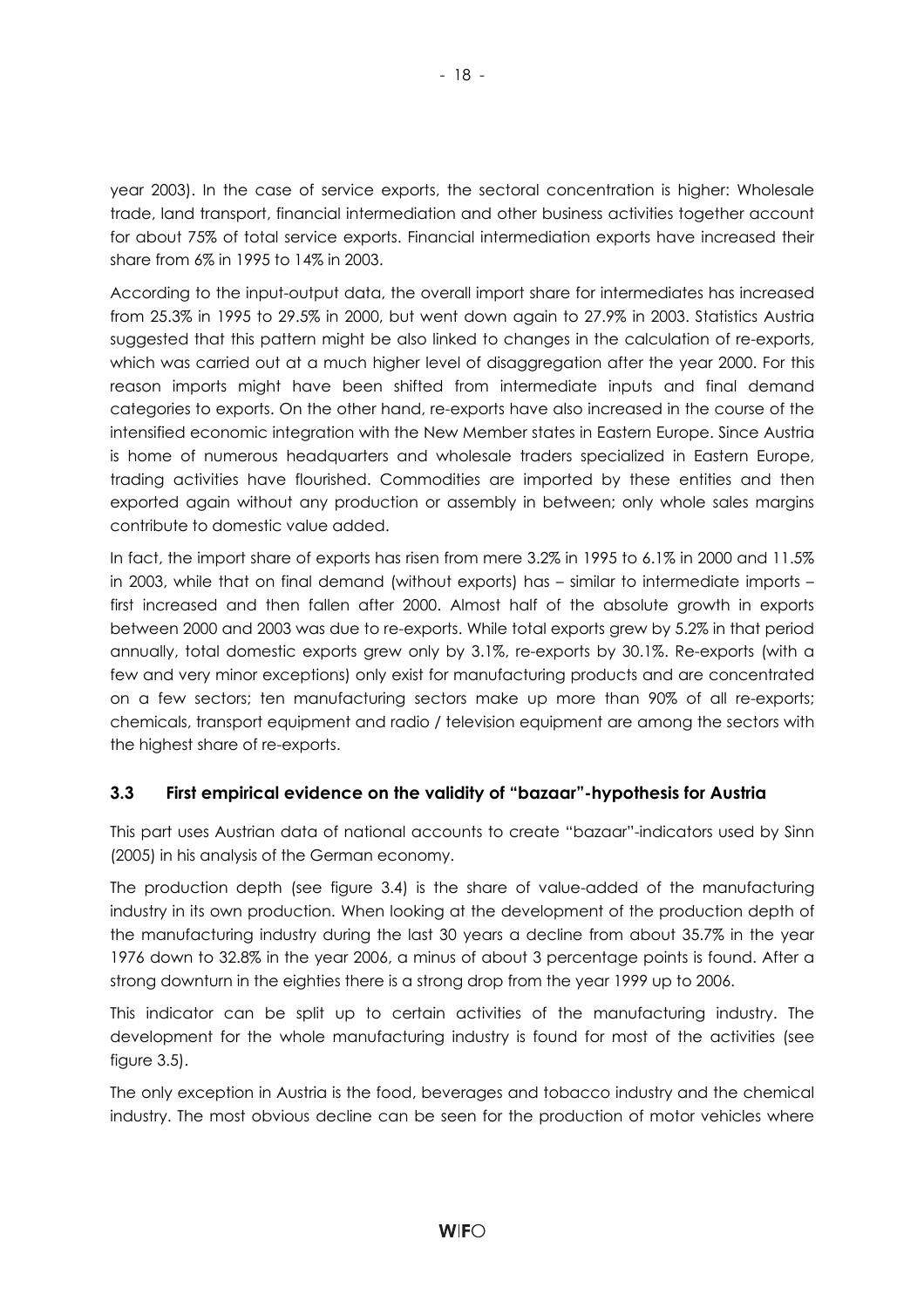year 2003). In the case of service exports, the sectoral concentration is higher: Wholesale trade, land transport, financial intermediation and other business activities together account for about 75% of total service exports. Financial intermediation exports have increased their share from 6% in 1995 to 14% in 2003.

According to the input-output data, the overall import share for intermediates has increased from 25.3% in 1995 to 29.5% in 2000, but went down again to 27.9% in 2003. Statistics Austria suggested that this pattern might be also linked to changes in the calculation of re-exports, which was carried out at a much higher level of disaggregation after the year 2000. For this reason imports might have been shifted from intermediate inputs and final demand categories to exports. On the other hand, re-exports have also increased in the course of the intensified economic integration with the New Member states in Eastern Europe. Since Austria is home of numerous headquarters and wholesale traders specialized in Eastern Europe, trading activities have flourished. Commodities are imported by these entities and then exported again without any production or assembly in between; only whole sales margins contribute to domestic value added.

In fact, the import share of exports has risen from mere 3.2% in 1995 to 6.1% in 2000 and 11.5% in 2003, while that on final demand (without exports) has – similar to intermediate imports – first increased and then fallen after 2000. Almost half of the absolute growth in exports between 2000 and 2003 was due to re-exports. While total exports grew by 5.2% in that period annually, total domestic exports grew only by 3.1%, re-exports by 30.1%. Re-exports (with a few and very minor exceptions) only exist for manufacturing products and are concentrated on a few sectors; ten manufacturing sectors make up more than 90% of all re-exports; chemicals, transport equipment and radio / television equipment are among the sectors with the highest share of re-exports.

### 3.3 First empirical evidence on the validity of "bazaar"-hypothesis for Austria

This part uses Austrian data of national accounts to create "bazaar"-indicators used by Sinn (2005) in his analysis of the German economy.

The production depth (see figure 3.4) is the share of value-added of the manufacturing industry in its own production. When looking at the development of the production depth of the manufacturing industry during the last 30 years a decline from about 35.7% in the year 1976 down to 32.8% in the year 2006, a minus of about 3 percentage points is found. After a strong downturn in the eighties there is a strong drop from the year 1999 up to 2006.

This indicator can be split up to certain activities of the manufacturing industry. The development for the whole manufacturing industry is found for most of the activities (see figure 3.5).

The only exception in Austria is the food, beverages and tobacco industry and the chemical industry. The most obvious decline can be seen for the production of motor vehicles where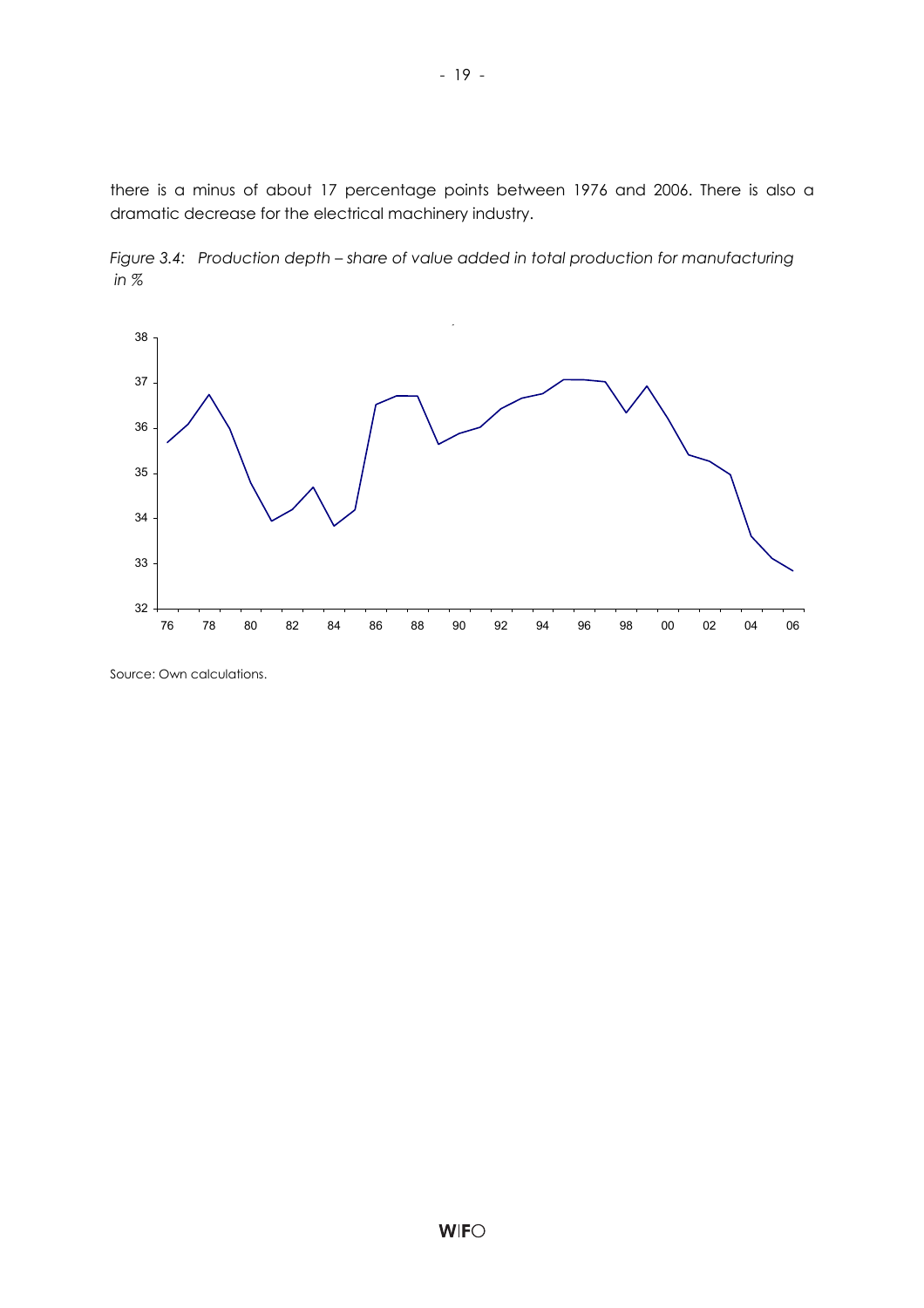there is a minus of about 17 percentage points between 1976 and 2006. There is also a dramatic decrease for the electrical machinery industry.

*Figure 3.4: Production depth – share of value added in total production for manufacturing in %*

Source: Own calculations.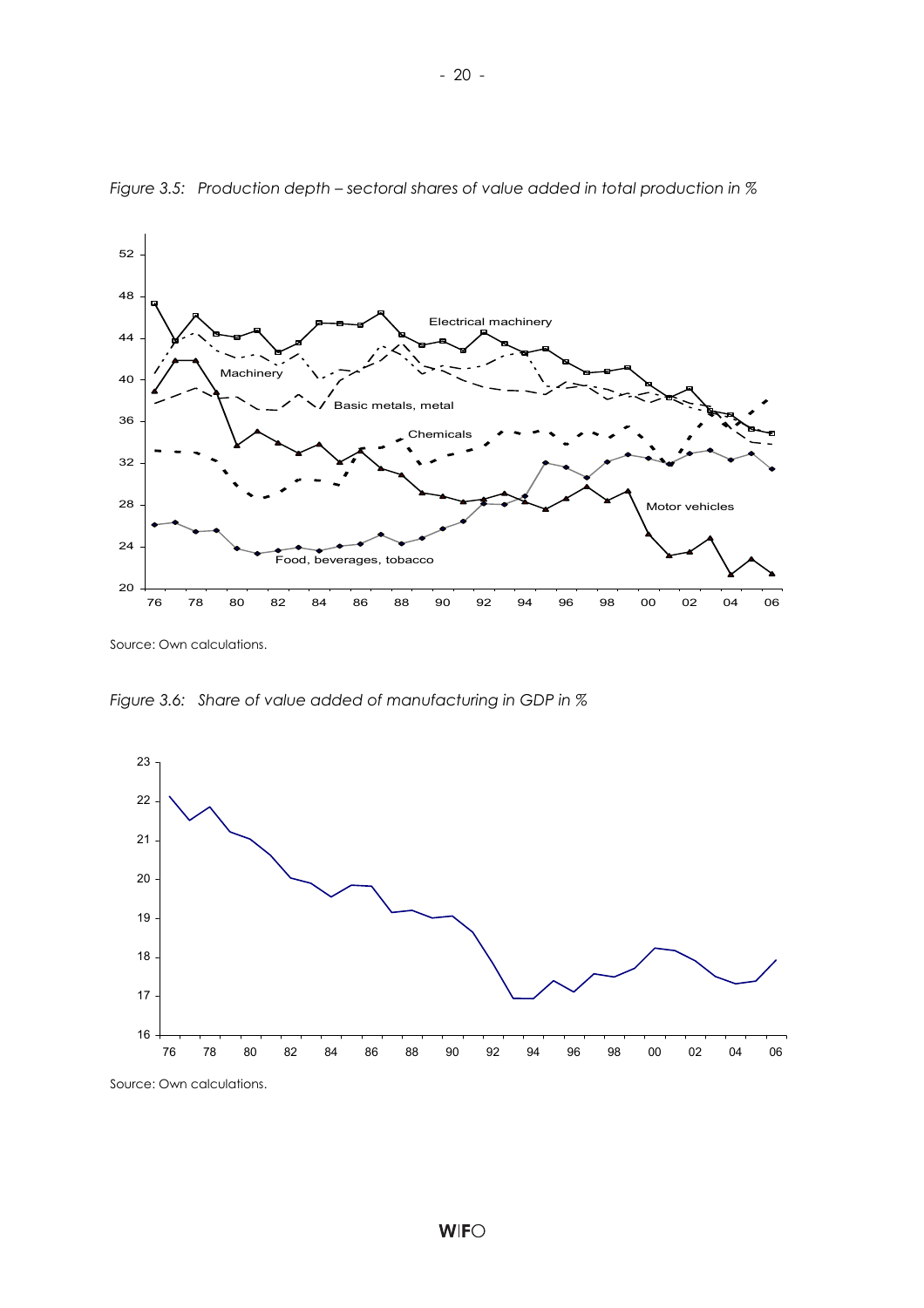*Figure 3.5: Production depth – sectoral shares of value added in total production in %*

Source: Own calculations.

*Figure 3.6: Share of value added of manufacturing in GDP in %*

Source: Own calculations.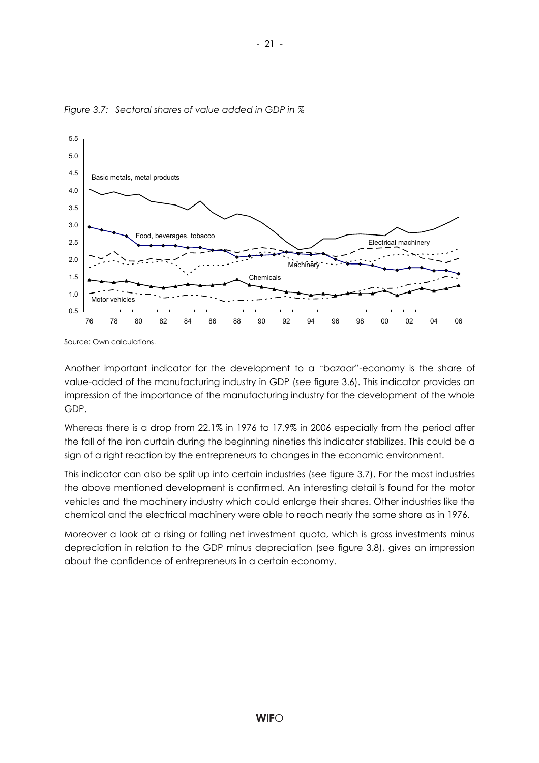*Figure 3.7: Sectoral shares of value added in GDP in %*

Source: Own calculations.

Another important indicator for the development to a "bazaar"-economy is the share of value-added of the manufacturing industry in GDP (see figure 3.6). This indicator provides an impression of the importance of the manufacturing industry for the development of the whole GDP.

Whereas there is a drop from 22.1% in 1976 to 17.9% in 2006 especially from the period after the fall of the iron curtain during the beginning nineties this indicator stabilizes. This could be a sign of a right reaction by the entrepreneurs to changes in the economic environment.

This indicator can also be split up into certain industries (see figure 3.7). For the most industries the above mentioned development is confirmed. An interesting detail is found for the motor vehicles and the machinery industry which could enlarge their shares. Other industries like the chemical and the electrical machinery were able to reach nearly the same share as in 1976.

Moreover a look at a rising or falling net investment quota, which is gross investments minus depreciation in relation to the GDP minus depreciation (see figure 3.8), gives an impression about the confidence of entrepreneurs in a certain economy.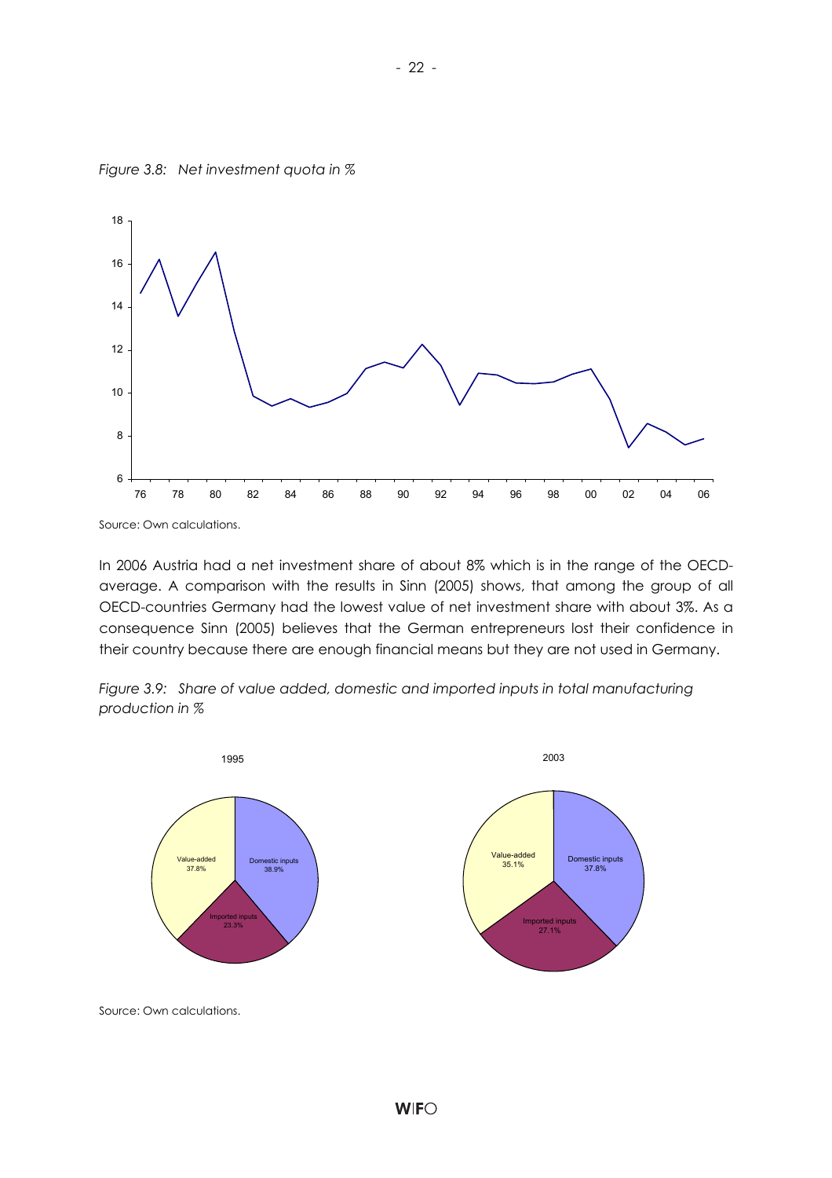*Figure 3.8: Net investment quota in %*

Source: Own calculations.

In 2006 Austria had a net investment share of about 8% which is in the range of the OECD-average. A comparison with the results in Sinn (2005) shows, that among the group of all OECD-countries Germany had the lowest value of net investment share with about 3%. As a consequence Sinn (2005) believes that the German entrepreneurs lost their confidence in their country because there are enough financial means but they are not used in Germany.

*Figure 3.9: Share of value added, domestic and imported inputs in total manufacturing production in %*

Source: Own calculations.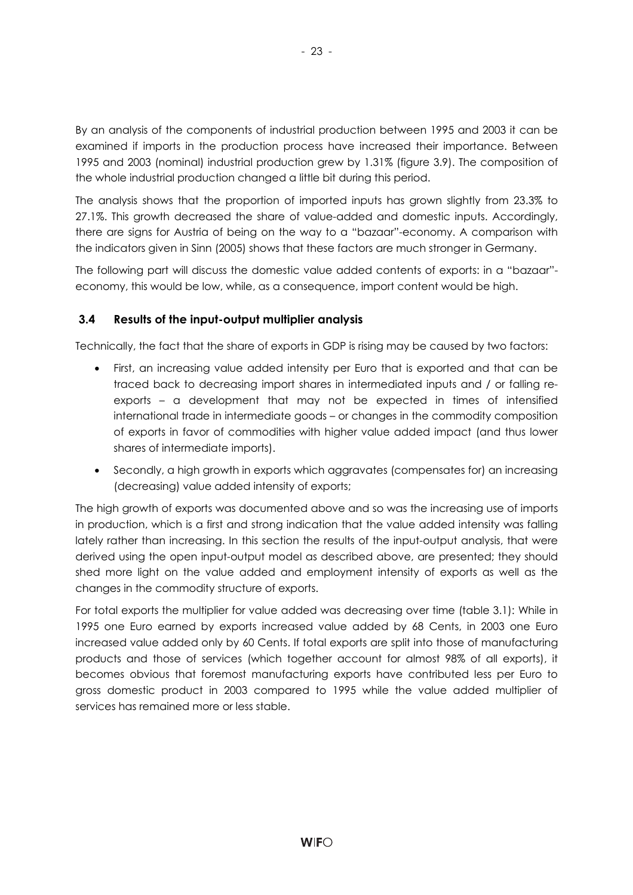By an analysis of the components of industrial production between 1995 and 2003 it can be examined if imports in the production process have increased their importance. Between 1995 and 2003 (nominal) industrial production grew by 1.31% (figure 3.9). The composition of the whole industrial production changed a little bit during this period.

The analysis shows that the proportion of imported inputs has grown slightly from 23.3% to 27.1%. This growth decreased the share of value-added and domestic inputs. Accordingly, there are signs for Austria of being on the way to a "bazaar"-economy. A comparison with the indicators given in Sinn (2005) shows that these factors are much stronger in Germany.

The following part will discuss the domestic value added contents of exports: in a "bazaar"-economy, this would be low, while, as a consequence, import content would be high.

### 3.4 Results of the input-output multiplier analysis

Technically, the fact that the share of exports in GDP is rising may be caused by two factors:

- First, an increasing value added intensity per Euro that is exported and that can be traced back to decreasing import shares in intermediated inputs and / or falling re-exports – a development that may not be expected in times of intensified international trade in intermediate goods – or changes in the commodity composition of exports in favor of commodities with higher value added impact (and thus lower shares of intermediate imports).
- Secondly, a high growth in exports which aggravates (compensates for) an increasing (decreasing) value added intensity of exports;

The high growth of exports was documented above and so was the increasing use of imports in production, which is a first and strong indication that the value added intensity was falling lately rather than increasing. In this section the results of the input-output analysis, that were derived using the open input-output model as described above, are presented; they should shed more light on the value added and employment intensity of exports as well as the changes in the commodity structure of exports.

For total exports the multiplier for value added was decreasing over time (table 3.1): While in 1995 one Euro earned by exports increased value added by 68 Cents, in 2003 one Euro increased value added only by 60 Cents. If total exports are split into those of manufacturing products and those of services (which together account for almost 98% of all exports), it becomes obvious that foremost manufacturing exports have contributed less per Euro to gross domestic product in 2003 compared to 1995 while the value added multiplier of services has remained more or less stable.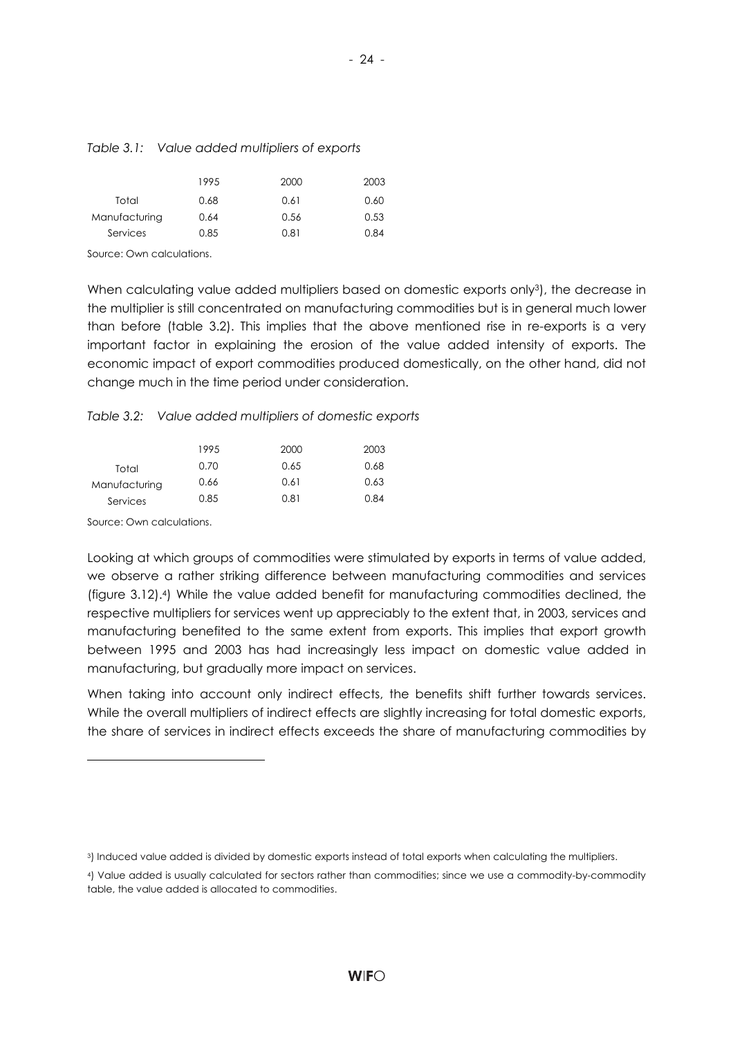*Table 3.1: Value added multipliers of exports*

| | 1995 | 2000 | 2003 |
|---|---|---|---|
| Total | 0.68 | 0.61 | 0.60 |
| Manufacturing | 0.64 | 0.56 | 0.53 |
| Services | 0.85 | 0.81 | 0.84 |

Source: Own calculations.

When calculating value added multipliers based on domestic exports only[3]), the decrease in the multiplier is still concentrated on manufacturing commodities but is in general much lower than before (table 3.2). This implies that the above mentioned rise in re-exports is a very important factor in explaining the erosion of the value added intensity of exports. The economic impact of export commodities produced domestically, on the other hand, did not change much in the time period under consideration.

*Table 3.2: Value added multipliers of domestic exports*

| | 1995 | 2000 | 2003 |
|---|---|---|---|
| Total | 0.70 | 0.65 | 0.68 |
| Manufacturing | 0.66 | 0.61 | 0.63 |
| Services | 0.85 | 0.81 | 0.84 |

Source: Own calculations.

Looking at which groups of commodities were stimulated by exports in terms of value added, we observe a rather striking difference between manufacturing commodities and services (figure 3.12).[4]) While the value added benefit for manufacturing commodities declined, the respective multipliers for services went up appreciably to the extent that, in 2003, services and manufacturing benefited to the same extent from exports. This implies that export growth between 1995 and 2003 has had increasingly less impact on domestic value added in manufacturing, but gradually more impact on services.

When taking into account only indirect effects, the benefits shift further towards services. While the overall multipliers of indirect effects are slightly increasing for total domestic exports, the share of services in indirect effects exceeds the share of manufacturing commodities by

[3]) Induced value added is divided by domestic exports instead of total exports when calculating the multipliers.

[4]) Value added is usually calculated for sectors rather than commodities; since we use a commodity-by-commodity table, the value added is allocated to commodities.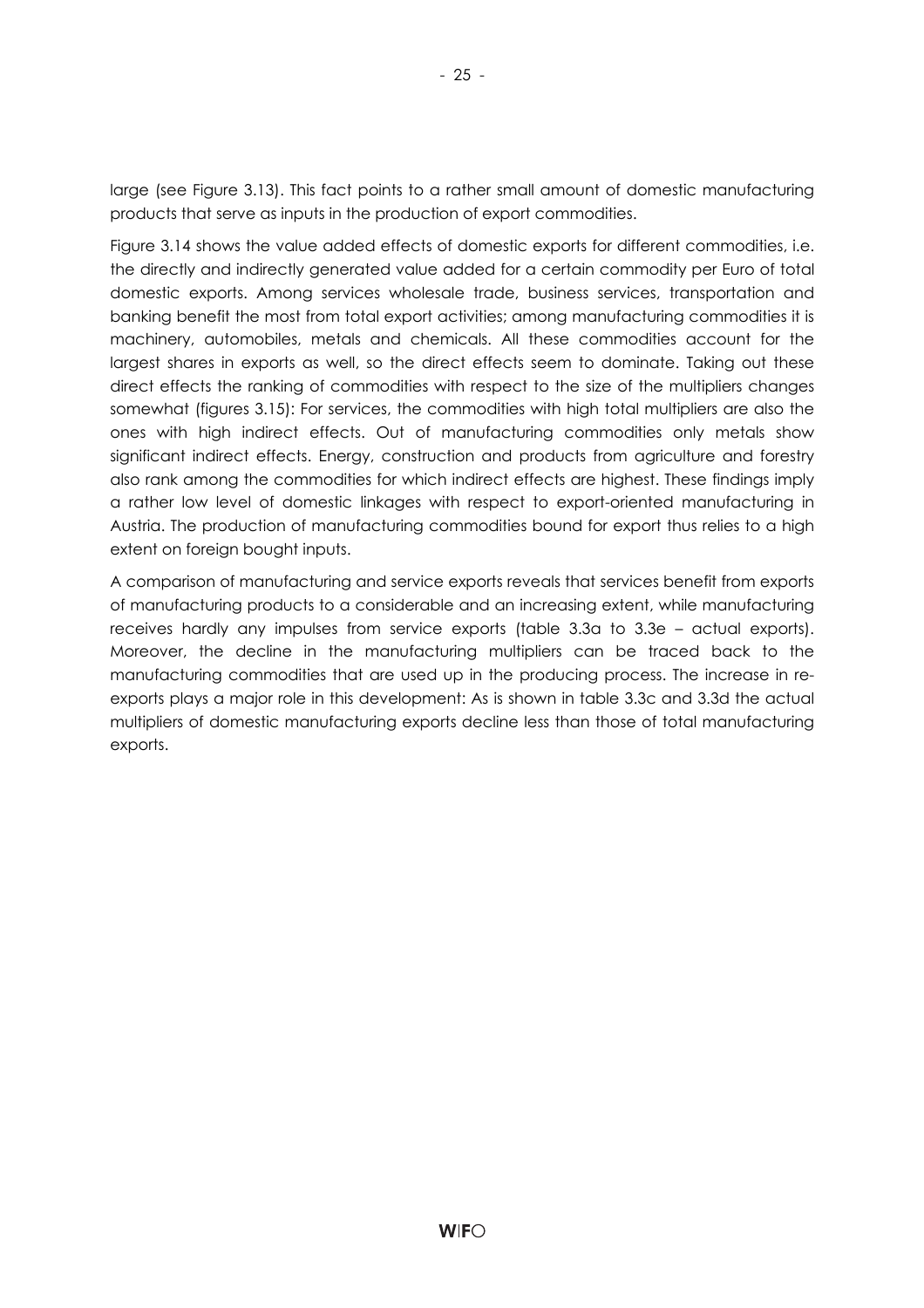large (see Figure 3.13). This fact points to a rather small amount of domestic manufacturing products that serve as inputs in the production of export commodities.

Figure 3.14 shows the value added effects of domestic exports for different commodities, i.e. the directly and indirectly generated value added for a certain commodity per Euro of total domestic exports. Among services wholesale trade, business services, transportation and banking benefit the most from total export activities; among manufacturing commodities it is machinery, automobiles, metals and chemicals. All these commodities account for the largest shares in exports as well, so the direct effects seem to dominate. Taking out these direct effects the ranking of commodities with respect to the size of the multipliers changes somewhat (figures 3.15): For services, the commodities with high total multipliers are also the ones with high indirect effects. Out of manufacturing commodities only metals show significant indirect effects. Energy, construction and products from agriculture and forestry also rank among the commodities for which indirect effects are highest. These findings imply a rather low level of domestic linkages with respect to export-oriented manufacturing in Austria. The production of manufacturing commodities bound for export thus relies to a high extent on foreign bought inputs.

A comparison of manufacturing and service exports reveals that services benefit from exports of manufacturing products to a considerable and an increasing extent, while manufacturing receives hardly any impulses from service exports (table 3.3a to 3.3e – actual exports). Moreover, the decline in the manufacturing multipliers can be traced back to the manufacturing commodities that are used up in the producing process. The increase in re-exports plays a major role in this development: As is shown in table 3.3c and 3.3d the actual multipliers of domestic manufacturing exports decline less than those of total manufacturing exports.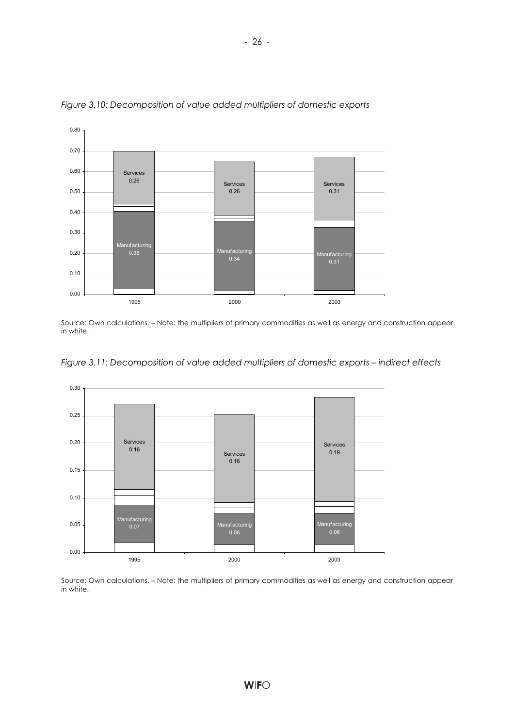*Figure 3.10: Decomposition of value added multipliers of domestic exports*

| | 1995 | 2000 | 2003 |
|---|---|---|---|
| Services | 0.26 | 0.26 | 0.31 |
| Manufacturing | 0.38 | 0.34 | 0.31 |

Source: Own calculations. – Note: the multipliers of primary commodities as well as energy and construction appear in white.

*Figure 3.11: Decomposition of value added multipliers of domestic exports – indirect effects*

| | 1995 | 2000 | 2003 |
|---|---|---|---|
| Services | 0.16 | 0.16 | 0.19 |
| Manufacturing | 0.07 | 0.06 | 0.06 |

Source: Own calculations. – Note: the multipliers of primary commodities as well as energy and construction appear in white.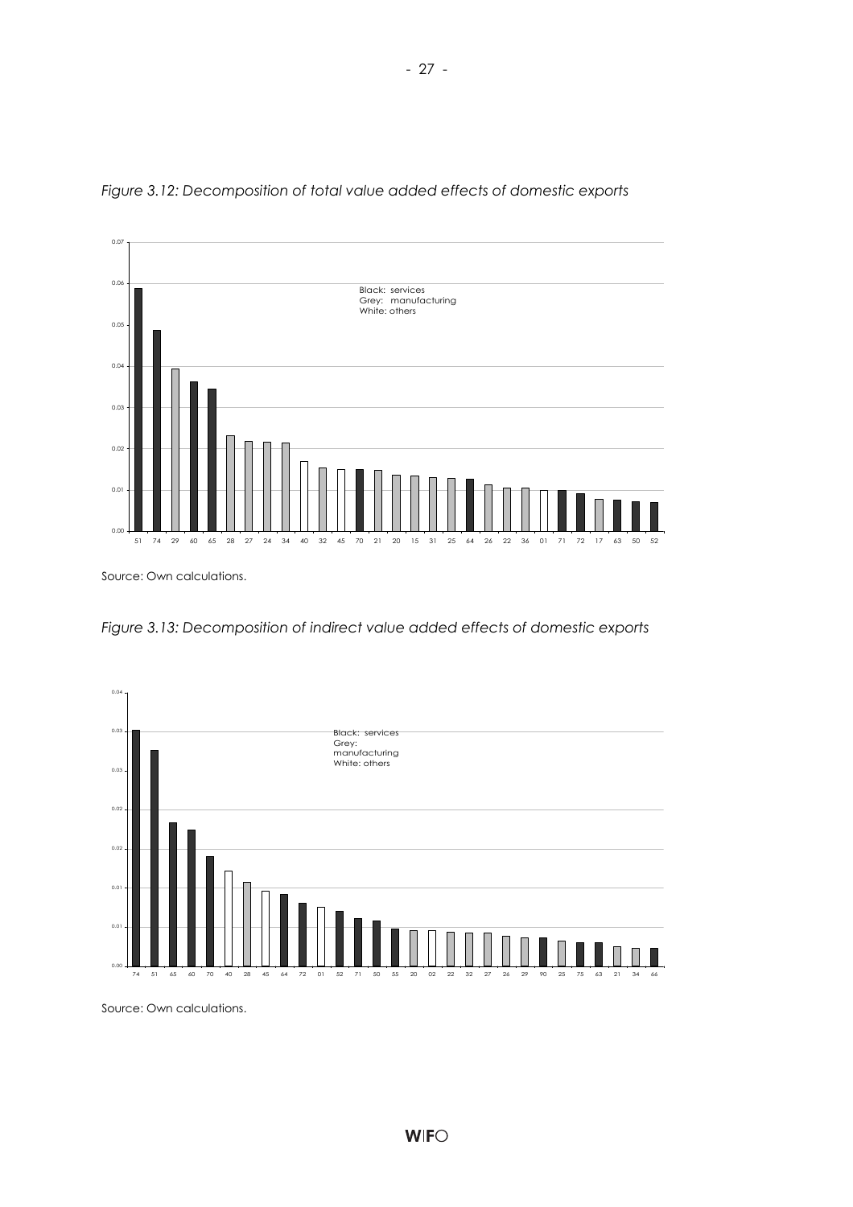*Figure 3.12: Decomposition of total value added effects of domestic exports*

Black: services
Grey: manufacturing
White: others

Source: Own calculations.

*Figure 3.13: Decomposition of indirect value added effects of domestic exports*

Black: services
Grey: manufacturing
White: others

Source: Own calculations.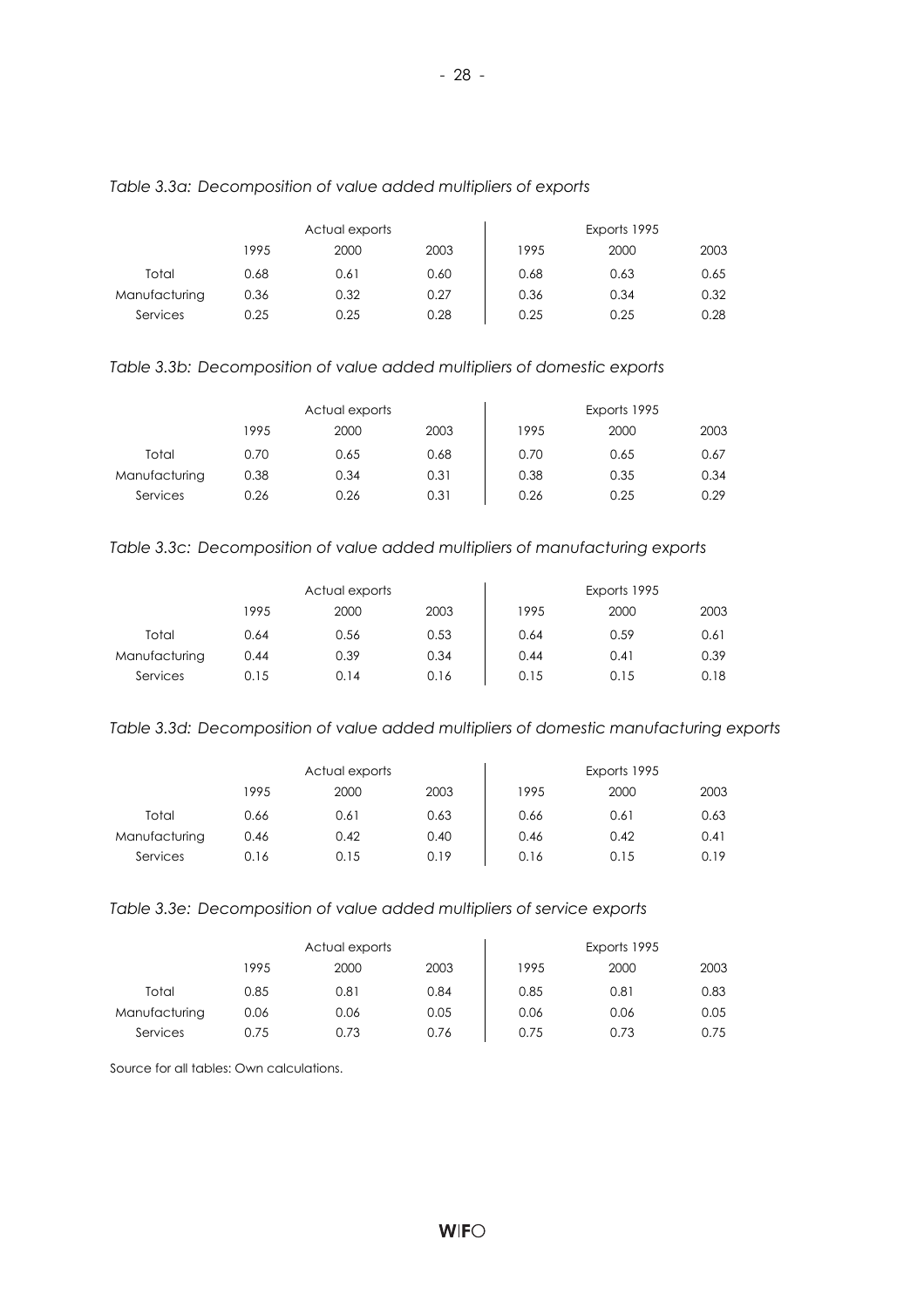*Table 3.3a: Decomposition of value added multipliers of exports*

| | Actual exports | | | Exports 1995 | | |
|---|---|---|---|---|---|---|
| | 1995 | 2000 | 2003 | 1995 | 2000 | 2003 |
| Total | 0.68 | 0.61 | 0.60 | 0.68 | 0.63 | 0.65 |
| Manufacturing | 0.36 | 0.32 | 0.27 | 0.36 | 0.34 | 0.32 |
| Services | 0.25 | 0.25 | 0.28 | 0.25 | 0.25 | 0.28 |

*Table 3.3b: Decomposition of value added multipliers of domestic exports*

| | Actual exports | | | Exports 1995 | | |
|---|---|---|---|---|---|---|
| | 1995 | 2000 | 2003 | 1995 | 2000 | 2003 |
| Total | 0.70 | 0.65 | 0.68 | 0.70 | 0.65 | 0.67 |
| Manufacturing | 0.38 | 0.34 | 0.31 | 0.38 | 0.35 | 0.34 |
| Services | 0.26 | 0.26 | 0.31 | 0.26 | 0.25 | 0.29 |

*Table 3.3c: Decomposition of value added multipliers of manufacturing exports*

| | Actual exports | | | Exports 1995 | | |
|---|---|---|---|---|---|---|
| | 1995 | 2000 | 2003 | 1995 | 2000 | 2003 |
| Total | 0.64 | 0.56 | 0.53 | 0.64 | 0.59 | 0.61 |
| Manufacturing | 0.44 | 0.39 | 0.34 | 0.44 | 0.41 | 0.39 |
| Services | 0.15 | 0.14 | 0.16 | 0.15 | 0.15 | 0.18 |

*Table 3.3d: Decomposition of value added multipliers of domestic manufacturing exports*

| | Actual exports | | | Exports 1995 | | |
|---|---|---|---|---|---|---|
| | 1995 | 2000 | 2003 | 1995 | 2000 | 2003 |
| Total | 0.66 | 0.61 | 0.63 | 0.66 | 0.61 | 0.63 |
| Manufacturing | 0.46 | 0.42 | 0.40 | 0.46 | 0.42 | 0.41 |
| Services | 0.16 | 0.15 | 0.19 | 0.16 | 0.15 | 0.19 |

*Table 3.3e: Decomposition of value added multipliers of service exports*

| | Actual exports | | | Exports 1995 | | |
|---|---|---|---|---|---|---|
| | 1995 | 2000 | 2003 | 1995 | 2000 | 2003 |
| Total | 0.85 | 0.81 | 0.84 | 0.85 | 0.81 | 0.83 |
| Manufacturing | 0.06 | 0.06 | 0.05 | 0.06 | 0.06 | 0.05 |
| Services | 0.75 | 0.73 | 0.76 | 0.75 | 0.73 | 0.75 |

Source for all tables: Own calculations.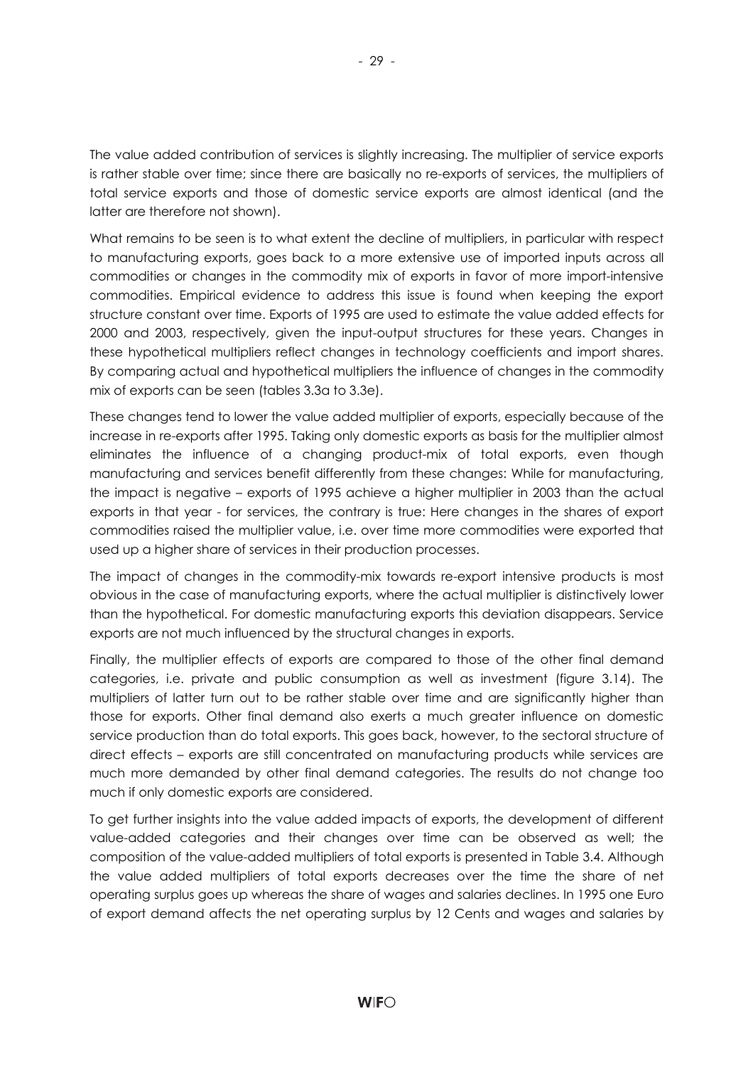The value added contribution of services is slightly increasing. The multiplier of service exports is rather stable over time; since there are basically no re-exports of services, the multipliers of total service exports and those of domestic service exports are almost identical (and the latter are therefore not shown).

What remains to be seen is to what extent the decline of multipliers, in particular with respect to manufacturing exports, goes back to a more extensive use of imported inputs across all commodities or changes in the commodity mix of exports in favor of more import-intensive commodities. Empirical evidence to address this issue is found when keeping the export structure constant over time. Exports of 1995 are used to estimate the value added effects for 2000 and 2003, respectively, given the input-output structures for these years. Changes in these hypothetical multipliers reflect changes in technology coefficients and import shares. By comparing actual and hypothetical multipliers the influence of changes in the commodity mix of exports can be seen (tables 3.3a to 3.3e).

These changes tend to lower the value added multiplier of exports, especially because of the increase in re-exports after 1995. Taking only domestic exports as basis for the multiplier almost eliminates the influence of a changing product-mix of total exports, even though manufacturing and services benefit differently from these changes: While for manufacturing, the impact is negative – exports of 1995 achieve a higher multiplier in 2003 than the actual exports in that year - for services, the contrary is true: Here changes in the shares of export commodities raised the multiplier value, i.e. over time more commodities were exported that used up a higher share of services in their production processes.

The impact of changes in the commodity-mix towards re-export intensive products is most obvious in the case of manufacturing exports, where the actual multiplier is distinctively lower than the hypothetical. For domestic manufacturing exports this deviation disappears. Service exports are not much influenced by the structural changes in exports.

Finally, the multiplier effects of exports are compared to those of the other final demand categories, i.e. private and public consumption as well as investment (figure 3.14). The multipliers of latter turn out to be rather stable over time and are significantly higher than those for exports. Other final demand also exerts a much greater influence on domestic service production than do total exports. This goes back, however, to the sectoral structure of direct effects – exports are still concentrated on manufacturing products while services are much more demanded by other final demand categories. The results do not change too much if only domestic exports are considered.

To get further insights into the value added impacts of exports, the development of different value-added categories and their changes over time can be observed as well; the composition of the value-added multipliers of total exports is presented in Table 3.4. Although the value added multipliers of total exports decreases over the time the share of net operating surplus goes up whereas the share of wages and salaries declines. In 1995 one Euro of export demand affects the net operating surplus by 12 Cents and wages and salaries by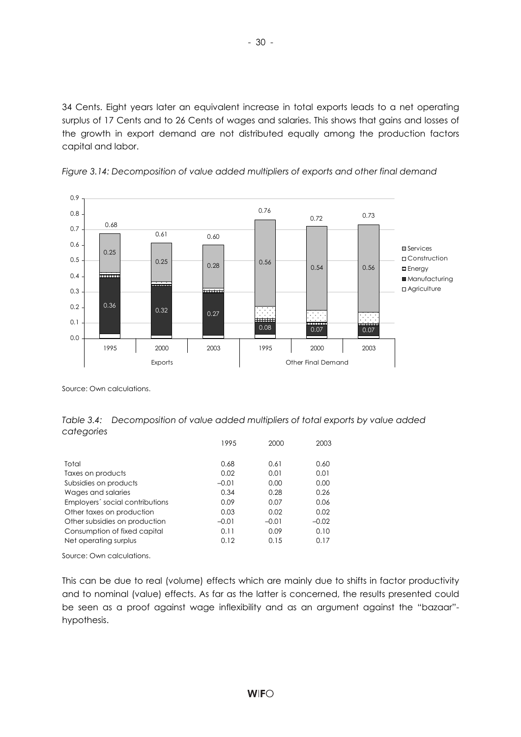34 Cents. Eight years later an equivalent increase in total exports leads to a net operating surplus of 17 Cents and to 26 Cents of wages and salaries. This shows that gains and losses of the growth in export demand are not distributed equally among the production factors capital and labor.

*Figure 3.14: Decomposition of value added multipliers of exports and other final demand*

Source: Own calculations.

*Table 3.4: Decomposition of value added multipliers of total exports by value added categories*

| | 1995 | 2000 | 2003 |
|---|---|---|---|
| Total | 0.68 | 0.61 | 0.60 |
| Taxes on products | 0.02 | 0.01 | 0.01 |
| Subsidies on products | –0.01 | 0.00 | 0.00 |
| Wages and salaries | 0.34 | 0.28 | 0.26 |
| Employers´ social contributions | 0.09 | 0.07 | 0.06 |
| Other taxes on production | 0.03 | 0.02 | 0.02 |
| Other subsidies on production | –0.01 | –0.01 | –0.02 |
| Consumption of fixed capital | 0.11 | 0.09 | 0.10 |
| Net operating surplus | 0.12 | 0.15 | 0.17 |

Source: Own calculations.

This can be due to real (volume) effects which are mainly due to shifts in factor productivity and to nominal (value) effects. As far as the latter is concerned, the results presented could be seen as a proof against wage inflexibility and as an argument against the "bazaar"-hypothesis.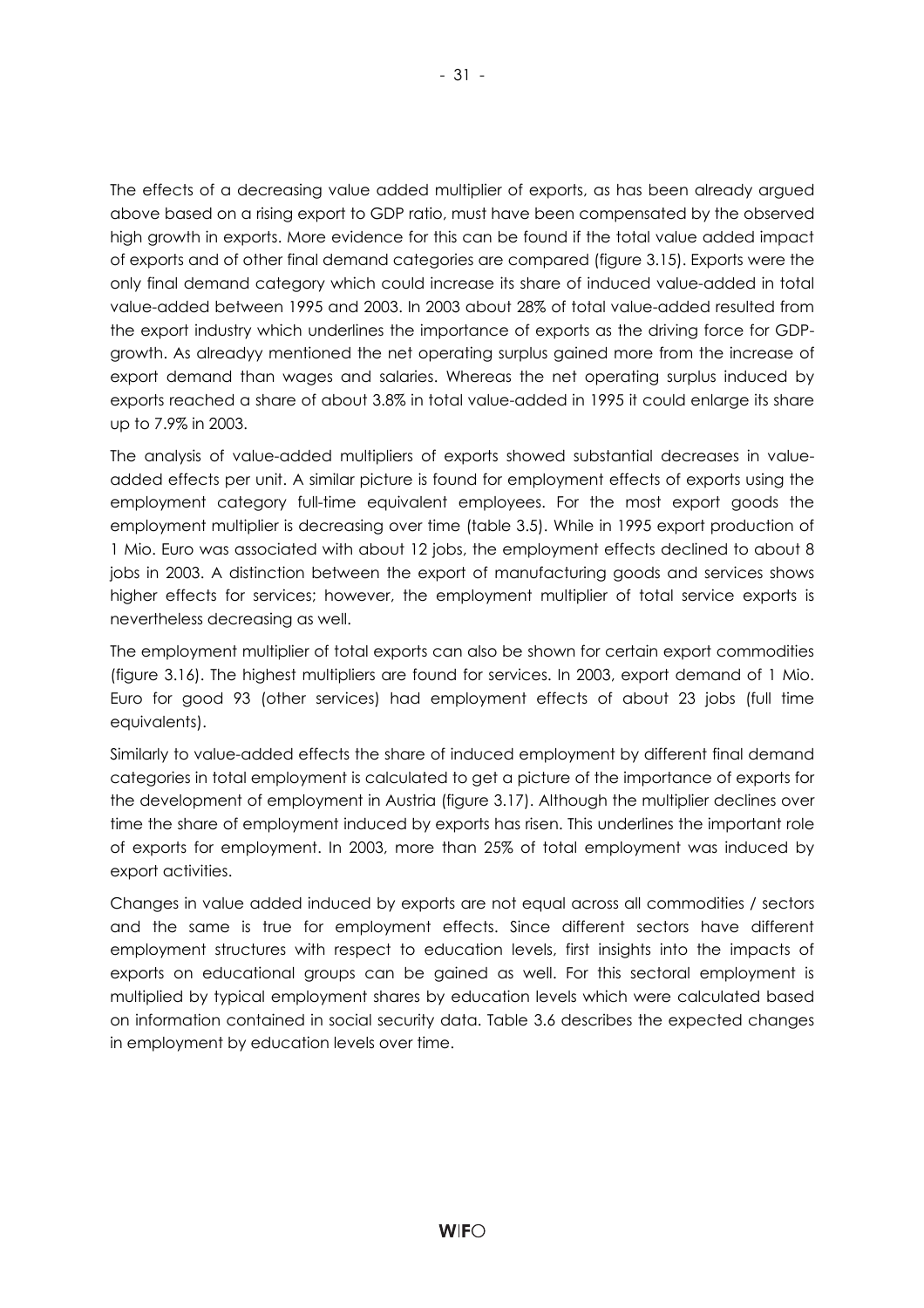The effects of a decreasing value added multiplier of exports, as has been already argued above based on a rising export to GDP ratio, must have been compensated by the observed high growth in exports. More evidence for this can be found if the total value added impact of exports and of other final demand categories are compared (figure 3.15). Exports were the only final demand category which could increase its share of induced value-added in total value-added between 1995 and 2003. In 2003 about 28% of total value-added resulted from the export industry which underlines the importance of exports as the driving force for GDP-growth. As alreadyy mentioned the net operating surplus gained more from the increase of export demand than wages and salaries. Whereas the net operating surplus induced by exports reached a share of about 3.8% in total value-added in 1995 it could enlarge its share up to 7.9% in 2003.

The analysis of value-added multipliers of exports showed substantial decreases in value-added effects per unit. A similar picture is found for employment effects of exports using the employment category full-time equivalent employees. For the most export goods the employment multiplier is decreasing over time (table 3.5). While in 1995 export production of 1 Mio. Euro was associated with about 12 jobs, the employment effects declined to about 8 jobs in 2003. A distinction between the export of manufacturing goods and services shows higher effects for services; however, the employment multiplier of total service exports is nevertheless decreasing as well.

The employment multiplier of total exports can also be shown for certain export commodities (figure 3.16). The highest multipliers are found for services. In 2003, export demand of 1 Mio. Euro for good 93 (other services) had employment effects of about 23 jobs (full time equivalents).

Similarly to value-added effects the share of induced employment by different final demand categories in total employment is calculated to get a picture of the importance of exports for the development of employment in Austria (figure 3.17). Although the multiplier declines over time the share of employment induced by exports has risen. This underlines the important role of exports for employment. In 2003, more than 25% of total employment was induced by export activities.

Changes in value added induced by exports are not equal across all commodities / sectors and the same is true for employment effects. Since different sectors have different employment structures with respect to education levels, first insights into the impacts of exports on educational groups can be gained as well. For this sectoral employment is multiplied by typical employment shares by education levels which were calculated based on information contained in social security data. Table 3.6 describes the expected changes in employment by education levels over time.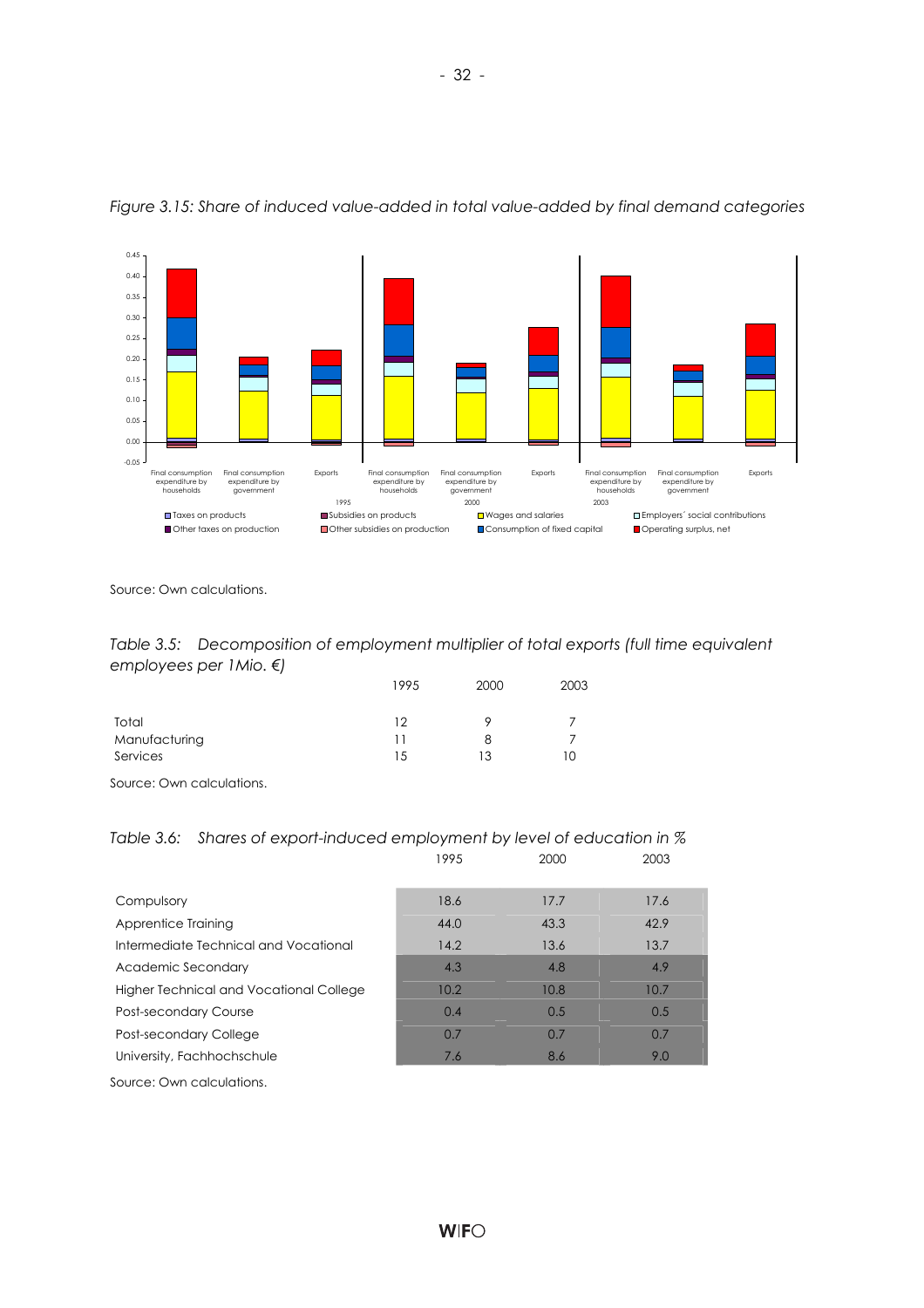*Figure 3.15: Share of induced value-added in total value-added by final demand categories*

Source: Own calculations.

*Table 3.5: Decomposition of employment multiplier of total exports (full time equivalent employees per 1Mio. €)*

| | 1995 | 2000 | 2003 |
|---|---|---|---|
| Total | 12 | 9 | 7 |
| Manufacturing | 11 | 8 | 7 |
| Services | 15 | 13 | 10 |

Source: Own calculations.

*Table 3.6: Shares of export-induced employment by level of education in %*

| | 1995 | 2000 | 2003 |
|---|---|---|---|
| Compulsory | 18.6 | 17.7 | 17.6 |
| Apprentice Training | 44.0 | 43.3 | 42.9 |
| Intermediate Technical and Vocational | 14.2 | 13.6 | 13.7 |
| Academic Secondary | 4.3 | 4.8 | 4.9 |
| Higher Technical and Vocational College | 10.2 | 10.8 | 10.7 |
| Post-secondary Course | 0.4 | 0.5 | 0.5 |
| Post-secondary College | 0.7 | 0.7 | 0.7 |
| University, Fachhochschule | 7.6 | 8.6 | 9.0 |

Source: Own calculations.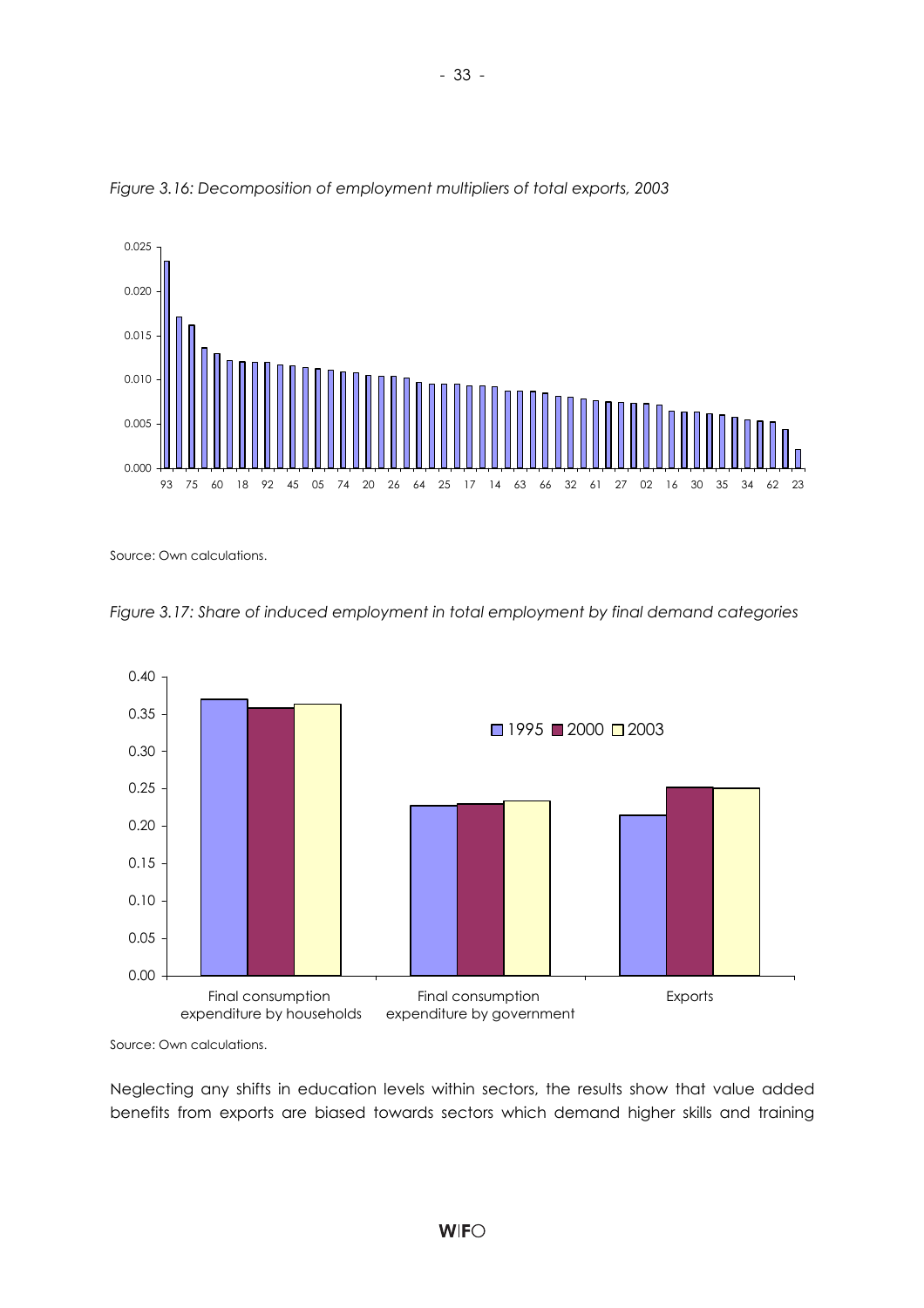*Figure 3.16: Decomposition of employment multipliers of total exports, 2003*

Source: Own calculations.

*Figure 3.17: Share of induced employment in total employment by final demand categories*

Source: Own calculations.

Neglecting any shifts in education levels within sectors, the results show that value added benefits from exports are biased towards sectors which demand higher skills and training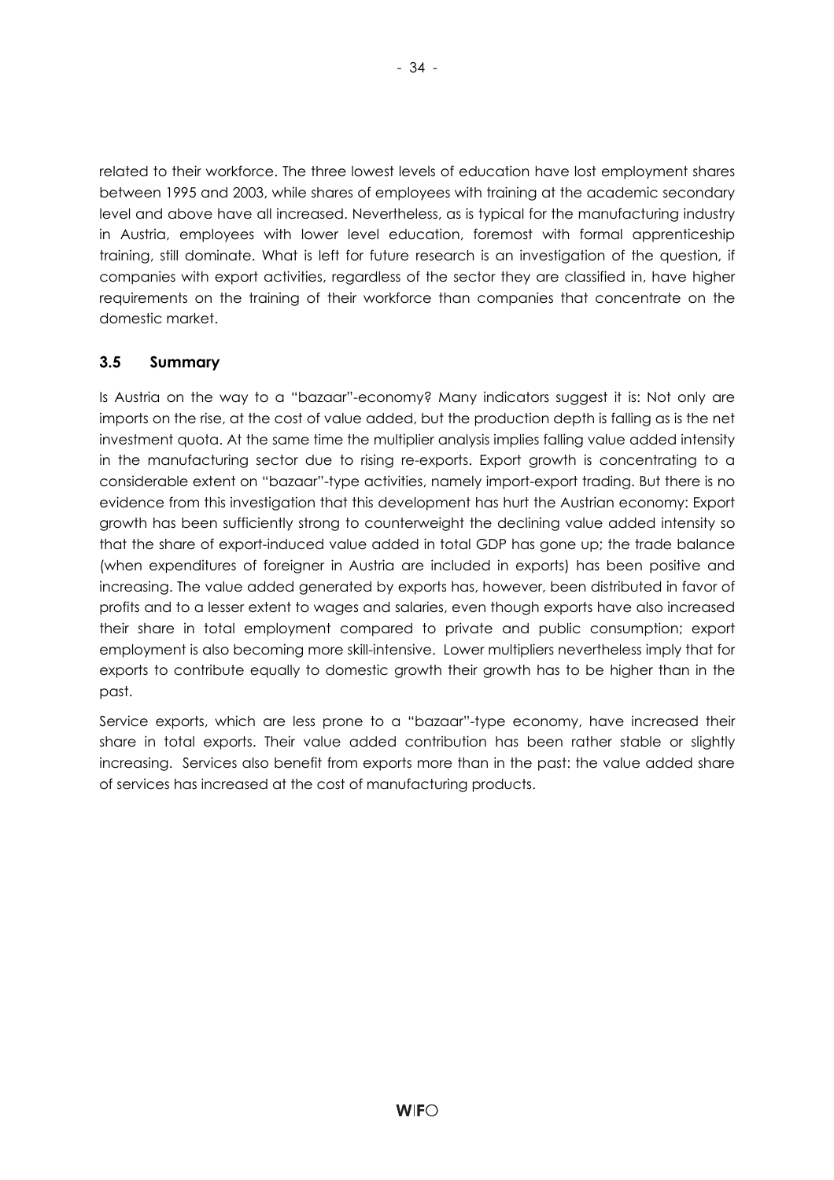related to their workforce. The three lowest levels of education have lost employment shares between 1995 and 2003, while shares of employees with training at the academic secondary level and above have all increased. Nevertheless, as is typical for the manufacturing industry in Austria, employees with lower level education, foremost with formal apprenticeship training, still dominate. What is left for future research is an investigation of the question, if companies with export activities, regardless of the sector they are classified in, have higher requirements on the training of their workforce than companies that concentrate on the domestic market.

### 3.5 Summary

Is Austria on the way to a "bazaar"-economy? Many indicators suggest it is: Not only are imports on the rise, at the cost of value added, but the production depth is falling as is the net investment quota. At the same time the multiplier analysis implies falling value added intensity in the manufacturing sector due to rising re-exports. Export growth is concentrating to a considerable extent on "bazaar"-type activities, namely import-export trading. But there is no evidence from this investigation that this development has hurt the Austrian economy: Export growth has been sufficiently strong to counterweight the declining value added intensity so that the share of export-induced value added in total GDP has gone up; the trade balance (when expenditures of foreigner in Austria are included in exports) has been positive and increasing. The value added generated by exports has, however, been distributed in favor of profits and to a lesser extent to wages and salaries, even though exports have also increased their share in total employment compared to private and public consumption; export employment is also becoming more skill-intensive. Lower multipliers nevertheless imply that for exports to contribute equally to domestic growth their growth has to be higher than in the past.

Service exports, which are less prone to a "bazaar"-type economy, have increased their share in total exports. Their value added contribution has been rather stable or slightly increasing. Services also benefit from exports more than in the past: the value added share of services has increased at the cost of manufacturing products.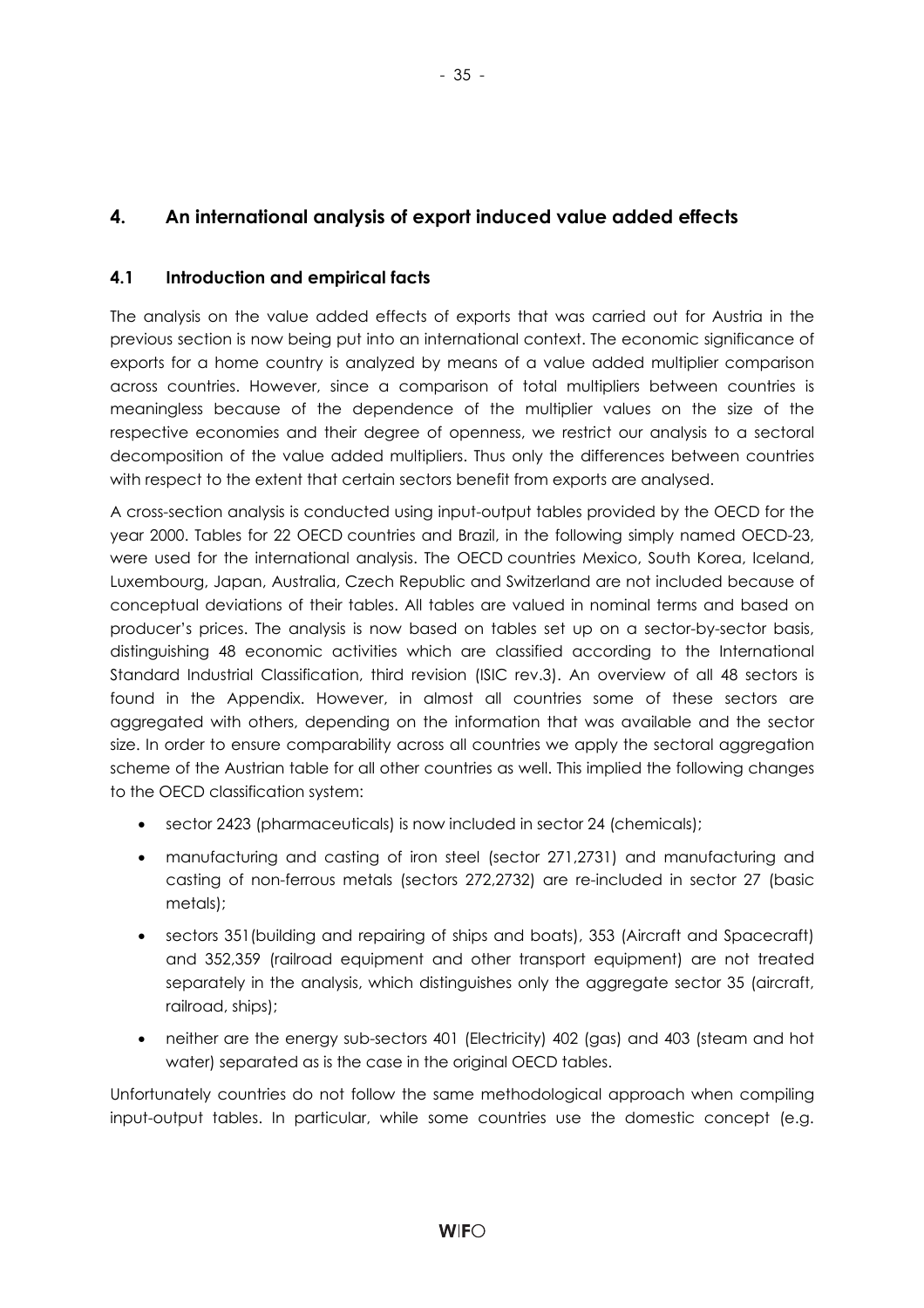# 4. An international analysis of export induced value added effects

## 4.1 Introduction and empirical facts

The analysis on the value added effects of exports that was carried out for Austria in the previous section is now being put into an international context. The economic significance of exports for a home country is analyzed by means of a value added multiplier comparison across countries. However, since a comparison of total multipliers between countries is meaningless because of the dependence of the multiplier values on the size of the respective economies and their degree of openness, we restrict our analysis to a sectoral decomposition of the value added multipliers. Thus only the differences between countries with respect to the extent that certain sectors benefit from exports are analysed.

A cross-section analysis is conducted using input-output tables provided by the OECD for the year 2000. Tables for 22 OECD countries and Brazil, in the following simply named OECD-23, were used for the international analysis. The OECD countries Mexico, South Korea, Iceland, Luxembourg, Japan, Australia, Czech Republic and Switzerland are not included because of conceptual deviations of their tables. All tables are valued in nominal terms and based on producer's prices. The analysis is now based on tables set up on a sector-by-sector basis, distinguishing 48 economic activities which are classified according to the International Standard Industrial Classification, third revision (ISIC rev.3). An overview of all 48 sectors is found in the Appendix. However, in almost all countries some of these sectors are aggregated with others, depending on the information that was available and the sector size. In order to ensure comparability across all countries we apply the sectoral aggregation scheme of the Austrian table for all other countries as well. This implied the following changes to the OECD classification system:

- sector 2423 (pharmaceuticals) is now included in sector 24 (chemicals);
- manufacturing and casting of iron steel (sector 271,2731) and manufacturing and casting of non-ferrous metals (sectors 272,2732) are re-included in sector 27 (basic metals);
- sectors 351(building and repairing of ships and boats), 353 (Aircraft and Spacecraft) and 352,359 (railroad equipment and other transport equipment) are not treated separately in the analysis, which distinguishes only the aggregate sector 35 (aircraft, railroad, ships);
- neither are the energy sub-sectors 401 (Electricity) 402 (gas) and 403 (steam and hot water) separated as is the case in the original OECD tables.

Unfortunately countries do not follow the same methodological approach when compiling input-output tables. In particular, while some countries use the domestic concept (e.g.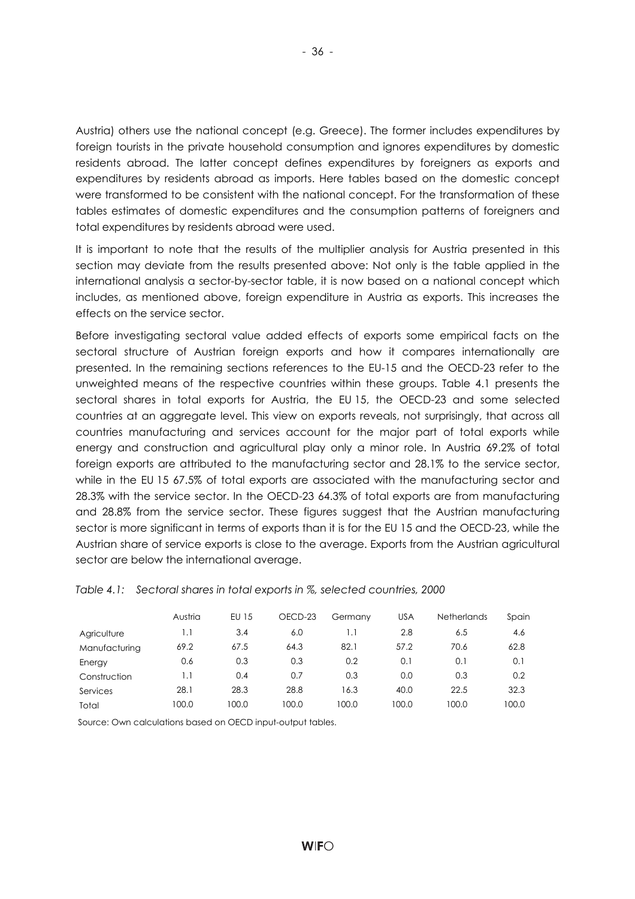Austria) others use the national concept (e.g. Greece). The former includes expenditures by foreign tourists in the private household consumption and ignores expenditures by domestic residents abroad. The latter concept defines expenditures by foreigners as exports and expenditures by residents abroad as imports. Here tables based on the domestic concept were transformed to be consistent with the national concept. For the transformation of these tables estimates of domestic expenditures and the consumption patterns of foreigners and total expenditures by residents abroad were used.

It is important to note that the results of the multiplier analysis for Austria presented in this section may deviate from the results presented above: Not only is the table applied in the international analysis a sector-by-sector table, it is now based on a national concept which includes, as mentioned above, foreign expenditure in Austria as exports. This increases the effects on the service sector.

Before investigating sectoral value added effects of exports some empirical facts on the sectoral structure of Austrian foreign exports and how it compares internationally are presented. In the remaining sections references to the EU-15 and the OECD-23 refer to the unweighted means of the respective countries within these groups. Table 4.1 presents the sectoral shares in total exports for Austria, the EU 15, the OECD-23 and some selected countries at an aggregate level. This view on exports reveals, not surprisingly, that across all countries manufacturing and services account for the major part of total exports while energy and construction and agricultural play only a minor role. In Austria 69.2% of total foreign exports are attributed to the manufacturing sector and 28.1% to the service sector, while in the EU 15 67.5% of total exports are associated with the manufacturing sector and 28.3% with the service sector. In the OECD-23 64.3% of total exports are from manufacturing and 28.8% from the service sector. These figures suggest that the Austrian manufacturing sector is more significant in terms of exports than it is for the EU 15 and the OECD-23, while the Austrian share of service exports is close to the average. Exports from the Austrian agricultural sector are below the international average.

*Table 4.1: Sectoral shares in total exports in %, selected countries, 2000*

| | Austria | EU 15 | OECD-23 | Germany | USA | Netherlands | Spain |
|---|---|---|---|---|---|---|---|
| Agriculture | 1.1 | 3.4 | 6.0 | 1.1 | 2.8 | 6.5 | 4.6 |
| Manufacturing | 69.2 | 67.5 | 64.3 | 82.1 | 57.2 | 70.6 | 62.8 |
| Energy | 0.6 | 0.3 | 0.3 | 0.2 | 0.1 | 0.1 | 0.1 |
| Construction | 1.1 | 0.4 | 0.7 | 0.3 | 0.0 | 0.3 | 0.2 |
| Services | 28.1 | 28.3 | 28.8 | 16.3 | 40.0 | 22.5 | 32.3 |
| Total | 100.0 | 100.0 | 100.0 | 100.0 | 100.0 | 100.0 | 100.0 |

Source: Own calculations based on OECD input-output tables.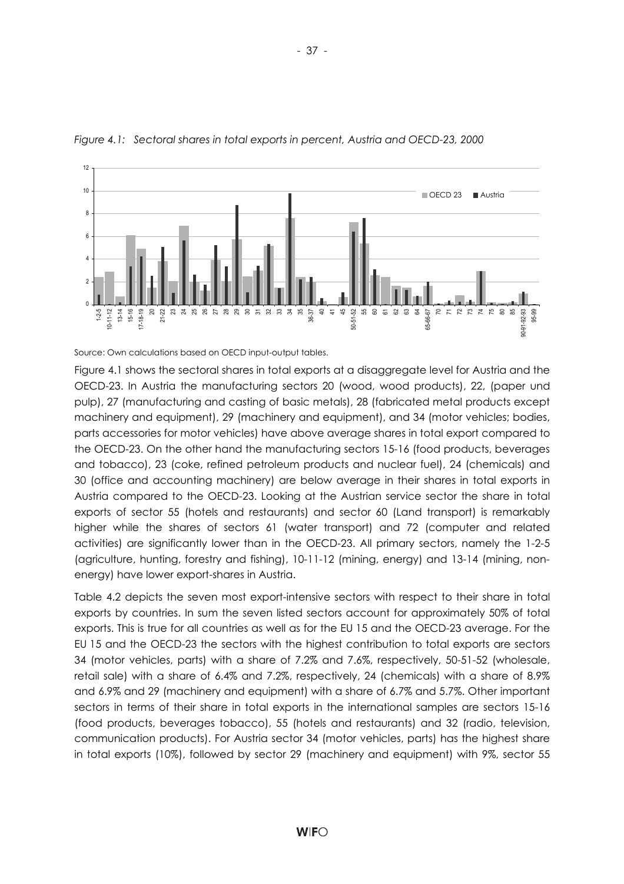*Figure 4.1: Sectoral shares in total exports in percent, Austria and OECD-23, 2000*

Source: Own calculations based on OECD input-output tables.

Figure 4.1 shows the sectoral shares in total exports at a disaggregate level for Austria and the OECD-23. In Austria the manufacturing sectors 20 (wood, wood products), 22, (paper und pulp), 27 (manufacturing and casting of basic metals), 28 (fabricated metal products except machinery and equipment), 29 (machinery and equipment), and 34 (motor vehicles; bodies, parts accessories for motor vehicles) have above average shares in total export compared to the OECD-23. On the other hand the manufacturing sectors 15-16 (food products, beverages and tobacco), 23 (coke, refined petroleum products and nuclear fuel), 24 (chemicals) and 30 (office and accounting machinery) are below average in their shares in total exports in Austria compared to the OECD-23. Looking at the Austrian service sector the share in total exports of sector 55 (hotels and restaurants) and sector 60 (Land transport) is remarkably higher while the shares of sectors 61 (water transport) and 72 (computer and related activities) are significantly lower than in the OECD-23. All primary sectors, namely the 1-2-5 (agriculture, hunting, forestry and fishing), 10-11-12 (mining, energy) and 13-14 (mining, non-energy) have lower export-shares in Austria.

Table 4.2 depicts the seven most export-intensive sectors with respect to their share in total exports by countries. In sum the seven listed sectors account for approximately 50% of total exports. This is true for all countries as well as for the EU 15 and the OECD-23 average. For the EU 15 and the OECD-23 the sectors with the highest contribution to total exports are sectors 34 (motor vehicles, parts) with a share of 7.2% and 7.6%, respectively, 50-51-52 (wholesale, retail sale) with a share of 6.4% and 7.2%, respectively, 24 (chemicals) with a share of 8.9% and 6.9% and 29 (machinery and equipment) with a share of 6.7% and 5.7%. Other important sectors in terms of their share in total exports in the international samples are sectors 15-16 (food products, beverages tobacco), 55 (hotels and restaurants) and 32 (radio, television, communication products). For Austria sector 34 (motor vehicles, parts) has the highest share in total exports (10%), followed by sector 29 (machinery and equipment) with 9%, sector 55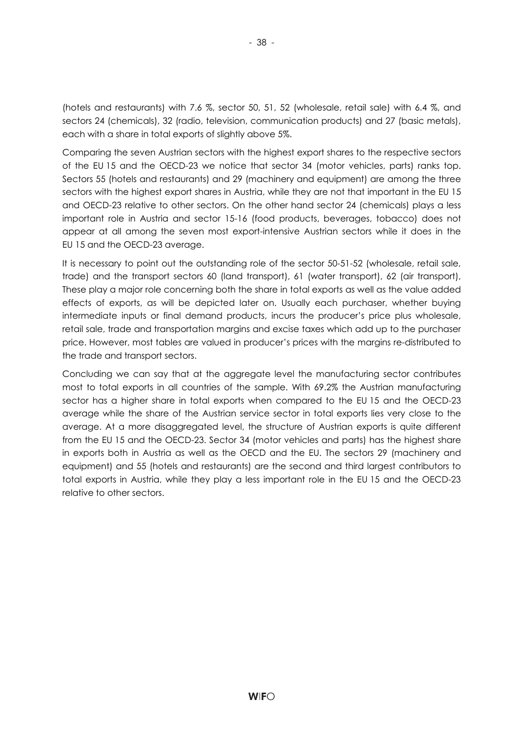(hotels and restaurants) with 7.6 %, sector 50, 51, 52 (wholesale, retail sale) with 6.4 %, and sectors 24 (chemicals), 32 (radio, television, communication products) and 27 (basic metals), each with a share in total exports of slightly above 5%.

Comparing the seven Austrian sectors with the highest export shares to the respective sectors of the EU 15 and the OECD-23 we notice that sector 34 (motor vehicles, parts) ranks top. Sectors 55 (hotels and restaurants) and 29 (machinery and equipment) are among the three sectors with the highest export shares in Austria, while they are not that important in the EU 15 and OECD-23 relative to other sectors. On the other hand sector 24 (chemicals) plays a less important role in Austria and sector 15-16 (food products, beverages, tobacco) does not appear at all among the seven most export-intensive Austrian sectors while it does in the EU 15 and the OECD-23 average.

It is necessary to point out the outstanding role of the sector 50-51-52 (wholesale, retail sale, trade) and the transport sectors 60 (land transport), 61 (water transport), 62 (air transport), These play a major role concerning both the share in total exports as well as the value added effects of exports, as will be depicted later on. Usually each purchaser, whether buying intermediate inputs or final demand products, incurs the producer's price plus wholesale, retail sale, trade and transportation margins and excise taxes which add up to the purchaser price. However, most tables are valued in producer's prices with the margins re-distributed to the trade and transport sectors.

Concluding we can say that at the aggregate level the manufacturing sector contributes most to total exports in all countries of the sample. With 69.2% the Austrian manufacturing sector has a higher share in total exports when compared to the EU 15 and the OECD-23 average while the share of the Austrian service sector in total exports lies very close to the average. At a more disaggregated level, the structure of Austrian exports is quite different from the EU 15 and the OECD-23. Sector 34 (motor vehicles and parts) has the highest share in exports both in Austria as well as the OECD and the EU. The sectors 29 (machinery and equipment) and 55 (hotels and restaurants) are the second and third largest contributors to total exports in Austria, while they play a less important role in the EU 15 and the OECD-23 relative to other sectors.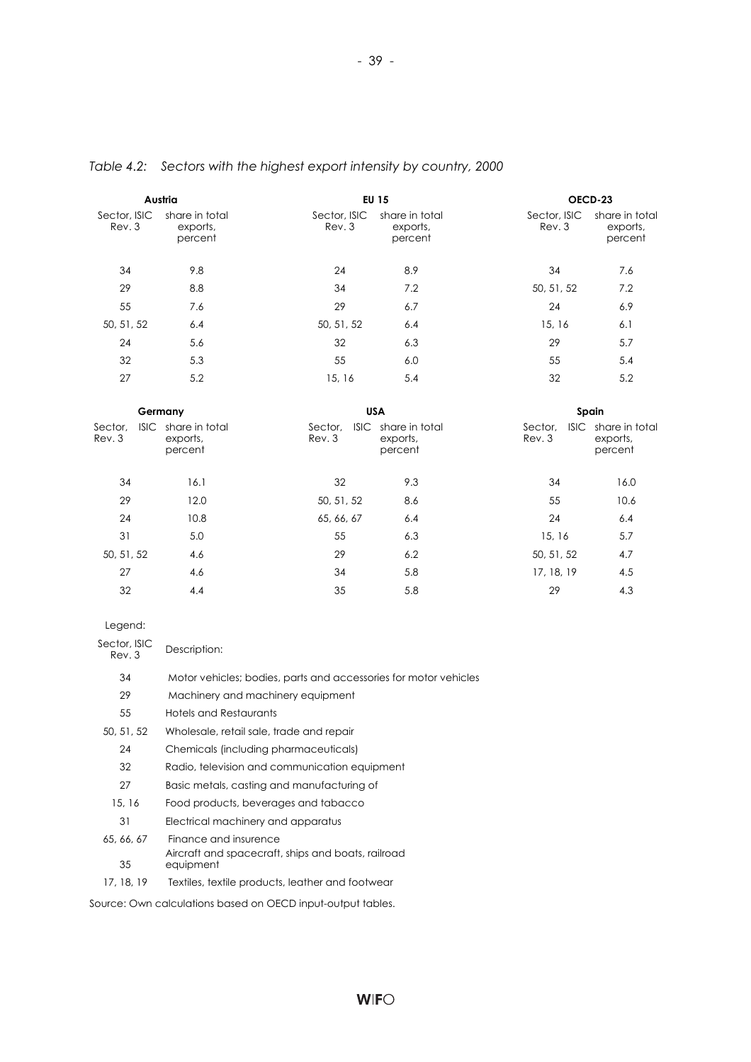*Table 4.2: Sectors with the highest export intensity by country, 2000*

| Austria | | EU 15 | | OECD-23 | |
|---|---|---|---|---|---|
| Sector, ISIC Rev. 3 | share in total exports, percent | Sector, ISIC Rev. 3 | share in total exports, percent | Sector, ISIC Rev. 3 | share in total exports, percent |
| 34 | 9.8 | 24 | 8.9 | 34 | 7.6 |
| 29 | 8.8 | 34 | 7.2 | 50, 51, 52 | 7.2 |
| 55 | 7.6 | 29 | 6.7 | 24 | 6.9 |
| 50, 51, 52 | 6.4 | 50, 51, 52 | 6.4 | 15, 16 | 6.1 |
| 24 | 5.6 | 32 | 6.3 | 29 | 5.7 |
| 32 | 5.3 | 55 | 6.0 | 55 | 5.4 |
| 27 | 5.2 | 15, 16 | 5.4 | 32 | 5.2 |

| Germany | | USA | | Spain | |
|---|---|---|---|---|---|
| Sector, ISIC Rev. 3 | share in total exports, percent | Sector, ISIC Rev. 3 | share in total exports, percent | Sector, ISIC Rev. 3 | share in total exports, percent |
| 34 | 16.1 | 32 | 9.3 | 34 | 16.0 |
| 29 | 12.0 | 50, 51, 52 | 8.6 | 55 | 10.6 |
| 24 | 10.8 | 65, 66, 67 | 6.4 | 24 | 6.4 |
| 31 | 5.0 | 55 | 6.3 | 15, 16 | 5.7 |
| 50, 51, 52 | 4.6 | 29 | 6.2 | 50, 51, 52 | 4.7 |
| 27 | 4.6 | 34 | 5.8 | 17, 18, 19 | 4.5 |
| 32 | 4.4 | 35 | 5.8 | 29 | 4.3 |

Legend:

| Sector, ISIC Rev. 3 | Description: |
|---|---|
| 34 | Motor vehicles; bodies, parts and accessories for motor vehicles |
| 29 | Machinery and machinery equipment |
| 55 | Hotels and Restaurants |
| 50, 51, 52 | Wholesale, retail sale, trade and repair |
| 24 | Chemicals (including pharmaceuticals) |
| 32 | Radio, television and communication equipment |
| 27 | Basic metals, casting and manufacturing of |
| 15, 16 | Food products, beverages and tabacco |
| 31 | Electrical machinery and apparatus |
| 65, 66, 67 | Finance and insurence |
| 35 | Aircraft and spacecraft, ships and boats, railroad equipment |
| 17, 18, 19 | Textiles, textile products, leather and footwear |

Source: Own calculations based on OECD input-output tables.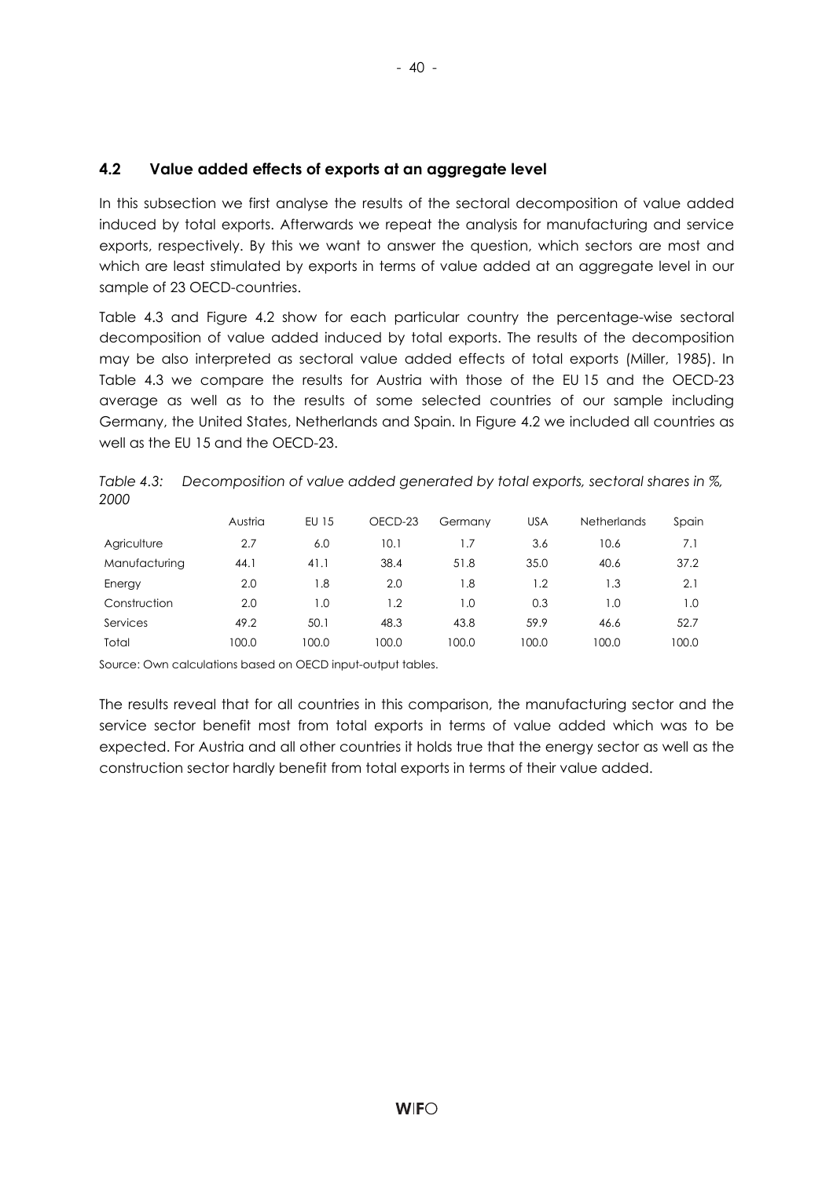### 4.2 Value added effects of exports at an aggregate level

In this subsection we first analyse the results of the sectoral decomposition of value added induced by total exports. Afterwards we repeat the analysis for manufacturing and service exports, respectively. By this we want to answer the question, which sectors are most and which are least stimulated by exports in terms of value added at an aggregate level in our sample of 23 OECD-countries.

Table 4.3 and Figure 4.2 show for each particular country the percentage-wise sectoral decomposition of value added induced by total exports. The results of the decomposition may be also interpreted as sectoral value added effects of total exports (Miller, 1985). In Table 4.3 we compare the results for Austria with those of the EU 15 and the OECD-23 average as well as to the results of some selected countries of our sample including Germany, the United States, Netherlands and Spain. In Figure 4.2 we included all countries as well as the EU 15 and the OECD-23.

*Table 4.3: Decomposition of value added generated by total exports, sectoral shares in %, 2000*

| | Austria | EU 15 | OECD-23 | Germany | USA | Netherlands | Spain |
|---|---|---|---|---|---|---|---|
| Agriculture | 2.7 | 6.0 | 10.1 | 1.7 | 3.6 | 10.6 | 7.1 |
| Manufacturing | 44.1 | 41.1 | 38.4 | 51.8 | 35.0 | 40.6 | 37.2 |
| Energy | 2.0 | 1.8 | 2.0 | 1.8 | 1.2 | 1.3 | 2.1 |
| Construction | 2.0 | 1.0 | 1.2 | 1.0 | 0.3 | 1.0 | 1.0 |
| Services | 49.2 | 50.1 | 48.3 | 43.8 | 59.9 | 46.6 | 52.7 |
| Total | 100.0 | 100.0 | 100.0 | 100.0 | 100.0 | 100.0 | 100.0 |

Source: Own calculations based on OECD input-output tables.

The results reveal that for all countries in this comparison, the manufacturing sector and the service sector benefit most from total exports in terms of value added which was to be expected. For Austria and all other countries it holds true that the energy sector as well as the construction sector hardly benefit from total exports in terms of their value added.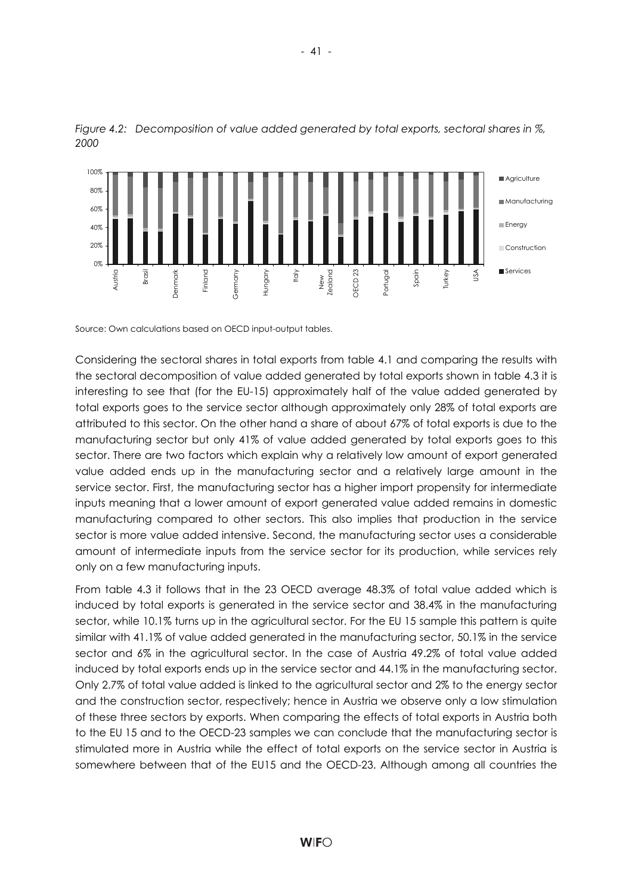*Figure 4.2: Decomposition of value added generated by total exports, sectoral shares in %, 2000*

Source: Own calculations based on OECD input-output tables.

Considering the sectoral shares in total exports from table 4.1 and comparing the results with the sectoral decomposition of value added generated by total exports shown in table 4.3 it is interesting to see that (for the EU-15) approximately half of the value added generated by total exports goes to the service sector although approximately only 28% of total exports are attributed to this sector. On the other hand a share of about 67% of total exports is due to the manufacturing sector but only 41% of value added generated by total exports goes to this sector. There are two factors which explain why a relatively low amount of export generated value added ends up in the manufacturing sector and a relatively large amount in the service sector. First, the manufacturing sector has a higher import propensity for intermediate inputs meaning that a lower amount of export generated value added remains in domestic manufacturing compared to other sectors. This also implies that production in the service sector is more value added intensive. Second, the manufacturing sector uses a considerable amount of intermediate inputs from the service sector for its production, while services rely only on a few manufacturing inputs.

From table 4.3 it follows that in the 23 OECD average 48.3% of total value added which is induced by total exports is generated in the service sector and 38.4% in the manufacturing sector, while 10.1% turns up in the agricultural sector. For the EU 15 sample this pattern is quite similar with 41.1% of value added generated in the manufacturing sector, 50.1% in the service sector and 6% in the agricultural sector. In the case of Austria 49.2% of total value added induced by total exports ends up in the service sector and 44.1% in the manufacturing sector. Only 2.7% of total value added is linked to the agricultural sector and 2% to the energy sector and the construction sector, respectively; hence in Austria we observe only a low stimulation of these three sectors by exports. When comparing the effects of total exports in Austria both to the EU 15 and to the OECD-23 samples we can conclude that the manufacturing sector is stimulated more in Austria while the effect of total exports on the service sector in Austria is somewhere between that of the EU15 and the OECD-23. Although among all countries the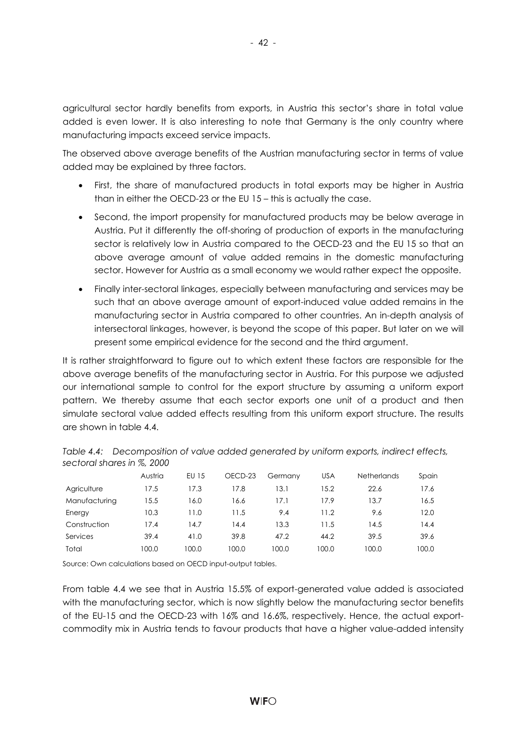agricultural sector hardly benefits from exports, in Austria this sector's share in total value added is even lower. It is also interesting to note that Germany is the only country where manufacturing impacts exceed service impacts.

The observed above average benefits of the Austrian manufacturing sector in terms of value added may be explained by three factors.

- First, the share of manufactured products in total exports may be higher in Austria than in either the OECD-23 or the EU 15 – this is actually the case.
- Second, the import propensity for manufactured products may be below average in Austria. Put it differently the off-shoring of production of exports in the manufacturing sector is relatively low in Austria compared to the OECD-23 and the EU 15 so that an above average amount of value added remains in the domestic manufacturing sector. However for Austria as a small economy we would rather expect the opposite.
- Finally inter-sectoral linkages, especially between manufacturing and services may be such that an above average amount of export-induced value added remains in the manufacturing sector in Austria compared to other countries. An in-depth analysis of intersectoral linkages, however, is beyond the scope of this paper. But later on we will present some empirical evidence for the second and the third argument.

It is rather straightforward to figure out to which extent these factors are responsible for the above average benefits of the manufacturing sector in Austria. For this purpose we adjusted our international sample to control for the export structure by assuming a uniform export pattern. We thereby assume that each sector exports one unit of a product and then simulate sectoral value added effects resulting from this uniform export structure. The results are shown in table 4.4.

*Table 4.4: Decomposition of value added generated by uniform exports, indirect effects, sectoral shares in %, 2000*

| | Austria | EU 15 | OECD-23 | Germany | USA | Netherlands | Spain |
|---|---|---|---|---|---|---|---|
| Agriculture | 17.5 | 17.3 | 17.8 | 13.1 | 15.2 | 22.6 | 17.6 |
| Manufacturing | 15.5 | 16.0 | 16.6 | 17.1 | 17.9 | 13.7 | 16.5 |
| Energy | 10.3 | 11.0 | 11.5 | 9.4 | 11.2 | 9.6 | 12.0 |
| Construction | 17.4 | 14.7 | 14.4 | 13.3 | 11.5 | 14.5 | 14.4 |
| Services | 39.4 | 41.0 | 39.8 | 47.2 | 44.2 | 39.5 | 39.6 |
| Total | 100.0 | 100.0 | 100.0 | 100.0 | 100.0 | 100.0 | 100.0 |

Source: Own calculations based on OECD input-output tables.

From table 4.4 we see that in Austria 15.5% of export-generated value added is associated with the manufacturing sector, which is now slightly below the manufacturing sector benefits of the EU-15 and the OECD-23 with 16% and 16.6%, respectively. Hence, the actual export-commodity mix in Austria tends to favour products that have a higher value-added intensity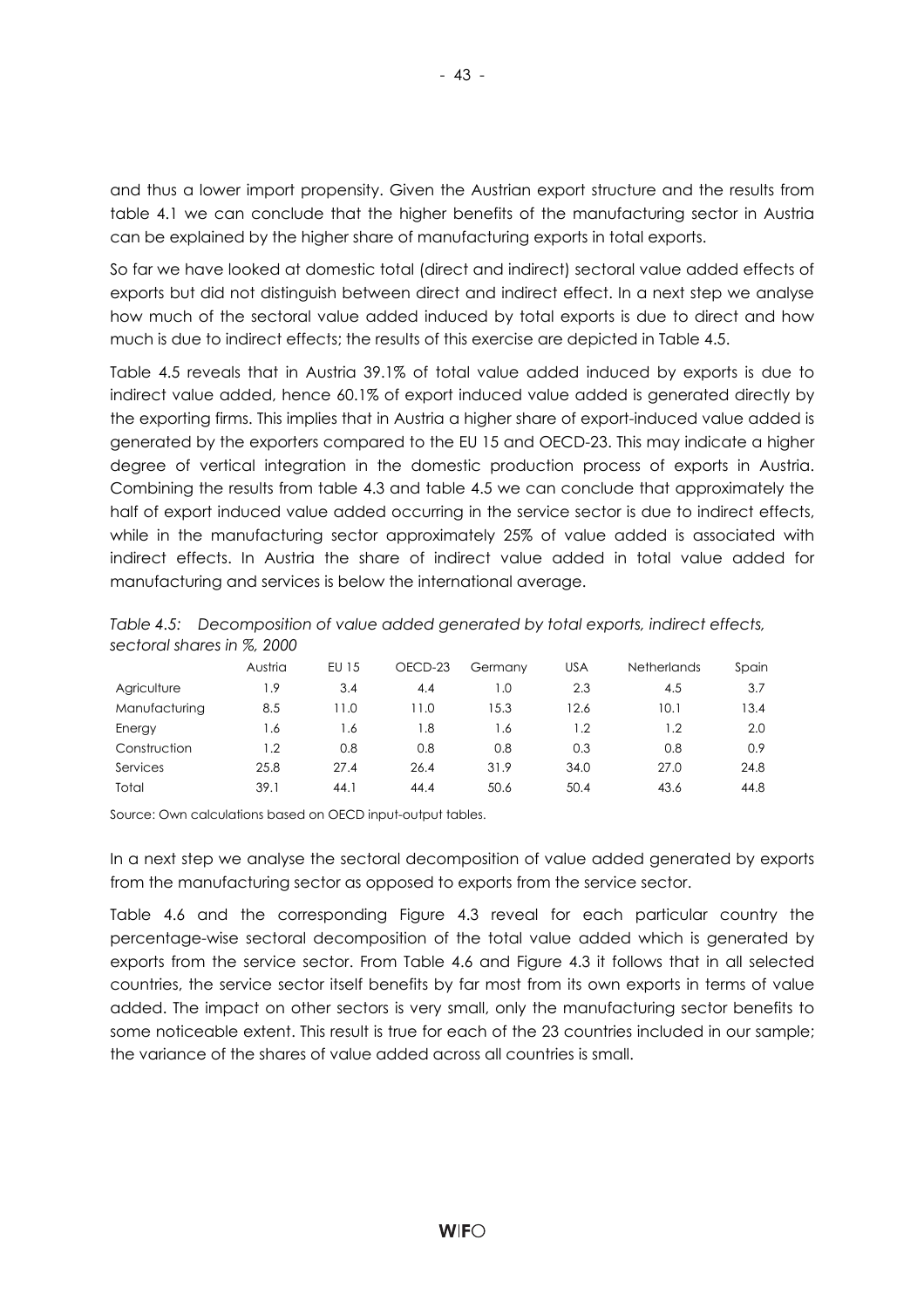and thus a lower import propensity. Given the Austrian export structure and the results from table 4.1 we can conclude that the higher benefits of the manufacturing sector in Austria can be explained by the higher share of manufacturing exports in total exports.

So far we have looked at domestic total (direct and indirect) sectoral value added effects of exports but did not distinguish between direct and indirect effect. In a next step we analyse how much of the sectoral value added induced by total exports is due to direct and how much is due to indirect effects; the results of this exercise are depicted in Table 4.5.

Table 4.5 reveals that in Austria 39.1% of total value added induced by exports is due to indirect value added, hence 60.1% of export induced value added is generated directly by the exporting firms. This implies that in Austria a higher share of export-induced value added is generated by the exporters compared to the EU 15 and OECD-23. This may indicate a higher degree of vertical integration in the domestic production process of exports in Austria. Combining the results from table 4.3 and table 4.5 we can conclude that approximately the half of export induced value added occurring in the service sector is due to indirect effects, while in the manufacturing sector approximately 25% of value added is associated with indirect effects. In Austria the share of indirect value added in total value added for manufacturing and services is below the international average.

*Table 4.5: Decomposition of value added generated by total exports, indirect effects, sectoral shares in %, 2000*

| | Austria | EU 15 | OECD-23 | Germany | USA | Netherlands | Spain |
|---|---|---|---|---|---|---|---|
| Agriculture | 1.9 | 3.4 | 4.4 | 1.0 | 2.3 | 4.5 | 3.7 |
| Manufacturing | 8.5 | 11.0 | 11.0 | 15.3 | 12.6 | 10.1 | 13.4 |
| Energy | 1.6 | 1.6 | 1.8 | 1.6 | 1.2 | 1.2 | 2.0 |
| Construction | 1.2 | 0.8 | 0.8 | 0.8 | 0.3 | 0.8 | 0.9 |
| Services | 25.8 | 27.4 | 26.4 | 31.9 | 34.0 | 27.0 | 24.8 |
| Total | 39.1 | 44.1 | 44.4 | 50.6 | 50.4 | 43.6 | 44.8 |

Source: Own calculations based on OECD input-output tables.

In a next step we analyse the sectoral decomposition of value added generated by exports from the manufacturing sector as opposed to exports from the service sector.

Table 4.6 and the corresponding Figure 4.3 reveal for each particular country the percentage-wise sectoral decomposition of the total value added which is generated by exports from the service sector. From Table 4.6 and Figure 4.3 it follows that in all selected countries, the service sector itself benefits by far most from its own exports in terms of value added. The impact on other sectors is very small, only the manufacturing sector benefits to some noticeable extent. This result is true for each of the 23 countries included in our sample; the variance of the shares of value added across all countries is small.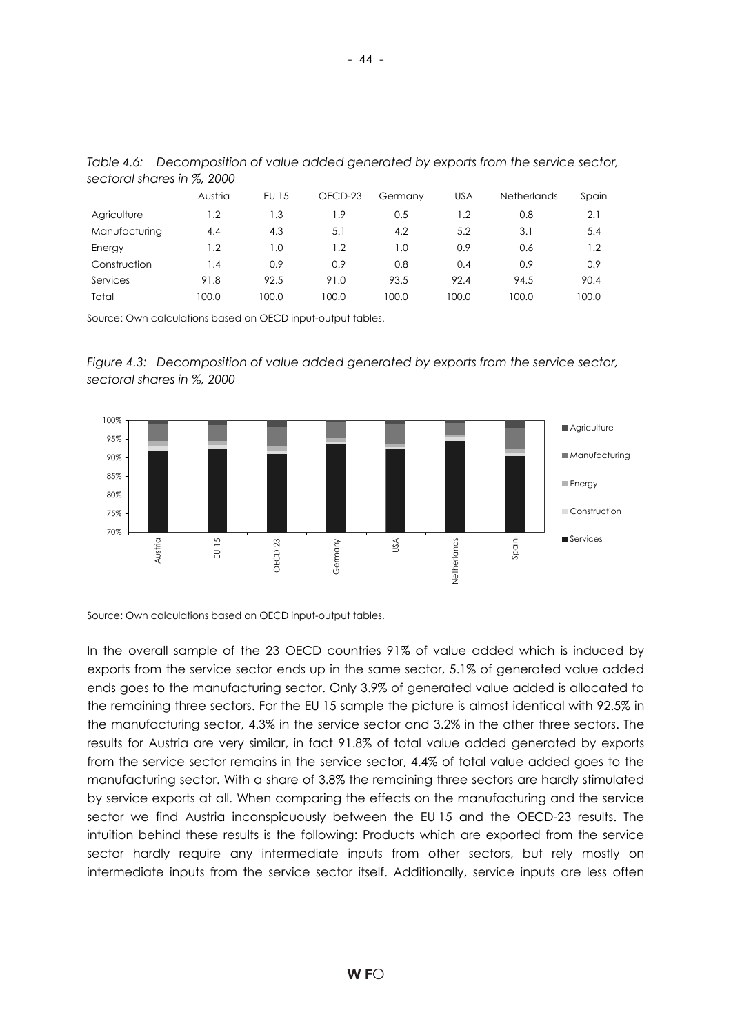*Table 4.6: Decomposition of value added generated by exports from the service sector, sectoral shares in %, 2000*

| | Austria | EU 15 | OECD-23 | Germany | USA | Netherlands | Spain |
|---|---|---|---|---|---|---|---|
| Agriculture | 1.2 | 1.3 | 1.9 | 0.5 | 1.2 | 0.8 | 2.1 |
| Manufacturing | 4.4 | 4.3 | 5.1 | 4.2 | 5.2 | 3.1 | 5.4 |
| Energy | 1.2 | 1.0 | 1.2 | 1.0 | 0.9 | 0.6 | 1.2 |
| Construction | 1.4 | 0.9 | 0.9 | 0.8 | 0.4 | 0.9 | 0.9 |
| Services | 91.8 | 92.5 | 91.0 | 93.5 | 92.4 | 94.5 | 90.4 |
| Total | 100.0 | 100.0 | 100.0 | 100.0 | 100.0 | 100.0 | 100.0 |

Source: Own calculations based on OECD input-output tables.

*Figure 4.3: Decomposition of value added generated by exports from the service sector, sectoral shares in %, 2000*

Source: Own calculations based on OECD input-output tables.

In the overall sample of the 23 OECD countries 91% of value added which is induced by exports from the service sector ends up in the same sector, 5.1% of generated value added ends goes to the manufacturing sector. Only 3.9% of generated value added is allocated to the remaining three sectors. For the EU 15 sample the picture is almost identical with 92.5% in the manufacturing sector, 4.3% in the service sector and 3.2% in the other three sectors. The results for Austria are very similar, in fact 91.8% of total value added generated by exports from the service sector remains in the service sector, 4.4% of total value added goes to the manufacturing sector. With a share of 3.8% the remaining three sectors are hardly stimulated by service exports at all. When comparing the effects on the manufacturing and the service sector we find Austria inconspicuously between the EU 15 and the OECD-23 results. The intuition behind these results is the following: Products which are exported from the service sector hardly require any intermediate inputs from other sectors, but rely mostly on intermediate inputs from the service sector itself. Additionally, service inputs are less often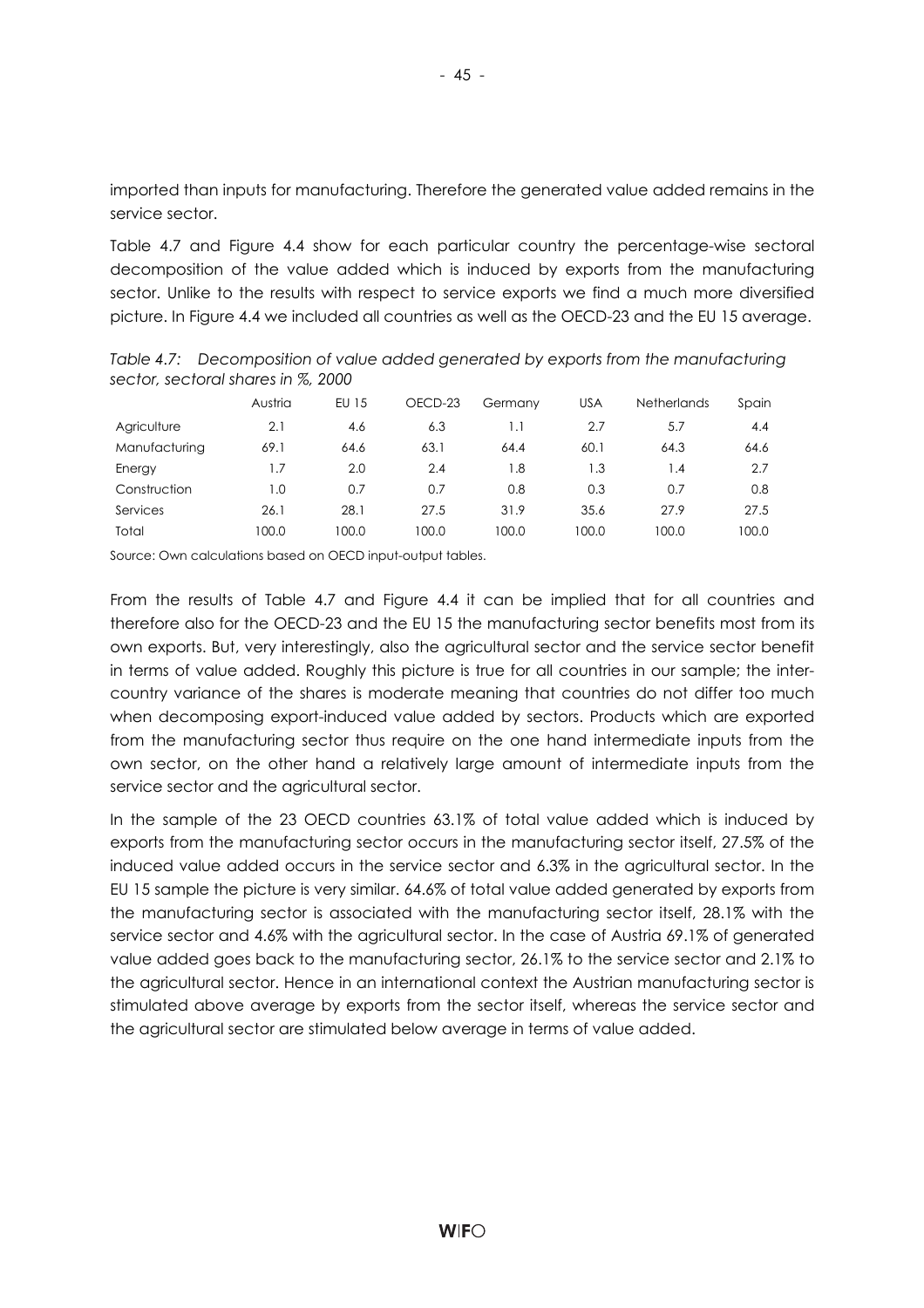imported than inputs for manufacturing. Therefore the generated value added remains in the service sector.

Table 4.7 and Figure 4.4 show for each particular country the percentage-wise sectoral decomposition of the value added which is induced by exports from the manufacturing sector. Unlike to the results with respect to service exports we find a much more diversified picture. In Figure 4.4 we included all countries as well as the OECD-23 and the EU 15 average.

*Table 4.7: Decomposition of value added generated by exports from the manufacturing sector, sectoral shares in %, 2000*

| | Austria | EU 15 | OECD-23 | Germany | USA | Netherlands | Spain |
|---|---|---|---|---|---|---|---|
| Agriculture | 2.1 | 4.6 | 6.3 | 1.1 | 2.7 | 5.7 | 4.4 |
| Manufacturing | 69.1 | 64.6 | 63.1 | 64.4 | 60.1 | 64.3 | 64.6 |
| Energy | 1.7 | 2.0 | 2.4 | 1.8 | 1.3 | 1.4 | 2.7 |
| Construction | 1.0 | 0.7 | 0.7 | 0.8 | 0.3 | 0.7 | 0.8 |
| Services | 26.1 | 28.1 | 27.5 | 31.9 | 35.6 | 27.9 | 27.5 |
| Total | 100.0 | 100.0 | 100.0 | 100.0 | 100.0 | 100.0 | 100.0 |

Source: Own calculations based on OECD input-output tables.

From the results of Table 4.7 and Figure 4.4 it can be implied that for all countries and therefore also for the OECD-23 and the EU 15 the manufacturing sector benefits most from its own exports. But, very interestingly, also the agricultural sector and the service sector benefit in terms of value added. Roughly this picture is true for all countries in our sample; the inter-country variance of the shares is moderate meaning that countries do not differ too much when decomposing export-induced value added by sectors. Products which are exported from the manufacturing sector thus require on the one hand intermediate inputs from the own sector, on the other hand a relatively large amount of intermediate inputs from the service sector and the agricultural sector.

In the sample of the 23 OECD countries 63.1% of total value added which is induced by exports from the manufacturing sector occurs in the manufacturing sector itself, 27.5% of the induced value added occurs in the service sector and 6.3% in the agricultural sector. In the EU 15 sample the picture is very similar. 64.6% of total value added generated by exports from the manufacturing sector is associated with the manufacturing sector itself, 28.1% with the service sector and 4.6% with the agricultural sector. In the case of Austria 69.1% of generated value added goes back to the manufacturing sector, 26.1% to the service sector and 2.1% to the agricultural sector. Hence in an international context the Austrian manufacturing sector is stimulated above average by exports from the sector itself, whereas the service sector and the agricultural sector are stimulated below average in terms of value added.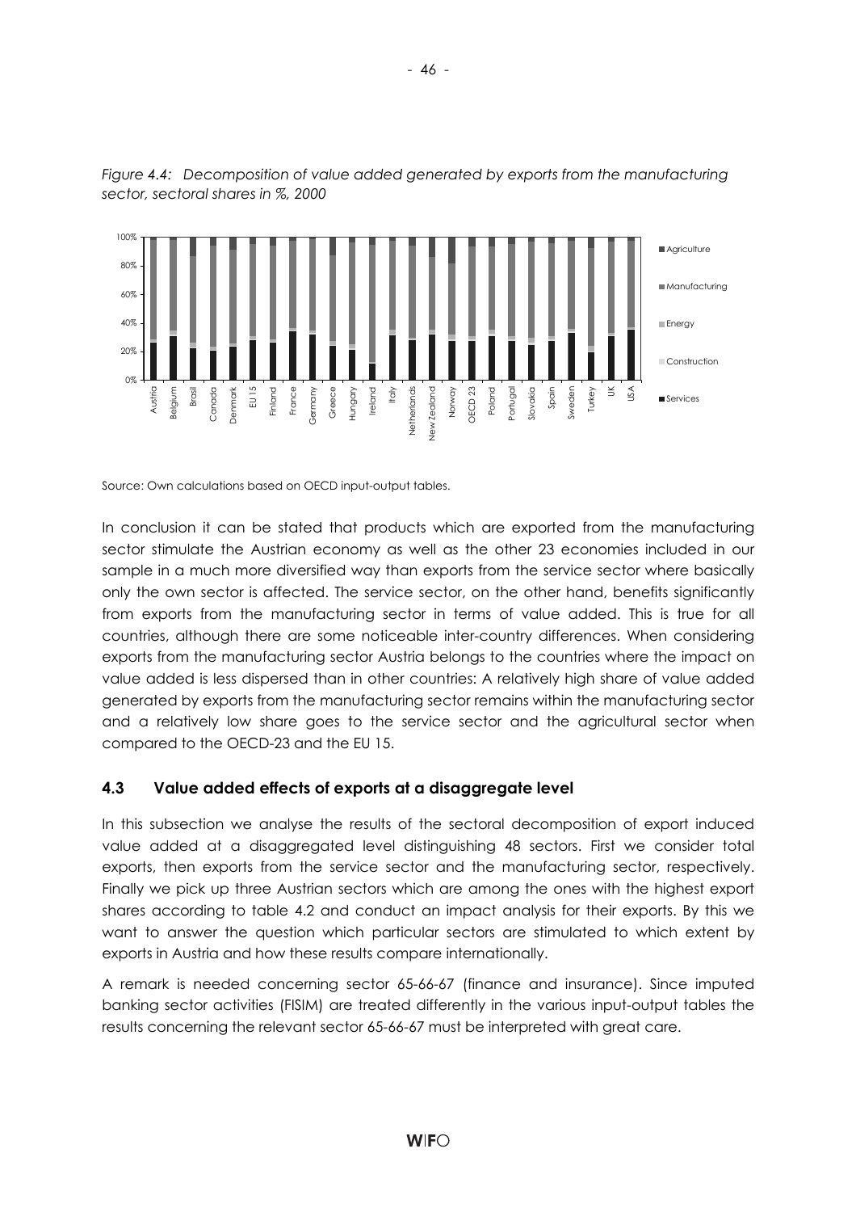*Figure 4.4: Decomposition of value added generated by exports from the manufacturing sector, sectoral shares in %, 2000*

Source: Own calculations based on OECD input-output tables.

In conclusion it can be stated that products which are exported from the manufacturing sector stimulate the Austrian economy as well as the other 23 economies included in our sample in a much more diversified way than exports from the service sector where basically only the own sector is affected. The service sector, on the other hand, benefits significantly from exports from the manufacturing sector in terms of value added. This is true for all countries, although there are some noticeable inter-country differences. When considering exports from the manufacturing sector Austria belongs to the countries where the impact on value added is less dispersed than in other countries: A relatively high share of value added generated by exports from the manufacturing sector remains within the manufacturing sector and a relatively low share goes to the service sector and the agricultural sector when compared to the OECD-23 and the EU 15.

### 4.3 Value added effects of exports at a disaggregate level

In this subsection we analyse the results of the sectoral decomposition of export induced value added at a disaggregated level distinguishing 48 sectors. First we consider total exports, then exports from the service sector and the manufacturing sector, respectively. Finally we pick up three Austrian sectors which are among the ones with the highest export shares according to table 4.2 and conduct an impact analysis for their exports. By this we want to answer the question which particular sectors are stimulated to which extent by exports in Austria and how these results compare internationally.

A remark is needed concerning sector 65-66-67 (finance and insurance). Since imputed banking sector activities (FISIM) are treated differently in the various input-output tables the results concerning the relevant sector 65-66-67 must be interpreted with great care.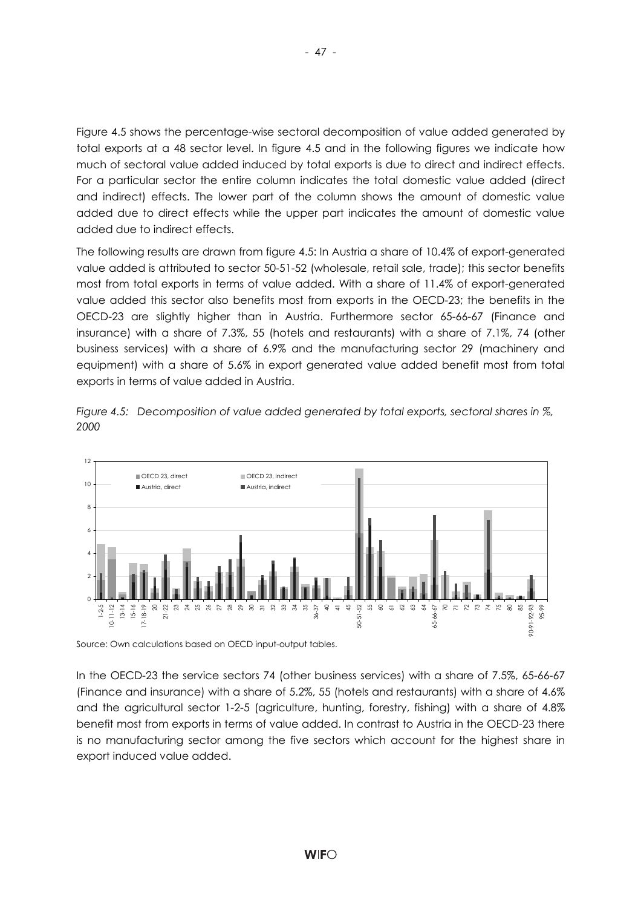Figure 4.5 shows the percentage-wise sectoral decomposition of value added generated by total exports at a 48 sector level. In figure 4.5 and in the following figures we indicate how much of sectoral value added induced by total exports is due to direct and indirect effects. For a particular sector the entire column indicates the total domestic value added (direct and indirect) effects. The lower part of the column shows the amount of domestic value added due to direct effects while the upper part indicates the amount of domestic value added due to indirect effects.

The following results are drawn from figure 4.5: In Austria a share of 10.4% of export-generated value added is attributed to sector 50-51-52 (wholesale, retail sale, trade); this sector benefits most from total exports in terms of value added. With a share of 11.4% of export-generated value added this sector also benefits most from exports in the OECD-23; the benefits in the OECD-23 are slightly higher than in Austria. Furthermore sector 65-66-67 (Finance and insurance) with a share of 7.3%, 55 (hotels and restaurants) with a share of 7.1%, 74 (other business services) with a share of 6.9% and the manufacturing sector 29 (machinery and equipment) with a share of 5.6% in export generated value added benefit most from total exports in terms of value added in Austria.

*Figure 4.5: Decomposition of value added generated by total exports, sectoral shares in %, 2000*

Source: Own calculations based on OECD input-output tables.

In the OECD-23 the service sectors 74 (other business services) with a share of 7.5%, 65-66-67 (Finance and insurance) with a share of 5.2%, 55 (hotels and restaurants) with a share of 4.6% and the agricultural sector 1-2-5 (agriculture, hunting, forestry, fishing) with a share of 4.8% benefit most from exports in terms of value added. In contrast to Austria in the OECD-23 there is no manufacturing sector among the five sectors which account for the highest share in export induced value added.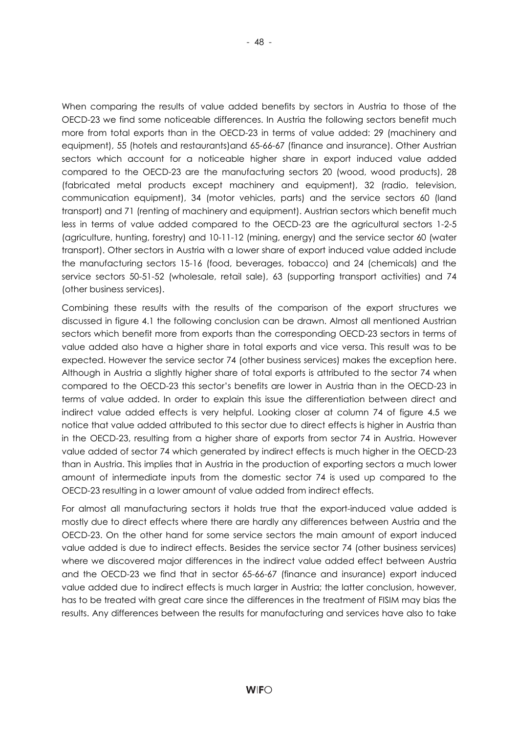When comparing the results of value added benefits by sectors in Austria to those of the OECD-23 we find some noticeable differences. In Austria the following sectors benefit much more from total exports than in the OECD-23 in terms of value added: 29 (machinery and equipment), 55 (hotels and restaurants)and 65-66-67 (finance and insurance). Other Austrian sectors which account for a noticeable higher share in export induced value added compared to the OECD-23 are the manufacturing sectors 20 (wood, wood products), 28 (fabricated metal products except machinery and equipment), 32 (radio, television, communication equipment), 34 (motor vehicles, parts) and the service sectors 60 (land transport) and 71 (renting of machinery and equipment). Austrian sectors which benefit much less in terms of value added compared to the OECD-23 are the agricultural sectors 1-2-5 (agriculture, hunting, forestry) and 10-11-12 (mining, energy) and the service sector 60 (water transport). Other sectors in Austria with a lower share of export induced value added include the manufacturing sectors 15-16 (food, beverages, tobacco) and 24 (chemicals) and the service sectors 50-51-52 (wholesale, retail sale), 63 (supporting transport activities) and 74 (other business services).

Combining these results with the results of the comparison of the export structures we discussed in figure 4.1 the following conclusion can be drawn. Almost all mentioned Austrian sectors which benefit more from exports than the corresponding OECD-23 sectors in terms of value added also have a higher share in total exports and vice versa. This result was to be expected. However the service sector 74 (other business services) makes the exception here. Although in Austria a slightly higher share of total exports is attributed to the sector 74 when compared to the OECD-23 this sector's benefits are lower in Austria than in the OECD-23 in terms of value added. In order to explain this issue the differentiation between direct and indirect value added effects is very helpful. Looking closer at column 74 of figure 4.5 we notice that value added attributed to this sector due to direct effects is higher in Austria than in the OECD-23, resulting from a higher share of exports from sector 74 in Austria. However value added of sector 74 which generated by indirect effects is much higher in the OECD-23 than in Austria. This implies that in Austria in the production of exporting sectors a much lower amount of intermediate inputs from the domestic sector 74 is used up compared to the OECD-23 resulting in a lower amount of value added from indirect effects.

For almost all manufacturing sectors it holds true that the export-induced value added is mostly due to direct effects where there are hardly any differences between Austria and the OECD-23. On the other hand for some service sectors the main amount of export induced value added is due to indirect effects. Besides the service sector 74 (other business services) where we discovered major differences in the indirect value added effect between Austria and the OECD-23 we find that in sector 65-66-67 (finance and insurance) export induced value added due to indirect effects is much larger in Austria; the latter conclusion, however, has to be treated with great care since the differences in the treatment of FISIM may bias the results. Any differences between the results for manufacturing and services have also to take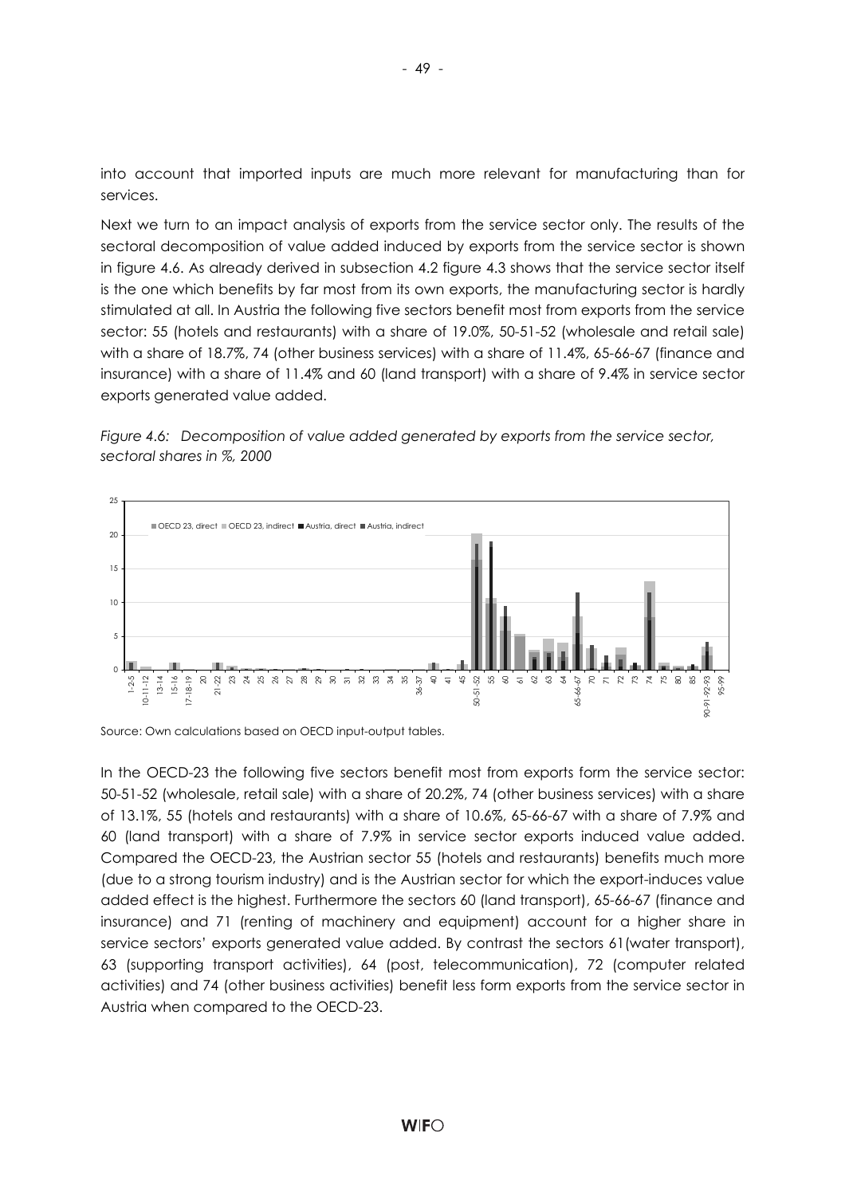into account that imported inputs are much more relevant for manufacturing than for services.

Next we turn to an impact analysis of exports from the service sector only. The results of the sectoral decomposition of value added induced by exports from the service sector is shown in figure 4.6. As already derived in subsection 4.2 figure 4.3 shows that the service sector itself is the one which benefits by far most from its own exports, the manufacturing sector is hardly stimulated at all. In Austria the following five sectors benefit most from exports from the service sector: 55 (hotels and restaurants) with a share of 19.0%, 50-51-52 (wholesale and retail sale) with a share of 18.7%, 74 (other business services) with a share of 11.4%, 65-66-67 (finance and insurance) with a share of 11.4% and 60 (land transport) with a share of 9.4% in service sector exports generated value added.

*Figure 4.6: Decomposition of value added generated by exports from the service sector, sectoral shares in %, 2000*

Source: Own calculations based on OECD input-output tables.

In the OECD-23 the following five sectors benefit most from exports form the service sector: 50-51-52 (wholesale, retail sale) with a share of 20.2%, 74 (other business services) with a share of 13.1%, 55 (hotels and restaurants) with a share of 10.6%, 65-66-67 with a share of 7.9% and 60 (land transport) with a share of 7.9% in service sector exports induced value added. Compared the OECD-23, the Austrian sector 55 (hotels and restaurants) benefits much more (due to a strong tourism industry) and is the Austrian sector for which the export-induces value added effect is the highest. Furthermore the sectors 60 (land transport), 65-66-67 (finance and insurance) and 71 (renting of machinery and equipment) account for a higher share in service sectors' exports generated value added. By contrast the sectors 61(water transport), 63 (supporting transport activities), 64 (post, telecommunication), 72 (computer related activities) and 74 (other business activities) benefit less form exports from the service sector in Austria when compared to the OECD-23.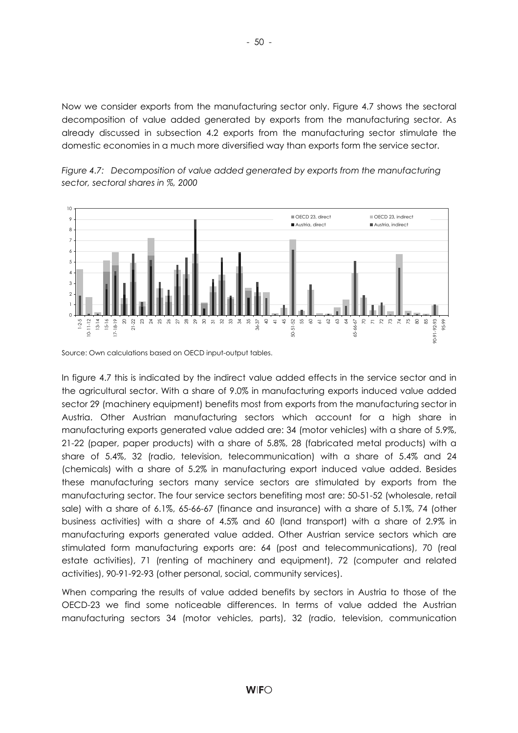Now we consider exports from the manufacturing sector only. Figure 4.7 shows the sectoral decomposition of value added generated by exports from the manufacturing sector. As already discussed in subsection 4.2 exports from the manufacturing sector stimulate the domestic economies in a much more diversified way than exports form the service sector.

*Figure 4.7: Decomposition of value added generated by exports from the manufacturing sector, sectoral shares in %, 2000*

Source: Own calculations based on OECD input-output tables.

In figure 4.7 this is indicated by the indirect value added effects in the service sector and in the agricultural sector. With a share of 9.0% in manufacturing exports induced value added sector 29 (machinery equipment) benefits most from exports from the manufacturing sector in Austria. Other Austrian manufacturing sectors which account for a high share in manufacturing exports generated value added are: 34 (motor vehicles) with a share of 5.9%, 21-22 (paper, paper products) with a share of 5.8%, 28 (fabricated metal products) with a share of 5.4%, 32 (radio, television, telecommunication) with a share of 5.4% and 24 (chemicals) with a share of 5.2% in manufacturing export induced value added. Besides these manufacturing sectors many service sectors are stimulated by exports from the manufacturing sector. The four service sectors benefiting most are: 50-51-52 (wholesale, retail sale) with a share of 6.1%, 65-66-67 (finance and insurance) with a share of 5.1%, 74 (other business activities) with a share of 4.5% and 60 (land transport) with a share of 2.9% in manufacturing exports generated value added. Other Austrian service sectors which are stimulated form manufacturing exports are: 64 (post and telecommunications), 70 (real estate activities), 71 (renting of machinery and equipment), 72 (computer and related activities), 90-91-92-93 (other personal, social, community services).

When comparing the results of value added benefits by sectors in Austria to those of the OECD-23 we find some noticeable differences. In terms of value added the Austrian manufacturing sectors 34 (motor vehicles, parts), 32 (radio, television, communication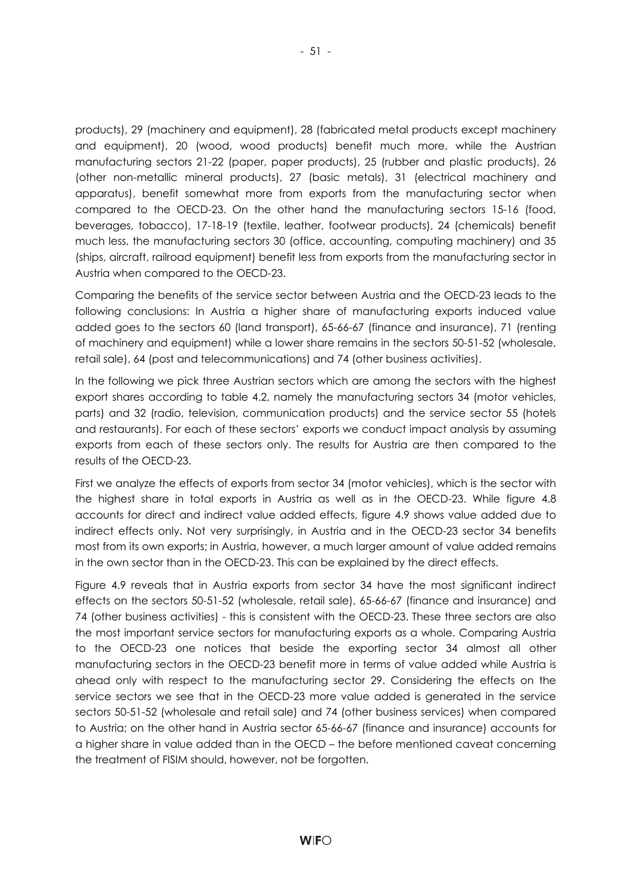products), 29 (machinery and equipment), 28 (fabricated metal products except machinery and equipment), 20 (wood, wood products) benefit much more, while the Austrian manufacturing sectors 21-22 (paper, paper products), 25 (rubber and plastic products), 26 (other non-metallic mineral products), 27 (basic metals), 31 (electrical machinery and apparatus), benefit somewhat more from exports from the manufacturing sector when compared to the OECD-23. On the other hand the manufacturing sectors 15-16 (food, beverages, tobacco), 17-18-19 (textile, leather, footwear products), 24 (chemicals) benefit much less, the manufacturing sectors 30 (office, accounting, computing machinery) and 35 (ships, aircraft, railroad equipment) benefit less from exports from the manufacturing sector in Austria when compared to the OECD-23.

Comparing the benefits of the service sector between Austria and the OECD-23 leads to the following conclusions: In Austria a higher share of manufacturing exports induced value added goes to the sectors 60 (land transport), 65-66-67 (finance and insurance), 71 (renting of machinery and equipment) while a lower share remains in the sectors 50-51-52 (wholesale, retail sale), 64 (post and telecommunications) and 74 (other business activities).

In the following we pick three Austrian sectors which are among the sectors with the highest export shares according to table 4.2, namely the manufacturing sectors 34 (motor vehicles, parts) and 32 (radio, television, communication products) and the service sector 55 (hotels and restaurants). For each of these sectors' exports we conduct impact analysis by assuming exports from each of these sectors only. The results for Austria are then compared to the results of the OECD-23.

First we analyze the effects of exports from sector 34 (motor vehicles), which is the sector with the highest share in total exports in Austria as well as in the OECD-23. While figure 4.8 accounts for direct and indirect value added effects, figure 4.9 shows value added due to indirect effects only. Not very surprisingly, in Austria and in the OECD-23 sector 34 benefits most from its own exports; in Austria, however, a much larger amount of value added remains in the own sector than in the OECD-23. This can be explained by the direct effects.

Figure 4.9 reveals that in Austria exports from sector 34 have the most significant indirect effects on the sectors 50-51-52 (wholesale, retail sale), 65-66-67 (finance and insurance) and 74 (other business activities) - this is consistent with the OECD-23. These three sectors are also the most important service sectors for manufacturing exports as a whole. Comparing Austria to the OECD-23 one notices that beside the exporting sector 34 almost all other manufacturing sectors in the OECD-23 benefit more in terms of value added while Austria is ahead only with respect to the manufacturing sector 29. Considering the effects on the service sectors we see that in the OECD-23 more value added is generated in the service sectors 50-51-52 (wholesale and retail sale) and 74 (other business services) when compared to Austria; on the other hand in Austria sector 65-66-67 (finance and insurance) accounts for a higher share in value added than in the OECD – the before mentioned caveat concerning the treatment of FISIM should, however, not be forgotten.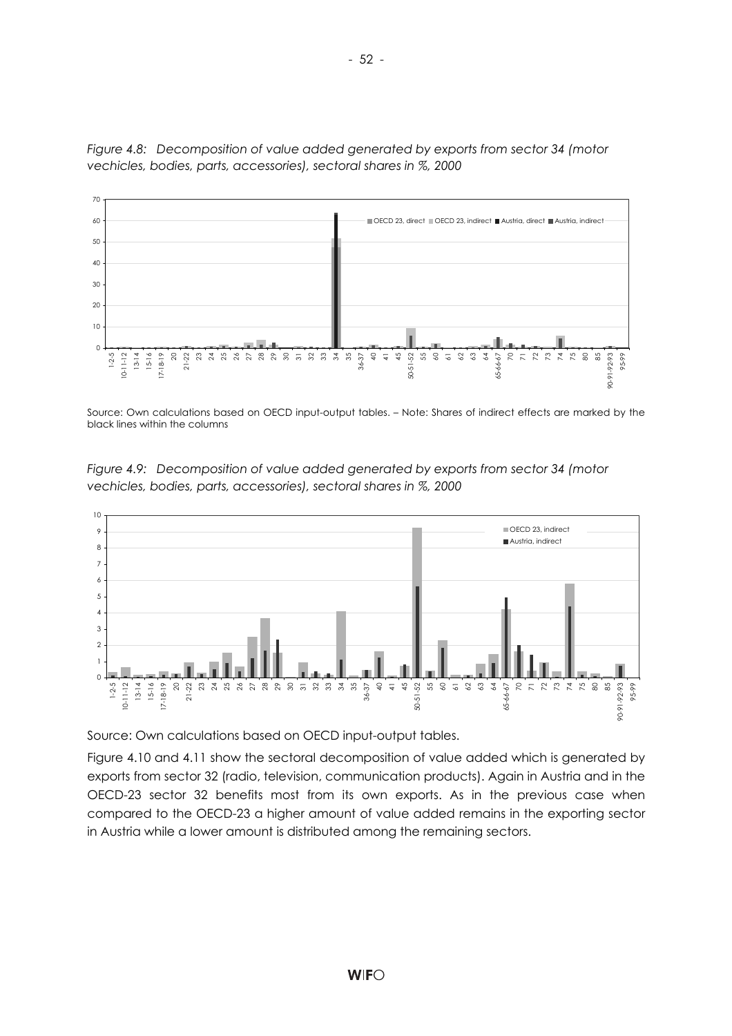*Figure 4.8: Decomposition of value added generated by exports from sector 34 (motor vechicles, bodies, parts, accessories), sectoral shares in %, 2000*

Source: Own calculations based on OECD input-output tables. – Note: Shares of indirect effects are marked by the black lines within the columns

*Figure 4.9: Decomposition of value added generated by exports from sector 34 (motor vechicles, bodies, parts, accessories), sectoral shares in %, 2000*

Source: Own calculations based on OECD input-output tables.

Figure 4.10 and 4.11 show the sectoral decomposition of value added which is generated by exports from sector 32 (radio, television, communication products). Again in Austria and in the OECD-23 sector 32 benefits most from its own exports. As in the previous case when compared to the OECD-23 a higher amount of value added remains in the exporting sector in Austria while a lower amount is distributed among the remaining sectors.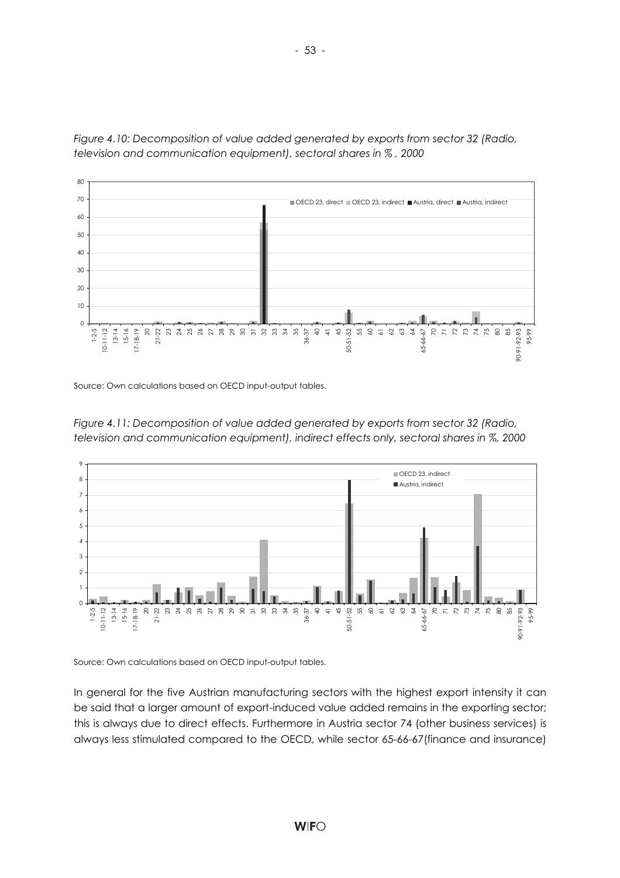*Figure 4.10: Decomposition of value added generated by exports from sector 32 (Radio, television and communication equipment), sectoral shares in % , 2000*

Source: Own calculations based on OECD input-output tables.

*Figure 4.11: Decomposition of value added generated by exports from sector 32 (Radio, television and communication equipment), indirect effects only, sectoral shares in %, 2000*

Source: Own calculations based on OECD input-output tables.

In general for the five Austrian manufacturing sectors with the highest export intensity it can be said that a larger amount of export-induced value added remains in the exporting sector; this is always due to direct effects. Furthermore in Austria sector 74 (other business services) is always less stimulated compared to the OECD, while sector 65-66-67(finance and insurance)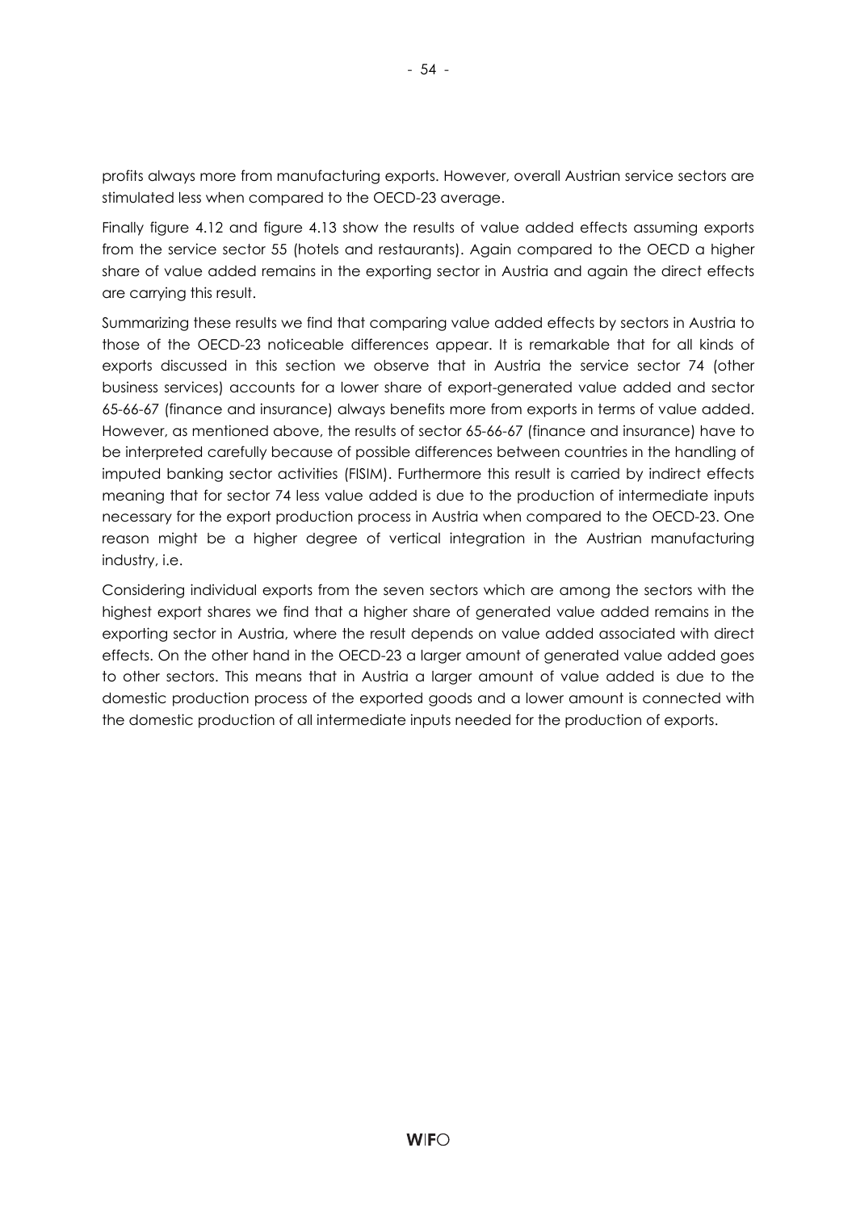profits always more from manufacturing exports. However, overall Austrian service sectors are stimulated less when compared to the OECD-23 average.

Finally figure 4.12 and figure 4.13 show the results of value added effects assuming exports from the service sector 55 (hotels and restaurants). Again compared to the OECD a higher share of value added remains in the exporting sector in Austria and again the direct effects are carrying this result.

Summarizing these results we find that comparing value added effects by sectors in Austria to those of the OECD-23 noticeable differences appear. It is remarkable that for all kinds of exports discussed in this section we observe that in Austria the service sector 74 (other business services) accounts for a lower share of export-generated value added and sector 65-66-67 (finance and insurance) always benefits more from exports in terms of value added. However, as mentioned above, the results of sector 65-66-67 (finance and insurance) have to be interpreted carefully because of possible differences between countries in the handling of imputed banking sector activities (FISIM). Furthermore this result is carried by indirect effects meaning that for sector 74 less value added is due to the production of intermediate inputs necessary for the export production process in Austria when compared to the OECD-23. One reason might be a higher degree of vertical integration in the Austrian manufacturing industry, i.e.

Considering individual exports from the seven sectors which are among the sectors with the highest export shares we find that a higher share of generated value added remains in the exporting sector in Austria, where the result depends on value added associated with direct effects. On the other hand in the OECD-23 a larger amount of generated value added goes to other sectors. This means that in Austria a larger amount of value added is due to the domestic production process of the exported goods and a lower amount is connected with the domestic production of all intermediate inputs needed for the production of exports.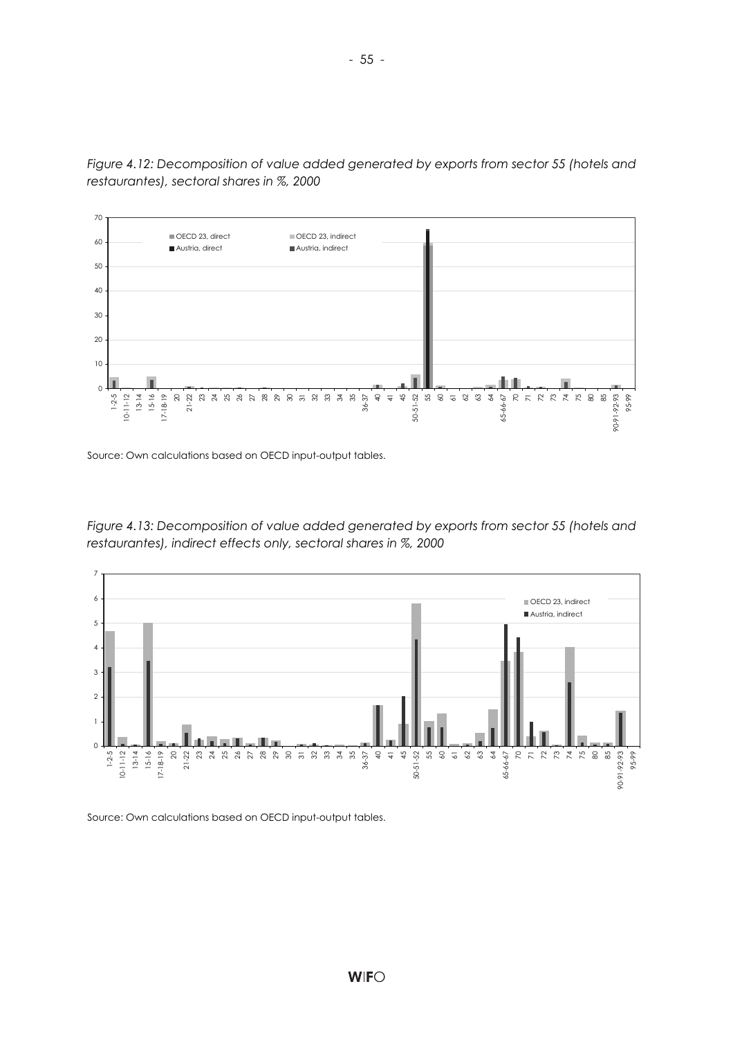*Figure 4.12: Decomposition of value added generated by exports from sector 55 (hotels and restaurantes), sectoral shares in %, 2000*

Source: Own calculations based on OECD input-output tables.

*Figure 4.13: Decomposition of value added generated by exports from sector 55 (hotels and restaurantes), indirect effects only, sectoral shares in %, 2000*

Source: Own calculations based on OECD input-output tables.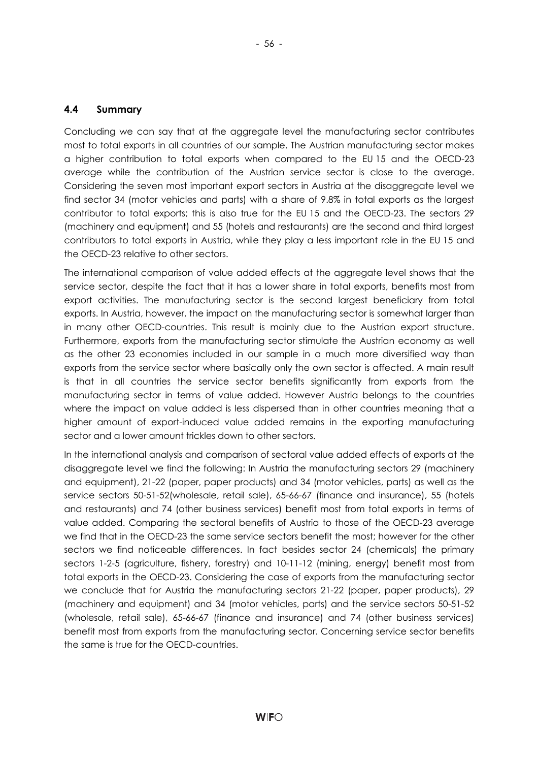## 4.4 Summary

Concluding we can say that at the aggregate level the manufacturing sector contributes most to total exports in all countries of our sample. The Austrian manufacturing sector makes a higher contribution to total exports when compared to the EU 15 and the OECD-23 average while the contribution of the Austrian service sector is close to the average. Considering the seven most important export sectors in Austria at the disaggregate level we find sector 34 (motor vehicles and parts) with a share of 9.8% in total exports as the largest contributor to total exports; this is also true for the EU 15 and the OECD-23. The sectors 29 (machinery and equipment) and 55 (hotels and restaurants) are the second and third largest contributors to total exports in Austria, while they play a less important role in the EU 15 and the OECD-23 relative to other sectors.

The international comparison of value added effects at the aggregate level shows that the service sector, despite the fact that it has a lower share in total exports, benefits most from export activities. The manufacturing sector is the second largest beneficiary from total exports. In Austria, however, the impact on the manufacturing sector is somewhat larger than in many other OECD-countries. This result is mainly due to the Austrian export structure. Furthermore, exports from the manufacturing sector stimulate the Austrian economy as well as the other 23 economies included in our sample in a much more diversified way than exports from the service sector where basically only the own sector is affected. A main result is that in all countries the service sector benefits significantly from exports from the manufacturing sector in terms of value added. However Austria belongs to the countries where the impact on value added is less dispersed than in other countries meaning that a higher amount of export-induced value added remains in the exporting manufacturing sector and a lower amount trickles down to other sectors.

In the international analysis and comparison of sectoral value added effects of exports at the disaggregate level we find the following: In Austria the manufacturing sectors 29 (machinery and equipment), 21-22 (paper, paper products) and 34 (motor vehicles, parts) as well as the service sectors 50-51-52(wholesale, retail sale), 65-66-67 (finance and insurance), 55 (hotels and restaurants) and 74 (other business services) benefit most from total exports in terms of value added. Comparing the sectoral benefits of Austria to those of the OECD-23 average we find that in the OECD-23 the same service sectors benefit the most; however for the other sectors we find noticeable differences. In fact besides sector 24 (chemicals) the primary sectors 1-2-5 (agriculture, fishery, forestry) and 10-11-12 (mining, energy) benefit most from total exports in the OECD-23. Considering the case of exports from the manufacturing sector we conclude that for Austria the manufacturing sectors 21-22 (paper, paper products), 29 (machinery and equipment) and 34 (motor vehicles, parts) and the service sectors 50-51-52 (wholesale, retail sale), 65-66-67 (finance and insurance) and 74 (other business services) benefit most from exports from the manufacturing sector. Concerning service sector benefits the same is true for the OECD-countries.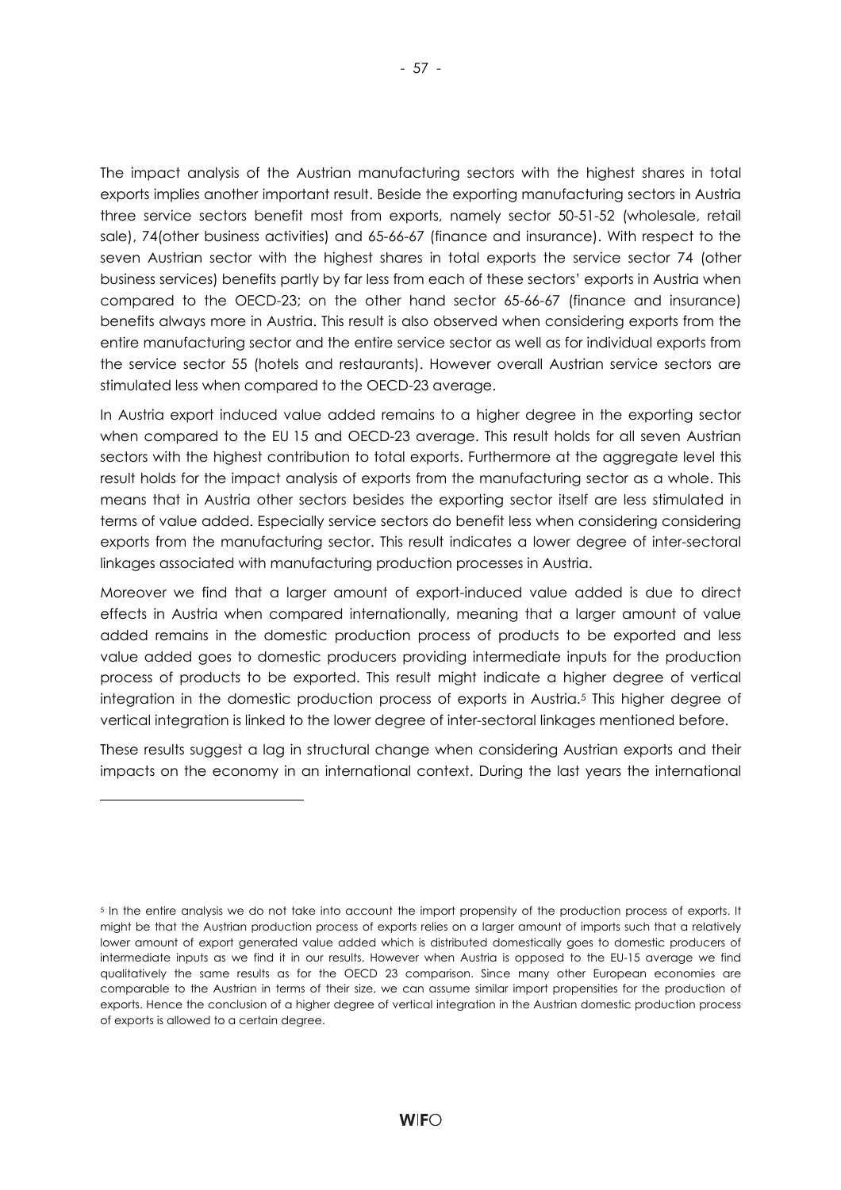The impact analysis of the Austrian manufacturing sectors with the highest shares in total exports implies another important result. Beside the exporting manufacturing sectors in Austria three service sectors benefit most from exports, namely sector 50-51-52 (wholesale, retail sale), 74(other business activities) and 65-66-67 (finance and insurance). With respect to the seven Austrian sector with the highest shares in total exports the service sector 74 (other business services) benefits partly by far less from each of these sectors' exports in Austria when compared to the OECD-23; on the other hand sector 65-66-67 (finance and insurance) benefits always more in Austria. This result is also observed when considering exports from the entire manufacturing sector and the entire service sector as well as for individual exports from the service sector 55 (hotels and restaurants). However overall Austrian service sectors are stimulated less when compared to the OECD-23 average.

In Austria export induced value added remains to a higher degree in the exporting sector when compared to the EU 15 and OECD-23 average. This result holds for all seven Austrian sectors with the highest contribution to total exports. Furthermore at the aggregate level this result holds for the impact analysis of exports from the manufacturing sector as a whole. This means that in Austria other sectors besides the exporting sector itself are less stimulated in terms of value added. Especially service sectors do benefit less when considering considering exports from the manufacturing sector. This result indicates a lower degree of inter-sectoral linkages associated with manufacturing production processes in Austria.

Moreover we find that a larger amount of export-induced value added is due to direct effects in Austria when compared internationally, meaning that a larger amount of value added remains in the domestic production process of products to be exported and less value added goes to domestic producers providing intermediate inputs for the production process of products to be exported. This result might indicate a higher degree of vertical integration in the domestic production process of exports in Austria.[5] This higher degree of vertical integration is linked to the lower degree of inter-sectoral linkages mentioned before.

These results suggest a lag in structural change when considering Austrian exports and their impacts on the economy in an international context. During the last years the international

---

[5] In the entire analysis we do not take into account the import propensity of the production process of exports. It might be that the Austrian production process of exports relies on a larger amount of imports such that a relatively lower amount of export generated value added which is distributed domestically goes to domestic producers of intermediate inputs as we find it in our results. However when Austria is opposed to the EU-15 average we find qualitatively the same results as for the OECD 23 comparison. Since many other European economies are comparable to the Austrian in terms of their size, we can assume similar import propensities for the production of exports. Hence the conclusion of a higher degree of vertical integration in the Austrian domestic production process of exports is allowed to a certain degree.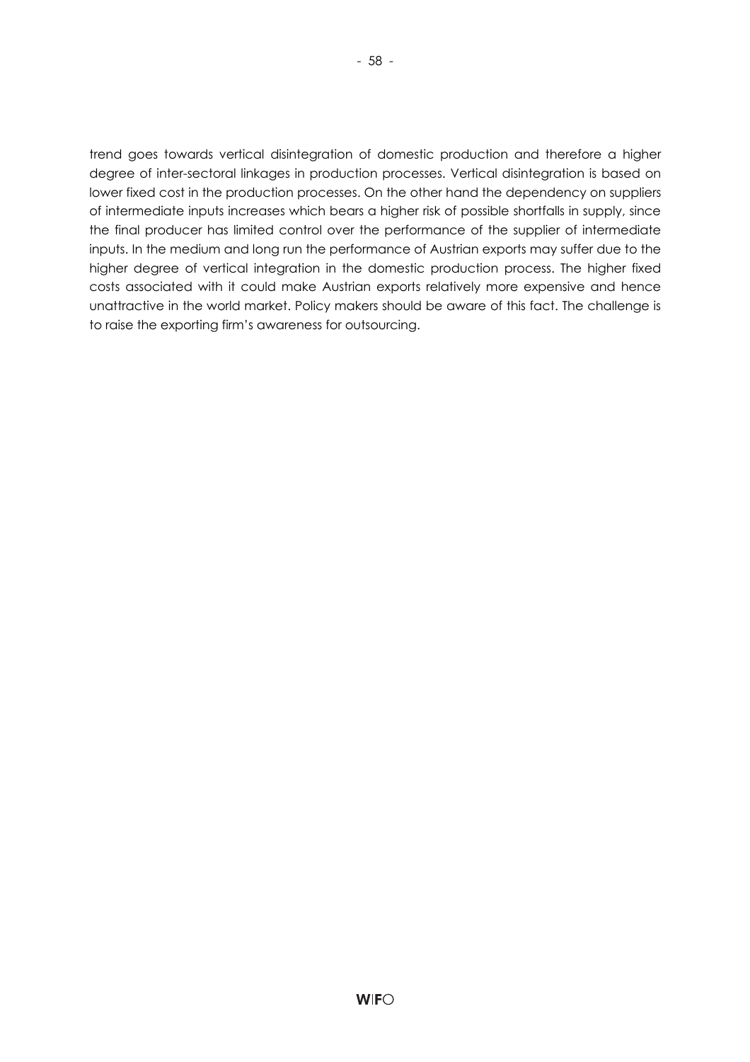trend goes towards vertical disintegration of domestic production and therefore a higher degree of inter-sectoral linkages in production processes. Vertical disintegration is based on lower fixed cost in the production processes. On the other hand the dependency on suppliers of intermediate inputs increases which bears a higher risk of possible shortfalls in supply, since the final producer has limited control over the performance of the supplier of intermediate inputs. In the medium and long run the performance of Austrian exports may suffer due to the higher degree of vertical integration in the domestic production process. The higher fixed costs associated with it could make Austrian exports relatively more expensive and hence unattractive in the world market. Policy makers should be aware of this fact. The challenge is to raise the exporting firm's awareness for outsourcing.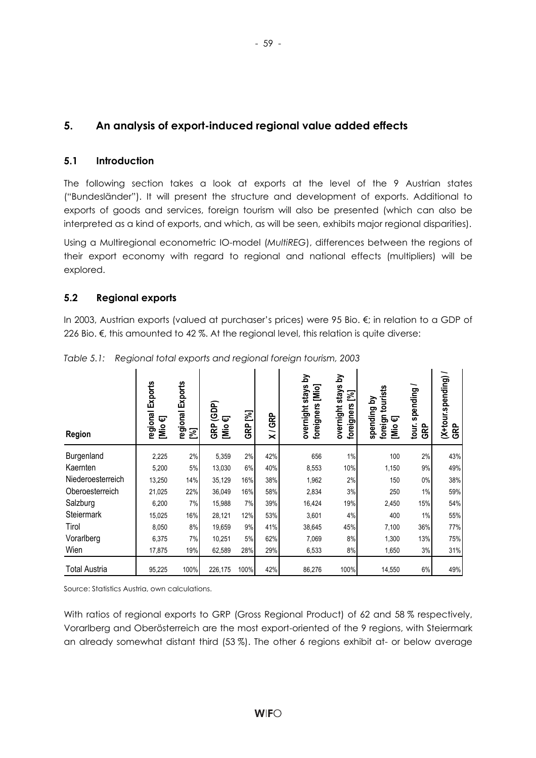## 5. An analysis of export-induced regional value added effects

### 5.1 Introduction

The following section takes a look at exports at the level of the 9 Austrian states ("Bundesländer"). It will present the structure and development of exports. Additional to exports of goods and services, foreign tourism will also be presented (which can also be interpreted as a kind of exports, and which, as will be seen, exhibits major regional disparities).

Using a Multiregional econometric IO-model (*MultiREG*), differences between the regions of their export economy with regard to regional and national effects (multipliers) will be explored.

### 5.2 Regional exports

In 2003, Austrian exports (valued at purchaser's prices) were 95 Bio. €; in relation to a GDP of 226 Bio. €, this amounted to 42 %. At the regional level, this relation is quite diverse:

*Table 5.1: Regional total exports and regional foreign tourism, 2003*

| Region | regional Exports [Mio €] | regional Exports [%] | GRP (GDP) [Mio €] | GRP [%] | X / GRP | overnight stays by foreigners [Mio] | overnight stays by foreigners [%] | spending by foreign tourists [Mio €] | tour. spending / GRP | (X+tour.spending) / GRP |
|---|---|---|---|---|---|---|---|---|---|---|
| Burgenland | 2,225 | 2% | 5,359 | 2% | 42% | 656 | 1% | 100 | 2% | 43% |
| Kaernten | 5,200 | 5% | 13,030 | 6% | 40% | 8,553 | 10% | 1,150 | 9% | 49% |
| Niederoesterreich | 13,250 | 14% | 35,129 | 16% | 38% | 1,962 | 2% | 150 | 0% | 38% |
| Oberoesterreich | 21,025 | 22% | 36,049 | 16% | 58% | 2,834 | 3% | 250 | 1% | 59% |
| Salzburg | 6,200 | 7% | 15,988 | 7% | 39% | 16,424 | 19% | 2,450 | 15% | 54% |
| Steiermark | 15,025 | 16% | 28,121 | 12% | 53% | 3,601 | 4% | 400 | 1% | 55% |
| Tirol | 8,050 | 8% | 19,659 | 9% | 41% | 38,645 | 45% | 7,100 | 36% | 77% |
| Vorarlberg | 6,375 | 7% | 10,251 | 5% | 62% | 7,069 | 8% | 1,300 | 13% | 75% |
| Wien | 17,875 | 19% | 62,589 | 28% | 29% | 6,533 | 8% | 1,650 | 3% | 31% |
| Total Austria | 95,225 | 100% | 226,175 | 100% | 42% | 86,276 | 100% | 14,550 | 6% | 49% |

Source: Statistics Austria, own calculations.

With ratios of regional exports to GRP (Gross Regional Product) of 62 and 58 % respectively, Vorarlberg and Oberösterreich are the most export-oriented of the 9 regions, with Steiermark an already somewhat distant third (53 %). The other 6 regions exhibit at- or below average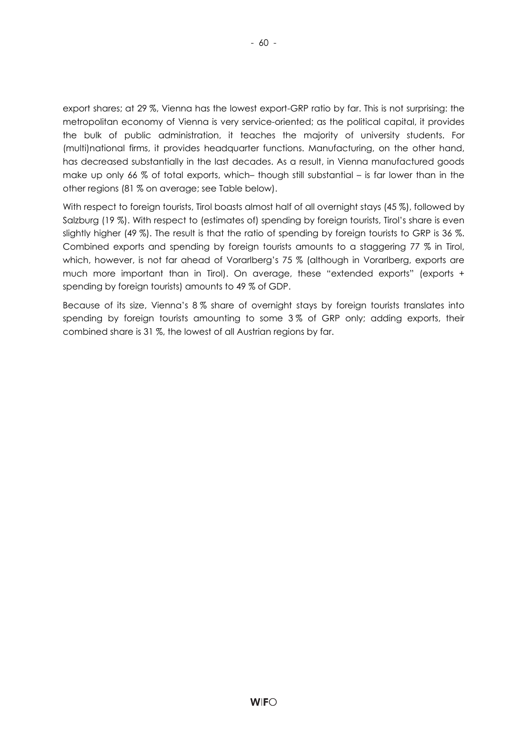export shares; at 29 %, Vienna has the lowest export-GRP ratio by far. This is not surprising: the metropolitan economy of Vienna is very service-oriented; as the political capital, it provides the bulk of public administration, it teaches the majority of university students. For (multi)national firms, it provides headquarter functions. Manufacturing, on the other hand, has decreased substantially in the last decades. As a result, in Vienna manufactured goods make up only 66 % of total exports, which– though still substantial – is far lower than in the other regions (81 % on average; see Table below).

With respect to foreign tourists, Tirol boasts almost half of all overnight stays (45 %), followed by Salzburg (19 %). With respect to (estimates of) spending by foreign tourists, Tirol's share is even slightly higher (49 %). The result is that the ratio of spending by foreign tourists to GRP is 36 %. Combined exports and spending by foreign tourists amounts to a staggering 77 % in Tirol, which, however, is not far ahead of Vorarlberg's 75 % (although in Vorarlberg, exports are much more important than in Tirol). On average, these "extended exports" (exports + spending by foreign tourists) amounts to 49 % of GDP.

Because of its size, Vienna's 8 % share of overnight stays by foreign tourists translates into spending by foreign tourists amounting to some 3 % of GRP only; adding exports, their combined share is 31 %, the lowest of all Austrian regions by far.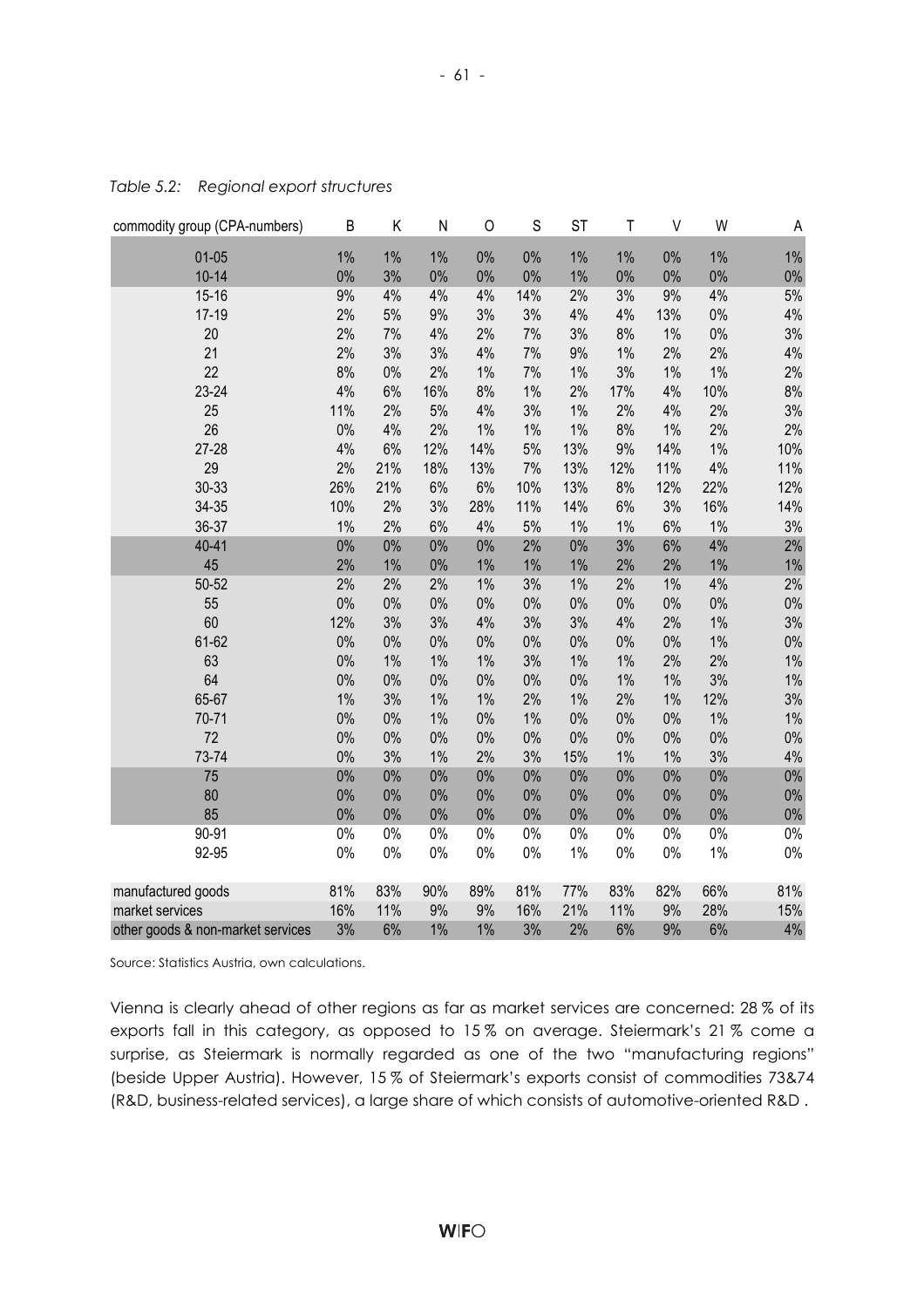*Table 5.2: Regional export structures*

| commodity group (CPA-numbers) | B | K | N | O | S | ST | T | V | W | A |
|---|---|---|---|---|---|---|---|---|---|---|
| 01-05 | 1% | 1% | 1% | 0% | 0% | 1% | 1% | 0% | 1% | 1% |
| 10-14 | 0% | 3% | 0% | 0% | 0% | 1% | 0% | 0% | 0% | 0% |
| 15-16 | 9% | 4% | 4% | 4% | 14% | 2% | 3% | 9% | 4% | 5% |
| 17-19 | 2% | 5% | 9% | 3% | 3% | 4% | 4% | 13% | 0% | 4% |
| 20 | 2% | 7% | 4% | 2% | 7% | 3% | 8% | 1% | 0% | 3% |
| 21 | 2% | 3% | 3% | 4% | 7% | 9% | 1% | 2% | 2% | 4% |
| 22 | 8% | 0% | 2% | 1% | 7% | 1% | 3% | 1% | 1% | 2% |
| 23-24 | 4% | 6% | 16% | 8% | 1% | 2% | 17% | 4% | 10% | 8% |
| 25 | 11% | 2% | 5% | 4% | 3% | 1% | 2% | 4% | 2% | 3% |
| 26 | 0% | 4% | 2% | 1% | 1% | 1% | 8% | 1% | 2% | 2% |
| 27-28 | 4% | 6% | 12% | 14% | 5% | 13% | 9% | 14% | 1% | 10% |
| 29 | 2% | 21% | 18% | 13% | 7% | 13% | 12% | 11% | 4% | 11% |
| 30-33 | 26% | 21% | 6% | 6% | 10% | 13% | 8% | 12% | 22% | 12% |
| 34-35 | 10% | 2% | 3% | 28% | 11% | 14% | 6% | 3% | 16% | 14% |
| 36-37 | 1% | 2% | 6% | 4% | 5% | 1% | 1% | 6% | 1% | 3% |
| 40-41 | 0% | 0% | 0% | 0% | 2% | 0% | 3% | 6% | 4% | 2% |
| 45 | 2% | 1% | 0% | 1% | 1% | 1% | 2% | 2% | 1% | 1% |
| 50-52 | 2% | 2% | 2% | 1% | 3% | 1% | 2% | 1% | 4% | 2% |
| 55 | 0% | 0% | 0% | 0% | 0% | 0% | 0% | 0% | 0% | 0% |
| 60 | 12% | 3% | 3% | 4% | 3% | 3% | 4% | 2% | 1% | 3% |
| 61-62 | 0% | 0% | 0% | 0% | 0% | 0% | 0% | 0% | 1% | 0% |
| 63 | 0% | 1% | 1% | 1% | 3% | 1% | 1% | 2% | 2% | 1% |
| 64 | 0% | 0% | 0% | 0% | 0% | 0% | 1% | 1% | 3% | 1% |
| 65-67 | 1% | 3% | 1% | 1% | 2% | 1% | 2% | 1% | 12% | 3% |
| 70-71 | 0% | 0% | 1% | 0% | 1% | 0% | 0% | 0% | 1% | 1% |
| 72 | 0% | 0% | 0% | 0% | 0% | 0% | 0% | 0% | 0% | 0% |
| 73-74 | 0% | 3% | 1% | 2% | 3% | 15% | 1% | 1% | 3% | 4% |
| 75 | 0% | 0% | 0% | 0% | 0% | 0% | 0% | 0% | 0% | 0% |
| 80 | 0% | 0% | 0% | 0% | 0% | 0% | 0% | 0% | 0% | 0% |
| 85 | 0% | 0% | 0% | 0% | 0% | 0% | 0% | 0% | 0% | 0% |
| 90-91 | 0% | 0% | 0% | 0% | 0% | 0% | 0% | 0% | 0% | 0% |
| 92-95 | 0% | 0% | 0% | 0% | 0% | 1% | 0% | 0% | 1% | 0% |
| manufactured goods | 81% | 83% | 90% | 89% | 81% | 77% | 83% | 82% | 66% | 81% |
| market services | 16% | 11% | 9% | 9% | 16% | 21% | 11% | 9% | 28% | 15% |
| other goods & non-market services | 3% | 6% | 1% | 1% | 3% | 2% | 6% | 9% | 6% | 4% |

Source: Statistics Austria, own calculations.

Vienna is clearly ahead of other regions as far as market services are concerned: 28 % of its exports fall in this category, as opposed to 15 % on average. Steiermark's 21 % come a surprise, as Steiermark is normally regarded as one of the two "manufacturing regions" (beside Upper Austria). However, 15 % of Steiermark's exports consist of commodities 73&74 (R&D, business-related services), a large share of which consists of automotive-oriented R&D .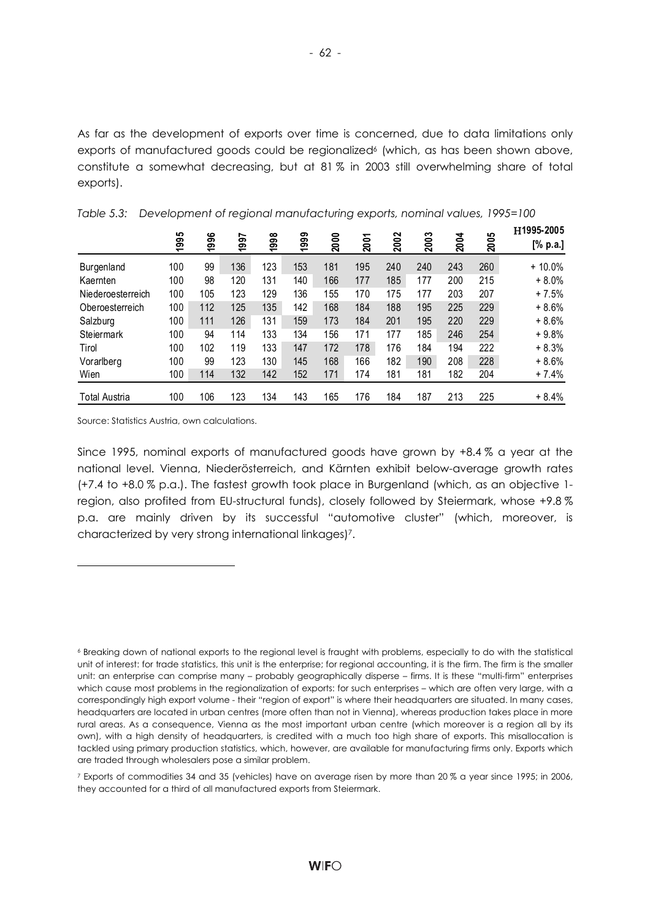As far as the development of exports over time is concerned, due to data limitations only exports of manufactured goods could be regionalized[6] (which, as has been shown above, constitute a somewhat decreasing, but at 81 % in 2003 still overwhelming share of total exports).

*Table 5.3: Development of regional manufacturing exports, nominal values, 1995=100*

| | 1995 | 1996 | 1997 | 1998 | 1999 | 2000 | 2001 | 2002 | 2003 | 2004 | 2005 | Ø1995-2005 [% p.a.] |
|---|---|---|---|---|---|---|---|---|---|---|---|---|
| Burgenland | 100 | 99 | 136 | 123 | 153 | 181 | 195 | 240 | 240 | 243 | 260 | + 10.0% |
| Kaernten | 100 | 98 | 120 | 131 | 140 | 166 | 177 | 185 | 177 | 200 | 215 | + 8.0% |
| Niederoesterreich | 100 | 105 | 123 | 129 | 136 | 155 | 170 | 175 | 177 | 203 | 207 | + 7.5% |
| Oberoesterreich | 100 | 112 | 125 | 135 | 142 | 168 | 184 | 188 | 195 | 225 | 229 | + 8.6% |
| Salzburg | 100 | 111 | 126 | 131 | 159 | 173 | 184 | 201 | 195 | 220 | 229 | + 8.6% |
| Steiermark | 100 | 94 | 114 | 133 | 134 | 156 | 171 | 177 | 185 | 246 | 254 | + 9.8% |
| Tirol | 100 | 102 | 119 | 133 | 147 | 172 | 178 | 176 | 184 | 194 | 222 | + 8.3% |
| Vorarlberg | 100 | 99 | 123 | 130 | 145 | 168 | 166 | 182 | 190 | 208 | 228 | + 8.6% |
| Wien | 100 | 114 | 132 | 142 | 152 | 171 | 174 | 181 | 181 | 182 | 204 | + 7.4% |
| Total Austria | 100 | 106 | 123 | 134 | 143 | 165 | 176 | 184 | 187 | 213 | 225 | + 8.4% |

Source: Statistics Austria, own calculations.

Since 1995, nominal exports of manufactured goods have grown by +8.4 % a year at the national level. Vienna, Niederösterreich, and Kärnten exhibit below-average growth rates (+7.4 to +8.0 % p.a.). The fastest growth took place in Burgenland (which, as an objective 1-region, also profited from EU-structural funds), closely followed by Steiermark, whose +9.8 % p.a. are mainly driven by its successful "automotive cluster" (which, moreover, is characterized by very strong international linkages)[7].

---

[6] Breaking down of national exports to the regional level is fraught with problems, especially to do with the statistical unit of interest: for trade statistics, this unit is the enterprise; for regional accounting, it is the firm. The firm is the smaller unit: an enterprise can comprise many – probably geographically disperse – firms. It is these "multi-firm" enterprises which cause most problems in the regionalization of exports: for such enterprises – which are often very large, with a correspondingly high export volume - their "region of export" is where their headquarters are situated. In many cases, headquarters are located in urban centres (more often than not in Vienna), whereas production takes place in more rural areas. As a consequence, Vienna as the most important urban centre (which moreover is a region all by its own), with a high density of headquarters, is credited with a much too high share of exports. This misallocation is tackled using primary production statistics, which, however, are available for manufacturing firms only. Exports which are traded through wholesalers pose a similar problem.

[7] Exports of commodities 34 and 35 (vehicles) have on average risen by more than 20 % a year since 1995; in 2006, they accounted for a third of all manufactured exports from Steiermark.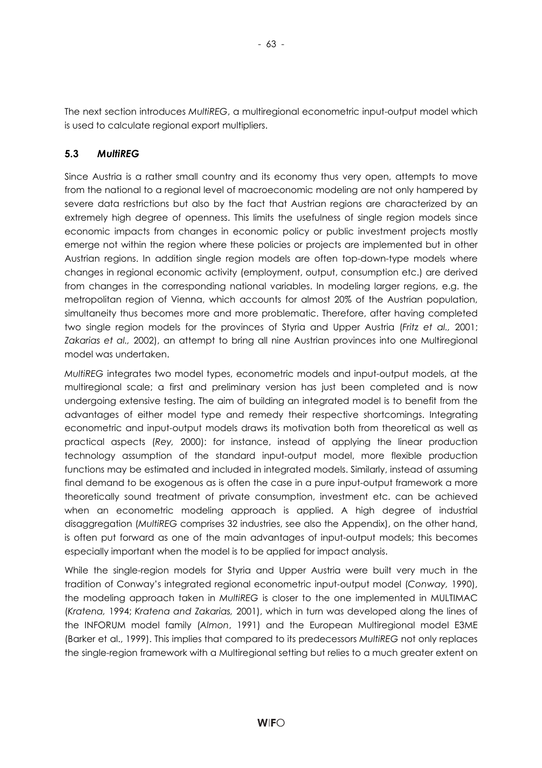The next section introduces *MultiREG*, a multiregional econometric input-output model which is used to calculate regional export multipliers.

### 5.3 *MultiREG*

Since Austria is a rather small country and its economy thus very open, attempts to move from the national to a regional level of macroeconomic modeling are not only hampered by severe data restrictions but also by the fact that Austrian regions are characterized by an extremely high degree of openness. This limits the usefulness of single region models since economic impacts from changes in economic policy or public investment projects mostly emerge not within the region where these policies or projects are implemented but in other Austrian regions. In addition single region models are often top-down-type models where changes in regional economic activity (employment, output, consumption etc.) are derived from changes in the corresponding national variables. In modeling larger regions, e.g. the metropolitan region of Vienna, which accounts for almost 20% of the Austrian population, simultaneity thus becomes more and more problematic. Therefore, after having completed two single region models for the provinces of Styria and Upper Austria (*Fritz et al.,* 2001; *Zakarias et al.,* 2002), an attempt to bring all nine Austrian provinces into one Multiregional model was undertaken.

*MultiREG* integrates two model types, econometric models and input-output models, at the multiregional scale; a first and preliminary version has just been completed and is now undergoing extensive testing. The aim of building an integrated model is to benefit from the advantages of either model type and remedy their respective shortcomings. Integrating econometric and input-output models draws its motivation both from theoretical as well as practical aspects (*Rey,* 2000): for instance, instead of applying the linear production technology assumption of the standard input-output model, more flexible production functions may be estimated and included in integrated models. Similarly, instead of assuming final demand to be exogenous as is often the case in a pure input-output framework a more theoretically sound treatment of private consumption, investment etc. can be achieved when an econometric modeling approach is applied. A high degree of industrial disaggregation (*MultiREG* comprises 32 industries, see also the Appendix), on the other hand, is often put forward as one of the main advantages of input-output models; this becomes especially important when the model is to be applied for impact analysis.

While the single-region models for Styria and Upper Austria were built very much in the tradition of Conway's integrated regional econometric input-output model (*Conway,* 1990), the modeling approach taken in *MultiREG* is closer to the one implemented in MULTIMAC (*Kratena,* 1994; *Kratena and Zakarias,* 2001), which in turn was developed along the lines of the INFORUM model family (*Almon*, 1991) and the European Multiregional model E3ME (Barker et al., 1999). This implies that compared to its predecessors *MultiREG* not only replaces the single-region framework with a Multiregional setting but relies to a much greater extent on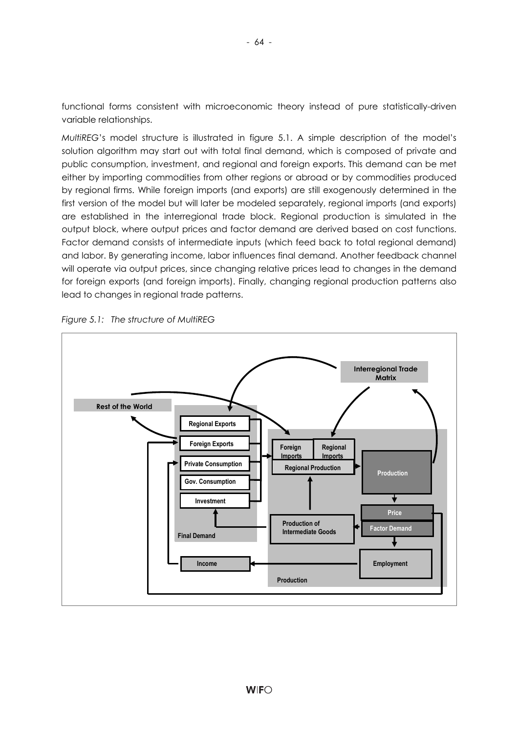functional forms consistent with microeconomic theory instead of pure statistically-driven variable relationships.

*MultiREG*'s model structure is illustrated in figure 5.1. A simple description of the model's solution algorithm may start out with total final demand, which is composed of private and public consumption, investment, and regional and foreign exports. This demand can be met either by importing commodities from other regions or abroad or by commodities produced by regional firms. While foreign imports (and exports) are still exogenously determined in the first version of the model but will later be modeled separately, regional imports (and exports) are established in the interregional trade block. Regional production is simulated in the output block, where output prices and factor demand are derived based on cost functions. Factor demand consists of intermediate inputs (which feed back to total regional demand) and labor. By generating income, labor influences final demand. Another feedback channel will operate via output prices, since changing relative prices lead to changes in the demand for foreign exports (and foreign imports). Finally, changing regional production patterns also lead to changes in regional trade patterns.

*Figure 5.1: The structure of MultiREG*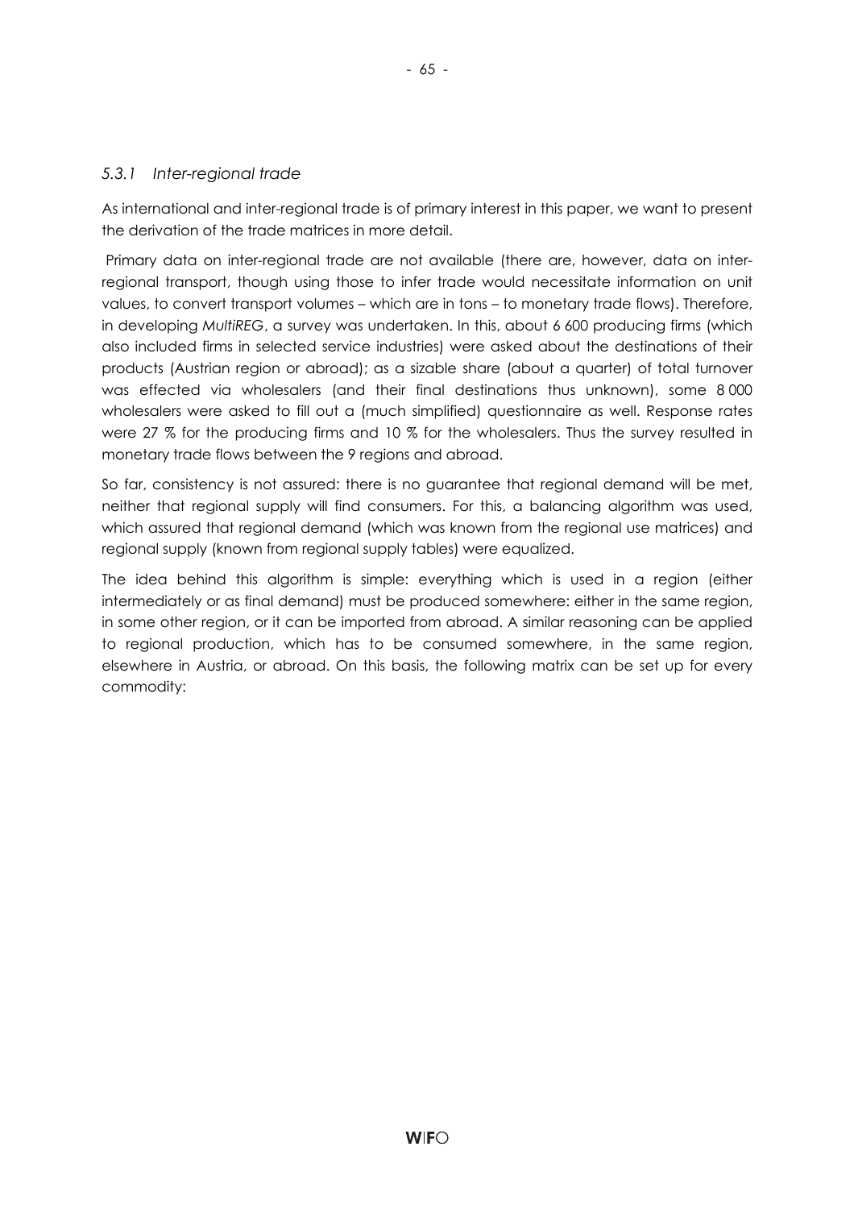### *5.3.1 Inter-regional trade*

As international and inter-regional trade is of primary interest in this paper, we want to present the derivation of the trade matrices in more detail.

Primary data on inter-regional trade are not available (there are, however, data on inter-regional transport, though using those to infer trade would necessitate information on unit values, to convert transport volumes – which are in tons – to monetary trade flows). Therefore, in developing *MultiREG*, a survey was undertaken. In this, about 6 600 producing firms (which also included firms in selected service industries) were asked about the destinations of their products (Austrian region or abroad); as a sizable share (about a quarter) of total turnover was effected via wholesalers (and their final destinations thus unknown), some 8 000 wholesalers were asked to fill out a (much simplified) questionnaire as well. Response rates were 27 % for the producing firms and 10 % for the wholesalers. Thus the survey resulted in monetary trade flows between the 9 regions and abroad.

So far, consistency is not assured: there is no guarantee that regional demand will be met, neither that regional supply will find consumers. For this, a balancing algorithm was used, which assured that regional demand (which was known from the regional use matrices) and regional supply (known from regional supply tables) were equalized.

The idea behind this algorithm is simple: everything which is used in a region (either intermediately or as final demand) must be produced somewhere: either in the same region, in some other region, or it can be imported from abroad. A similar reasoning can be applied to regional production, which has to be consumed somewhere, in the same region, elsewhere in Austria, or abroad. On this basis, the following matrix can be set up for every commodity: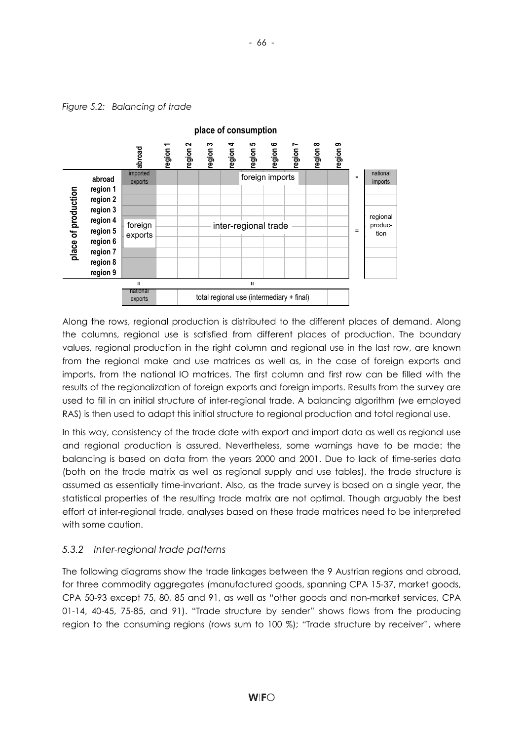*Figure 5.2: Balancing of trade*

| | | **place of consumption** | | | | | | | | | | | |
|---|---|---|---|---|---|---|---|---|---|---|---|---|---|
| | | **abroad** | **region 1** | **region 2** | **region 3** | **region 4** | **region 5** | **region 6** | **region 7** | **region 8** | **region 9** | | |
| **place of production** | **abroad** | imported exports | foreign imports | | | | | | | | | = | national imports |
| | **region 1** | foreign exports | inter-regional trade | | | | | | | | | = | regional production |
| | **region 2** | | | | | | | | | | | | |
| | **region 3** | | | | | | | | | | | | |
| | **region 4** | | | | | | | | | | | | |
| | **region 5** | | | | | | | | | | | | |
| | **region 6** | | | | | | | | | | | | |
| | **region 7** | | | | | | | | | | | | |
| | **region 8** | | | | | | | | | | | | |
| | **region 9** | | | | | | | | | | | | |
| | | = | = | | | | | | | | | | |
| | | national exports | total regional use (intermediary + final) | | | | | | | | | | |

Along the rows, regional production is distributed to the different places of demand. Along the columns, regional use is satisfied from different places of production. The boundary values, regional production in the right column and regional use in the last row, are known from the regional make and use matrices as well as, in the case of foreign exports and imports, from the national IO matrices. The first column and first row can be filled with the results of the regionalization of foreign exports and foreign imports. Results from the survey are used to fill in an initial structure of inter-regional trade. A balancing algorithm (we employed RAS) is then used to adapt this initial structure to regional production and total regional use.

In this way, consistency of the trade date with export and import data as well as regional use and regional production is assured. Nevertheless, some warnings have to be made: the balancing is based on data from the years 2000 and 2001. Due to lack of time-series data (both on the trade matrix as well as regional supply and use tables), the trade structure is assumed as essentially time-invariant. Also, as the trade survey is based on a single year, the statistical properties of the resulting trade matrix are not optimal. Though arguably the best effort at inter-regional trade, analyses based on these trade matrices need to be interpreted with some caution.

### *5.3.2 Inter-regional trade patterns*

The following diagrams show the trade linkages between the 9 Austrian regions and abroad, for three commodity aggregates (manufactured goods, spanning CPA 15-37, market goods, CPA 50-93 except 75, 80, 85 and 91, as well as "other goods and non-market services, CPA 01-14, 40-45, 75-85, and 91). "Trade structure by sender" shows flows from the producing region to the consuming regions (rows sum to 100 %); "Trade structure by receiver", where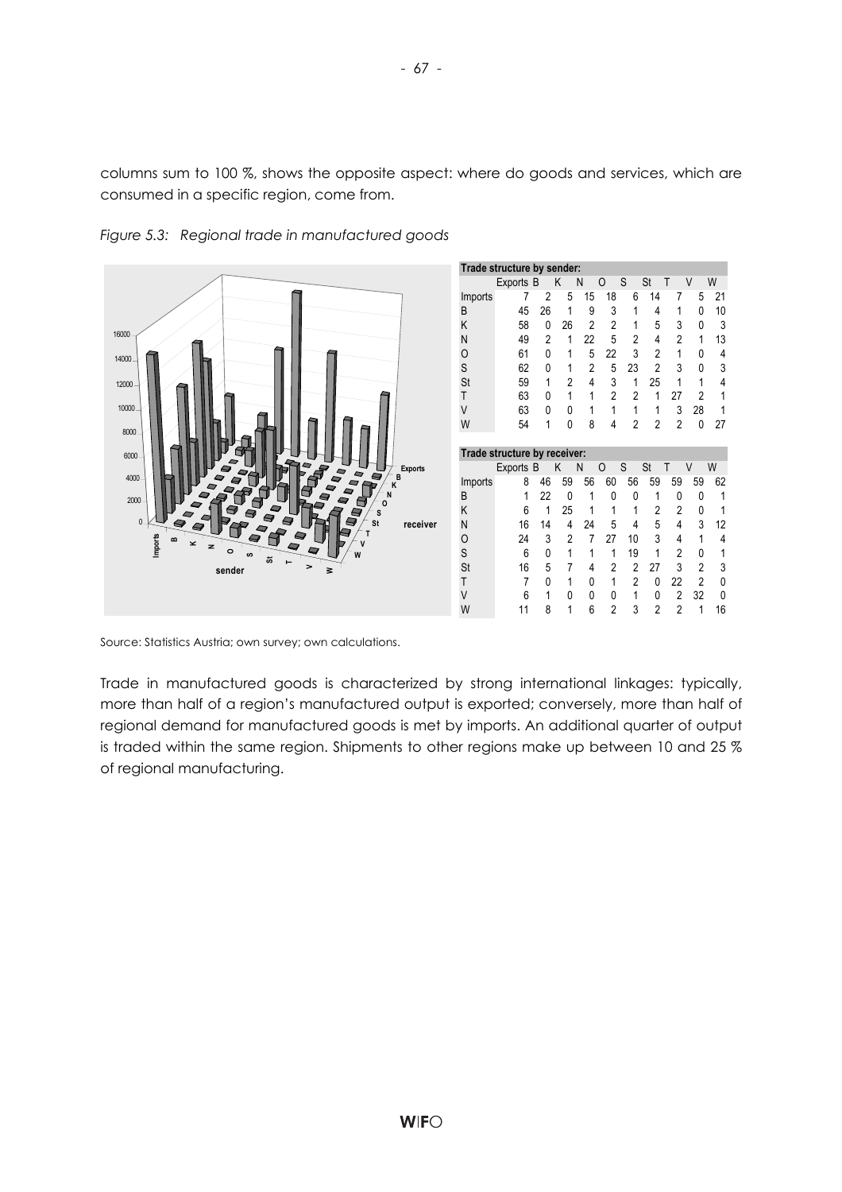columns sum to 100 %, shows the opposite aspect: where do goods and services, which are consumed in a specific region, come from.

*Figure 5.3: Regional trade in manufactured goods*

**Trade structure by sender:**

| | Exports | B | K | N | O | S | St | T | V | W |
|---|---|---|---|---|---|---|---|---|---|---|
| Imports | 7 | 2 | 5 | 15 | 18 | 6 | 14 | 7 | 5 | 21 |
| B | 45 | 26 | 1 | 9 | 3 | 1 | 4 | 1 | 0 | 10 |
| K | 58 | 0 | 26 | 2 | 2 | 1 | 5 | 3 | 0 | 3 |
| N | 49 | 2 | 1 | 22 | 5 | 2 | 4 | 2 | 1 | 13 |
| O | 61 | 0 | 1 | 5 | 22 | 3 | 2 | 1 | 0 | 4 |
| S | 62 | 0 | 1 | 2 | 5 | 23 | 2 | 3 | 0 | 3 |
| St | 59 | 1 | 2 | 4 | 3 | 1 | 25 | 1 | 1 | 4 |
| T | 63 | 0 | 1 | 1 | 2 | 2 | 1 | 27 | 2 | 1 |
| V | 63 | 0 | 0 | 1 | 1 | 1 | 1 | 3 | 28 | 1 |
| W | 54 | 1 | 0 | 8 | 4 | 2 | 2 | 2 | 0 | 27 |

**Trade structure by receiver:**

| | Exports | B | K | N | O | S | St | T | V | W |
|---|---|---|---|---|---|---|---|---|---|---|
| Imports | 8 | 46 | 59 | 56 | 60 | 56 | 59 | 59 | 59 | 62 |
| B | 1 | 22 | 0 | 1 | 0 | 0 | 1 | 0 | 0 | 1 |
| K | 6 | 1 | 25 | 1 | 1 | 1 | 2 | 2 | 0 | 1 |
| N | 16 | 14 | 4 | 24 | 5 | 4 | 5 | 4 | 3 | 12 |
| O | 24 | 3 | 2 | 7 | 27 | 10 | 3 | 4 | 1 | 4 |
| S | 6 | 0 | 1 | 1 | 1 | 19 | 1 | 2 | 0 | 1 |
| St | 16 | 5 | 7 | 4 | 2 | 2 | 27 | 3 | 2 | 3 |
| T | 7 | 0 | 1 | 0 | 1 | 2 | 0 | 22 | 2 | 0 |
| V | 6 | 1 | 0 | 0 | 0 | 1 | 0 | 2 | 32 | 0 |
| W | 11 | 8 | 1 | 6 | 2 | 3 | 2 | 2 | 1 | 16 |

Source: Statistics Austria; own survey; own calculations.

Trade in manufactured goods is characterized by strong international linkages: typically, more than half of a region's manufactured output is exported; conversely, more than half of regional demand for manufactured goods is met by imports. An additional quarter of output is traded within the same region. Shipments to other regions make up between 10 and 25 % of regional manufacturing.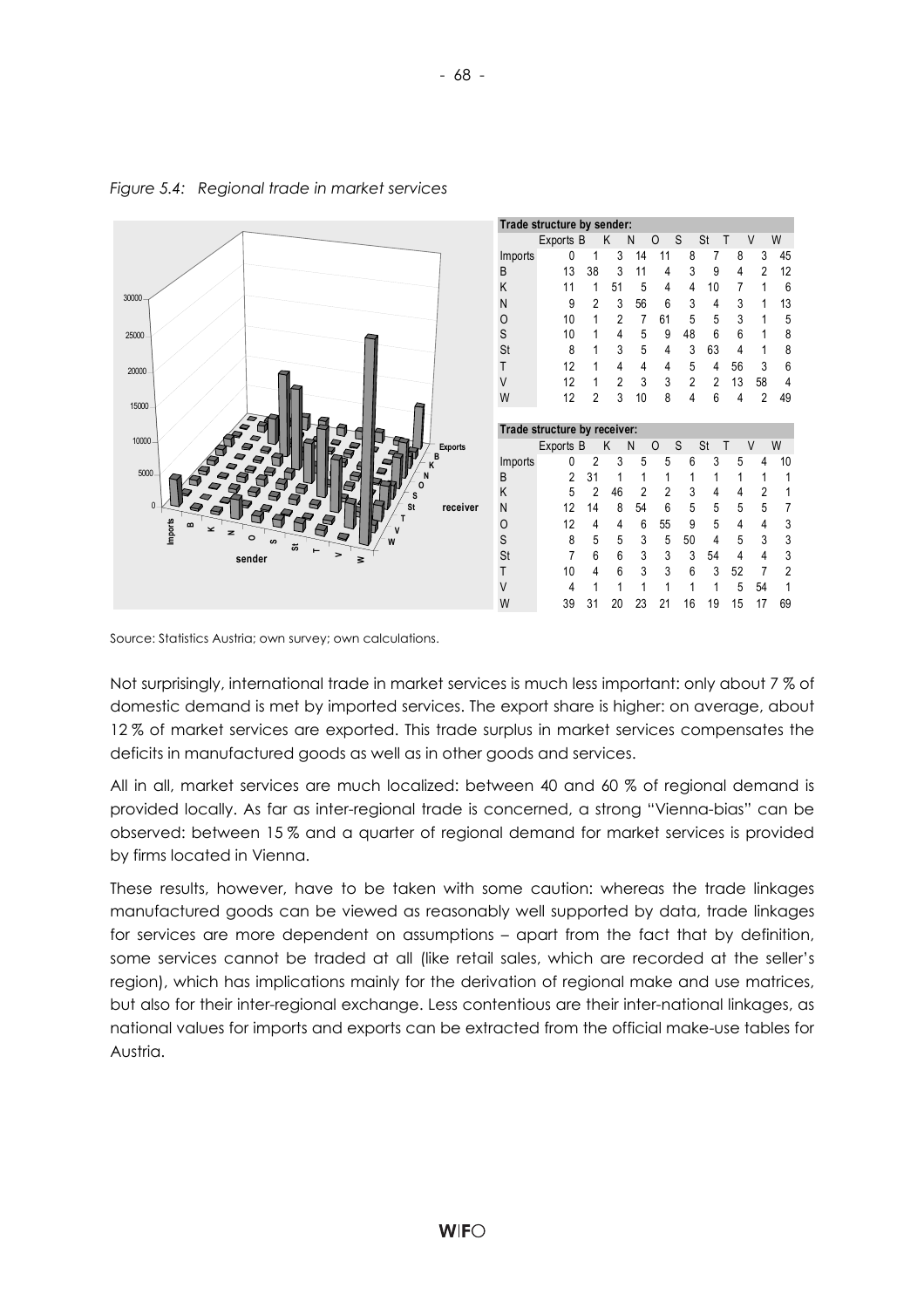*Figure 5.4: Regional trade in market services*

**Trade structure by sender:**

| | Exports | B | K | N | O | S | St | T | V | W |
|---|---|---|---|---|---|---|---|---|---|---|
| Imports | 0 | 1 | 3 | 14 | 11 | 8 | 7 | 8 | 3 | 45 |
| B | 13 | 38 | 3 | 11 | 4 | 3 | 9 | 4 | 2 | 12 |
| K | 11 | 1 | 51 | 5 | 4 | 4 | 10 | 7 | 1 | 6 |
| N | 9 | 2 | 3 | 56 | 6 | 3 | 4 | 3 | 1 | 13 |
| O | 10 | 1 | 2 | 7 | 61 | 5 | 5 | 3 | 1 | 5 |
| S | 10 | 1 | 4 | 5 | 9 | 48 | 6 | 6 | 1 | 8 |
| St | 8 | 1 | 3 | 5 | 4 | 3 | 63 | 4 | 1 | 8 |
| T | 12 | 1 | 4 | 4 | 4 | 5 | 4 | 56 | 3 | 6 |
| V | 12 | 1 | 2 | 3 | 3 | 2 | 2 | 13 | 58 | 4 |
| W | 12 | 2 | 3 | 10 | 8 | 4 | 6 | 4 | 2 | 49 |

**Trade structure by receiver:**

| | Exports | B | K | N | O | S | St | T | V | W |
|---|---|---|---|---|---|---|---|---|---|---|
| Imports | 0 | 2 | 3 | 5 | 5 | 6 | 3 | 5 | 4 | 10 |
| B | 2 | 31 | 1 | 1 | 1 | 1 | 1 | 1 | 1 | 1 |
| K | 5 | 2 | 46 | 2 | 2 | 3 | 4 | 4 | 2 | 1 |
| N | 12 | 14 | 8 | 54 | 6 | 5 | 5 | 5 | 5 | 7 |
| O | 12 | 4 | 4 | 6 | 55 | 9 | 5 | 4 | 4 | 3 |
| S | 8 | 5 | 5 | 3 | 5 | 50 | 4 | 5 | 3 | 3 |
| St | 7 | 6 | 6 | 3 | 3 | 3 | 54 | 4 | 4 | 3 |
| T | 10 | 4 | 6 | 3 | 3 | 6 | 3 | 52 | 7 | 2 |
| V | 4 | 1 | 1 | 1 | 1 | 1 | 1 | 5 | 54 | 1 |
| W | 39 | 31 | 20 | 23 | 21 | 16 | 19 | 15 | 17 | 69 |

Source: Statistics Austria; own survey; own calculations.

Not surprisingly, international trade in market services is much less important: only about 7 % of domestic demand is met by imported services. The export share is higher: on average, about 12 % of market services are exported. This trade surplus in market services compensates the deficits in manufactured goods as well as in other goods and services.

All in all, market services are much localized: between 40 and 60 % of regional demand is provided locally. As far as inter-regional trade is concerned, a strong "Vienna-bias" can be observed: between 15 % and a quarter of regional demand for market services is provided by firms located in Vienna.

These results, however, have to be taken with some caution: whereas the trade linkages manufactured goods can be viewed as reasonably well supported by data, trade linkages for services are more dependent on assumptions – apart from the fact that by definition, some services cannot be traded at all (like retail sales, which are recorded at the seller's region), which has implications mainly for the derivation of regional make and use matrices, but also for their inter-regional exchange. Less contentious are their inter-national linkages, as national values for imports and exports can be extracted from the official make-use tables for Austria.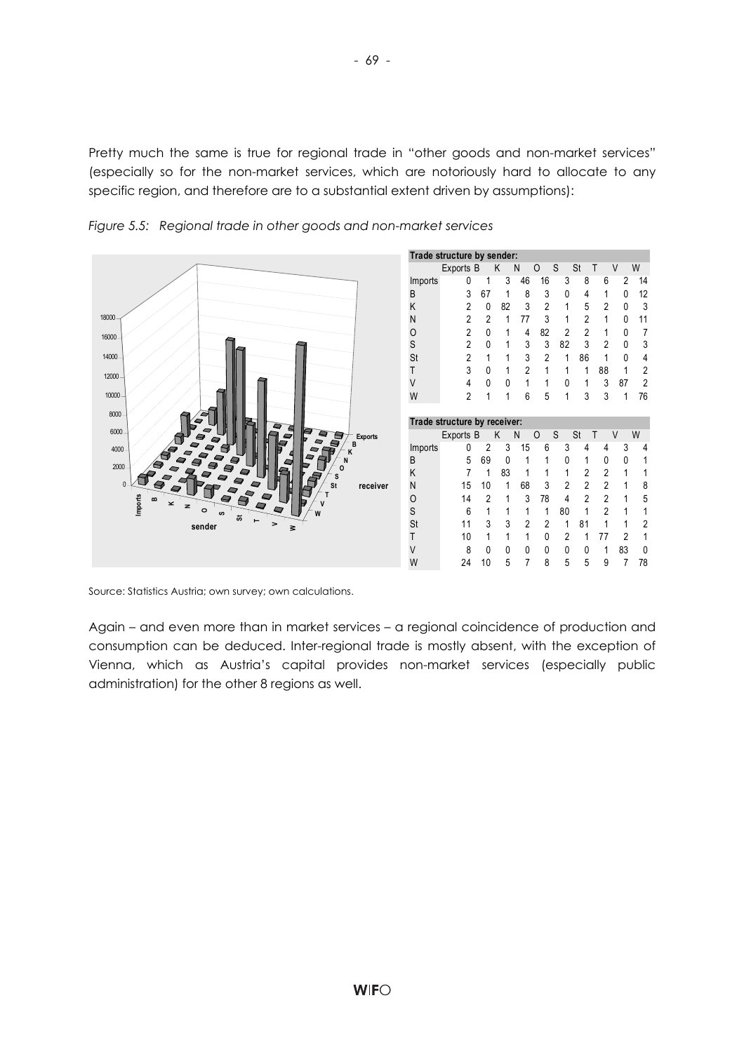Pretty much the same is true for regional trade in "other goods and non-market services" (especially so for the non-market services, which are notoriously hard to allocate to any specific region, and therefore are to a substantial extent driven by assumptions):

*Figure 5.5: Regional trade in other goods and non-market services*

**Trade structure by sender:**

| | Exports | B | K | N | O | S | St | T | V | W |
|---|---|---|---|---|---|---|---|---|---|---|
| Imports | 0 | 1 | 3 | 46 | 16 | 3 | 8 | 6 | 2 | 14 |
| B | 3 | 67 | 1 | 8 | 3 | 0 | 4 | 1 | 0 | 12 |
| K | 2 | 0 | 82 | 3 | 2 | 1 | 5 | 2 | 0 | 3 |
| N | 2 | 2 | 1 | 77 | 3 | 1 | 2 | 1 | 0 | 11 |
| O | 2 | 0 | 1 | 4 | 82 | 2 | 2 | 1 | 0 | 7 |
| S | 2 | 0 | 1 | 3 | 3 | 82 | 3 | 2 | 0 | 3 |
| St | 2 | 1 | 1 | 3 | 2 | 1 | 86 | 1 | 0 | 4 |
| T | 3 | 0 | 1 | 2 | 1 | 1 | 1 | 88 | 1 | 2 |
| V | 4 | 0 | 0 | 1 | 1 | 0 | 1 | 3 | 87 | 2 |
| W | 2 | 1 | 1 | 6 | 5 | 1 | 3 | 3 | 1 | 76 |

**Trade structure by receiver:**

| | Exports | B | K | N | O | S | St | T | V | W |
|---|---|---|---|---|---|---|---|---|---|---|
| Imports | 0 | 2 | 3 | 15 | 6 | 3 | 4 | 4 | 3 | 4 |
| B | 5 | 69 | 0 | 1 | 1 | 0 | 1 | 0 | 0 | 1 |
| K | 7 | 1 | 83 | 1 | 1 | 1 | 2 | 2 | 1 | 1 |
| N | 15 | 10 | 1 | 68 | 3 | 2 | 2 | 2 | 1 | 8 |
| O | 14 | 2 | 1 | 3 | 78 | 4 | 2 | 2 | 1 | 5 |
| S | 6 | 1 | 1 | 1 | 1 | 80 | 1 | 2 | 1 | 1 |
| St | 11 | 3 | 3 | 2 | 2 | 1 | 81 | 1 | 1 | 2 |
| T | 10 | 1 | 1 | 1 | 0 | 2 | 1 | 77 | 2 | 1 |
| V | 8 | 0 | 0 | 0 | 0 | 0 | 0 | 1 | 83 | 0 |
| W | 24 | 10 | 5 | 7 | 8 | 5 | 5 | 9 | 7 | 78 |

Source: Statistics Austria; own survey; own calculations.

Again – and even more than in market services – a regional coincidence of production and consumption can be deduced. Inter-regional trade is mostly absent, with the exception of Vienna, which as Austria's capital provides non-market services (especially public administration) for the other 8 regions as well.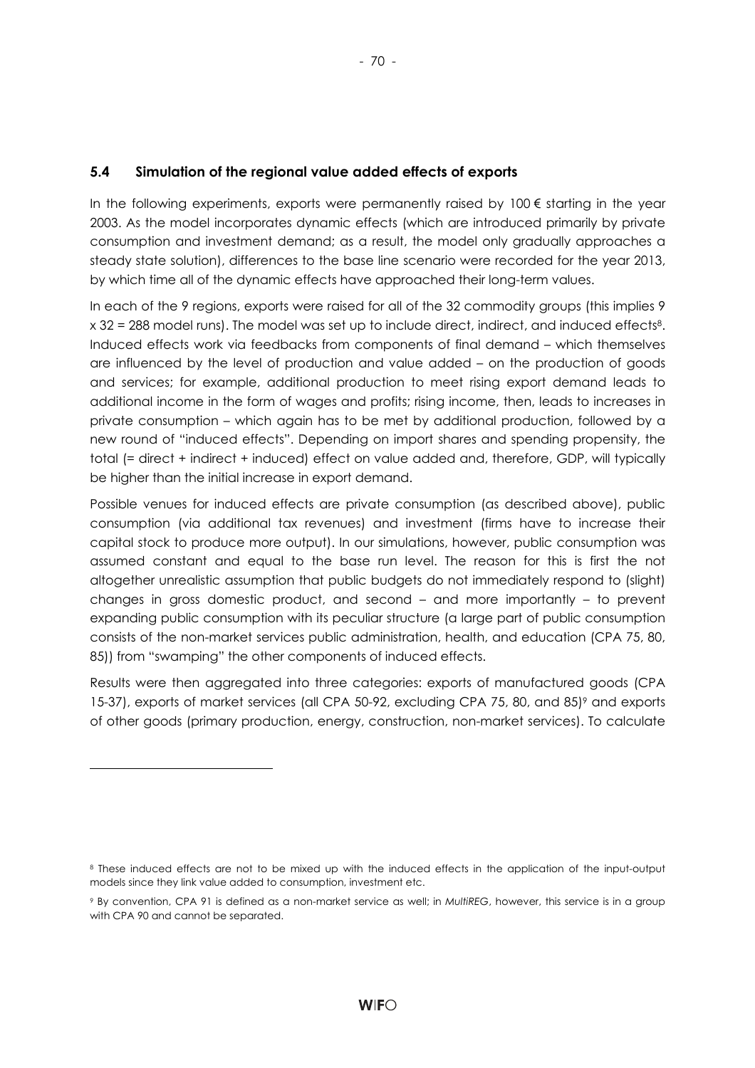### 5.4 Simulation of the regional value added effects of exports

In the following experiments, exports were permanently raised by 100 € starting in the year 2003. As the model incorporates dynamic effects (which are introduced primarily by private consumption and investment demand; as a result, the model only gradually approaches a steady state solution), differences to the base line scenario were recorded for the year 2013, by which time all of the dynamic effects have approached their long-term values.

In each of the 9 regions, exports were raised for all of the 32 commodity groups (this implies 9 x 32 = 288 model runs). The model was set up to include direct, indirect, and induced effects[8]. Induced effects work via feedbacks from components of final demand – which themselves are influenced by the level of production and value added – on the production of goods and services; for example, additional production to meet rising export demand leads to additional income in the form of wages and profits; rising income, then, leads to increases in private consumption – which again has to be met by additional production, followed by a new round of "induced effects". Depending on import shares and spending propensity, the total (= direct + indirect + induced) effect on value added and, therefore, GDP, will typically be higher than the initial increase in export demand.

Possible venues for induced effects are private consumption (as described above), public consumption (via additional tax revenues) and investment (firms have to increase their capital stock to produce more output). In our simulations, however, public consumption was assumed constant and equal to the base run level. The reason for this is first the not altogether unrealistic assumption that public budgets do not immediately respond to (slight) changes in gross domestic product, and second – and more importantly – to prevent expanding public consumption with its peculiar structure (a large part of public consumption consists of the non-market services public administration, health, and education (CPA 75, 80, 85)) from "swamping" the other components of induced effects.

Results were then aggregated into three categories: exports of manufactured goods (CPA 15-37), exports of market services (all CPA 50-92, excluding CPA 75, 80, and 85)[9] and exports of other goods (primary production, energy, construction, non-market services). To calculate

---

[8] These induced effects are not to be mixed up with the induced effects in the application of the input-output models since they link value added to consumption, investment etc.

[9] By convention, CPA 91 is defined as a non-market service as well; in *MultiREG*, however, this service is in a group with CPA 90 and cannot be separated.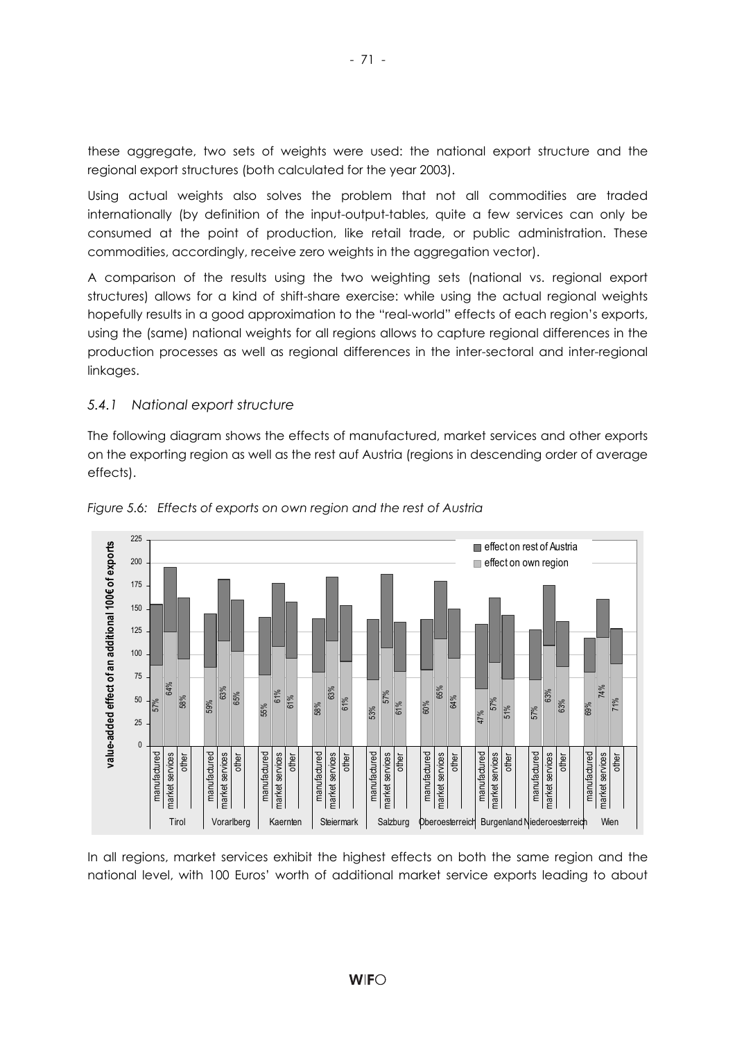these aggregate, two sets of weights were used: the national export structure and the regional export structures (both calculated for the year 2003).

Using actual weights also solves the problem that not all commodities are traded internationally (by definition of the input-output-tables, quite a few services can only be consumed at the point of production, like retail trade, or public administration. These commodities, accordingly, receive zero weights in the aggregation vector).

A comparison of the results using the two weighting sets (national vs. regional export structures) allows for a kind of shift-share exercise: while using the actual regional weights hopefully results in a good approximation to the "real-world" effects of each region's exports, using the (same) national weights for all regions allows to capture regional differences in the production processes as well as regional differences in the inter-sectoral and inter-regional linkages.

### *5.4.1 National export structure*

The following diagram shows the effects of manufactured, market services and other exports on the exporting region as well as the rest auf Austria (regions in descending order of average effects).

*Figure 5.6: Effects of exports on own region and the rest of Austria*

In all regions, market services exhibit the highest effects on both the same region and the national level, with 100 Euros' worth of additional market service exports leading to about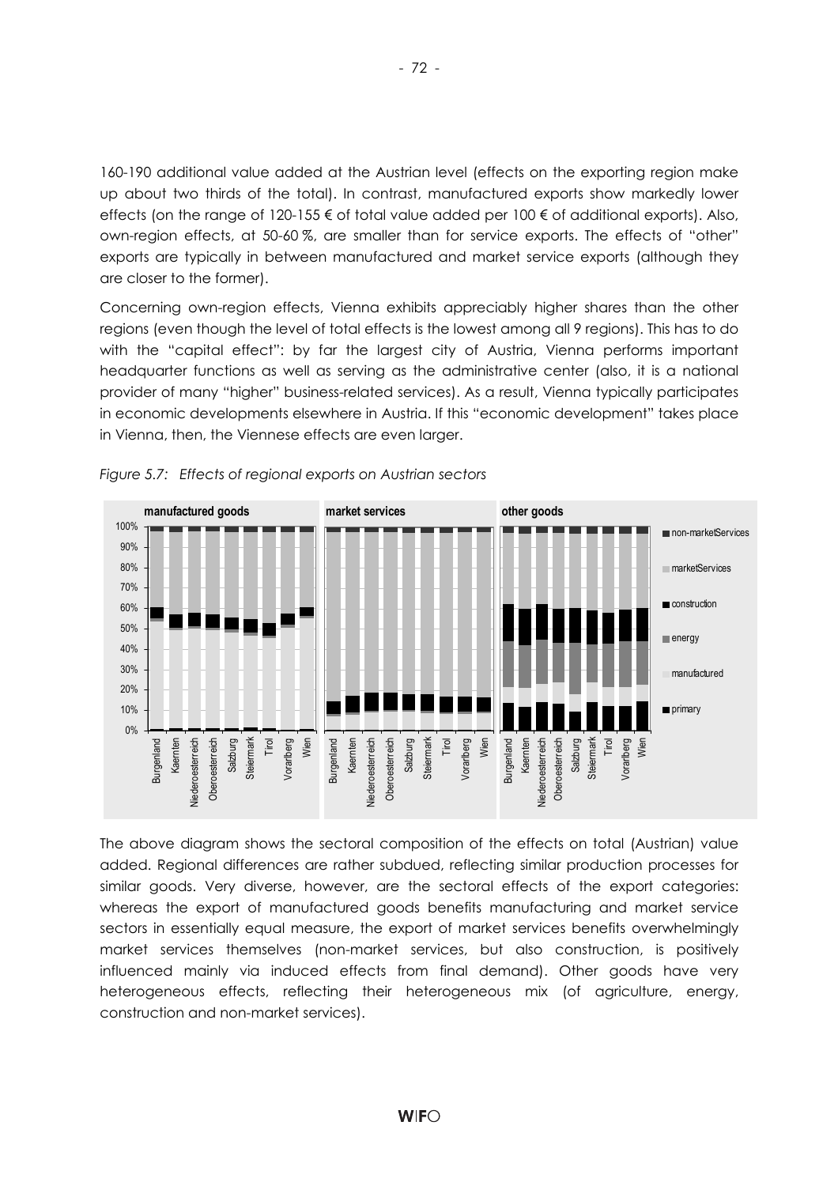160-190 additional value added at the Austrian level (effects on the exporting region make up about two thirds of the total). In contrast, manufactured exports show markedly lower effects (on the range of 120-155 € of total value added per 100 € of additional exports). Also, own-region effects, at 50-60 %, are smaller than for service exports. The effects of "other" exports are typically in between manufactured and market service exports (although they are closer to the former).

Concerning own-region effects, Vienna exhibits appreciably higher shares than the other regions (even though the level of total effects is the lowest among all 9 regions). This has to do with the "capital effect": by far the largest city of Austria, Vienna performs important headquarter functions as well as serving as the administrative center (also, it is a national provider of many "higher" business-related services). As a result, Vienna typically participates in economic developments elsewhere in Austria. If this "economic development" takes place in Vienna, then, the Viennese effects are even larger.

*Figure 5.7: Effects of regional exports on Austrian sectors*

The above diagram shows the sectoral composition of the effects on total (Austrian) value added. Regional differences are rather subdued, reflecting similar production processes for similar goods. Very diverse, however, are the sectoral effects of the export categories: whereas the export of manufactured goods benefits manufacturing and market service sectors in essentially equal measure, the export of market services benefits overwhelmingly market services themselves (non-market services, but also construction, is positively influenced mainly via induced effects from final demand). Other goods have very heterogeneous effects, reflecting their heterogeneous mix (of agriculture, energy, construction and non-market services).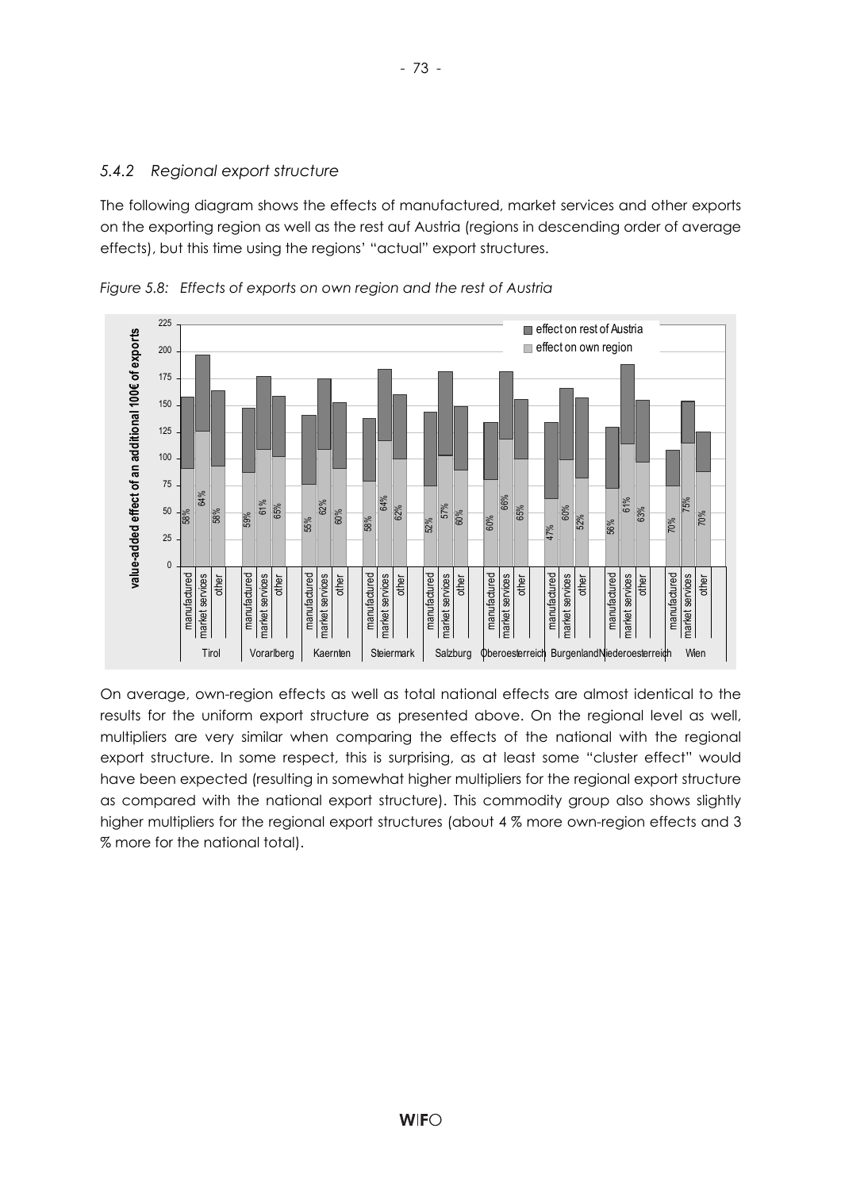### *5.4.2 Regional export structure*

The following diagram shows the effects of manufactured, market services and other exports on the exporting region as well as the rest auf Austria (regions in descending order of average effects), but this time using the regions' "actual" export structures.

*Figure 5.8: Effects of exports on own region and the rest of Austria*

On average, own-region effects as well as total national effects are almost identical to the results for the uniform export structure as presented above. On the regional level as well, multipliers are very similar when comparing the effects of the national with the regional export structure. In some respect, this is surprising, as at least some "cluster effect" would have been expected (resulting in somewhat higher multipliers for the regional export structure as compared with the national export structure). This commodity group also shows slightly higher multipliers for the regional export structures (about 4 % more own-region effects and 3 % more for the national total).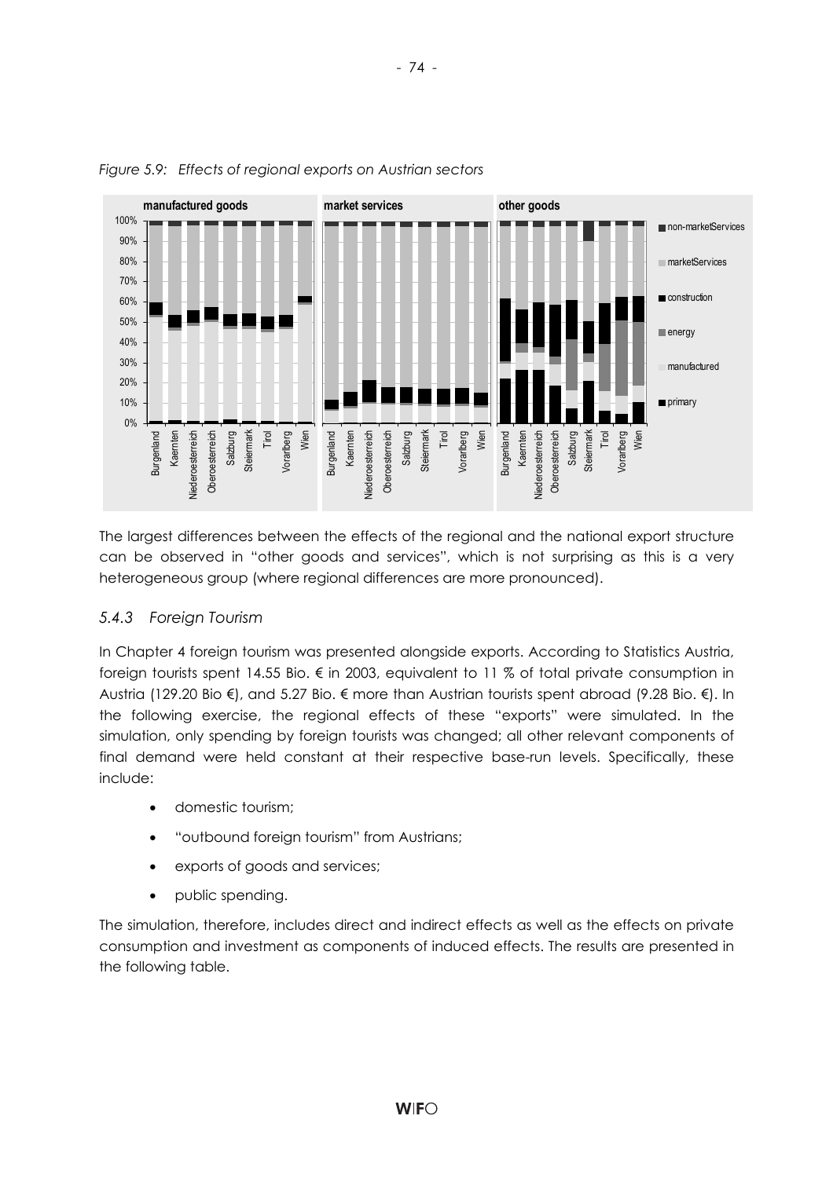*Figure 5.9: Effects of regional exports on Austrian sectors*

The largest differences between the effects of the regional and the national export structure can be observed in "other goods and services", which is not surprising as this is a very heterogeneous group (where regional differences are more pronounced).

### *5.4.3 Foreign Tourism*

In Chapter 4 foreign tourism was presented alongside exports. According to Statistics Austria, foreign tourists spent 14.55 Bio. € in 2003, equivalent to 11 % of total private consumption in Austria (129.20 Bio €), and 5.27 Bio. € more than Austrian tourists spent abroad (9.28 Bio. €). In the following exercise, the regional effects of these "exports" were simulated. In the simulation, only spending by foreign tourists was changed; all other relevant components of final demand were held constant at their respective base-run levels. Specifically, these include:

- domestic tourism;
- "outbound foreign tourism" from Austrians;
- exports of goods and services;
- public spending.

The simulation, therefore, includes direct and indirect effects as well as the effects on private consumption and investment as components of induced effects. The results are presented in the following table.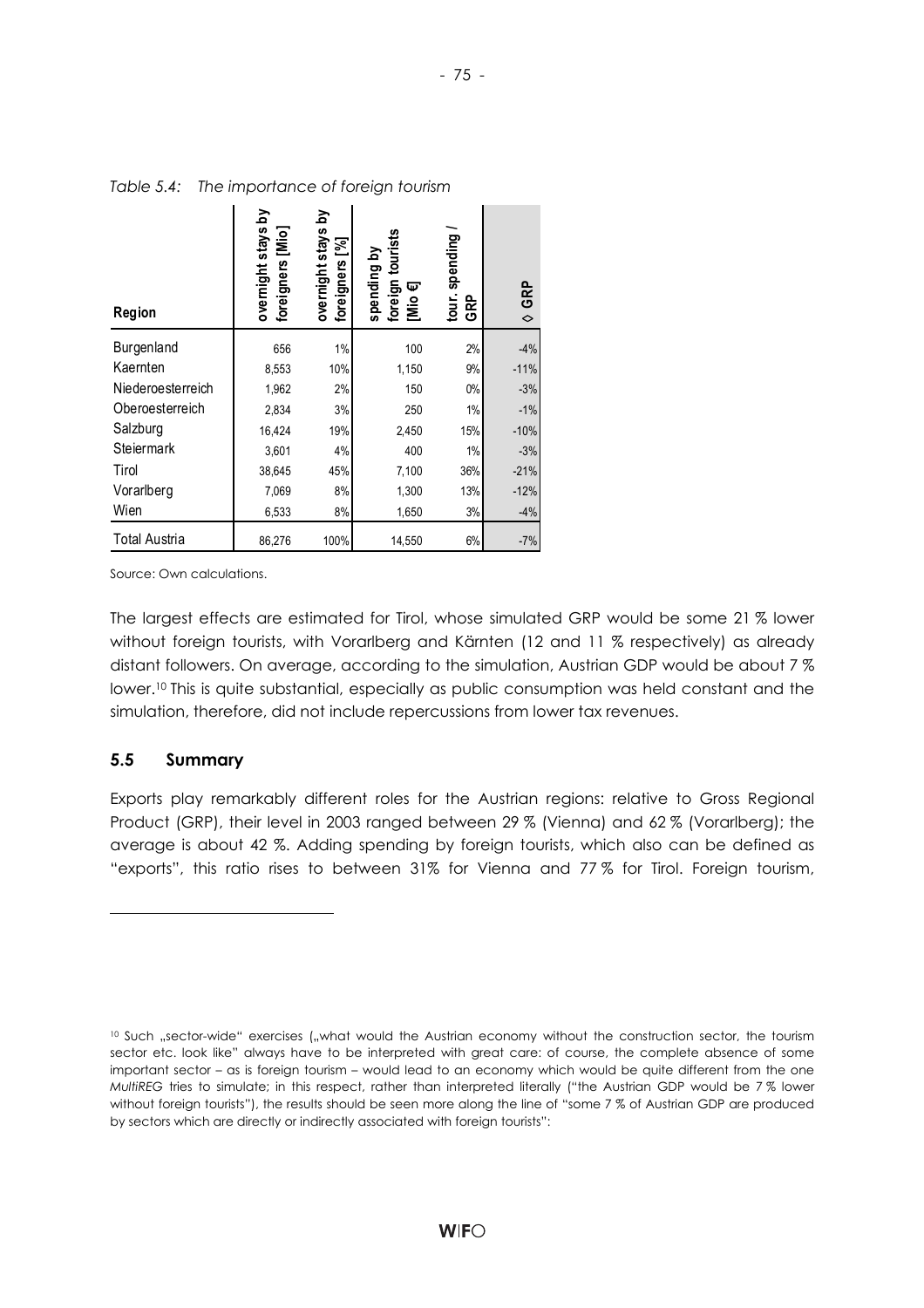*Table 5.4: The importance of foreign tourism*

| Region | overnight stays by foreigners [Mio] | overnight stays by foreigners [%] | spending by foreign tourists [Mio €] | tour. spending / GRP | ◊ GRP |
|---|---|---|---|---|---|
| Burgenland | 656 | 1% | 100 | 2% | -4% |
| Kaernten | 8,553 | 10% | 1,150 | 9% | -11% |
| Niederoesterreich | 1,962 | 2% | 150 | 0% | -3% |
| Oberoesterreich | 2,834 | 3% | 250 | 1% | -1% |
| Salzburg | 16,424 | 19% | 2,450 | 15% | -10% |
| Steiermark | 3,601 | 4% | 400 | 1% | -3% |
| Tirol | 38,645 | 45% | 7,100 | 36% | -21% |
| Vorarlberg | 7,069 | 8% | 1,300 | 13% | -12% |
| Wien | 6,533 | 8% | 1,650 | 3% | -4% |
| Total Austria | 86,276 | 100% | 14,550 | 6% | -7% |

Source: Own calculations.

The largest effects are estimated for Tirol, whose simulated GRP would be some 21 % lower without foreign tourists, with Vorarlberg and Kärnten (12 and 11 % respectively) as already distant followers. On average, according to the simulation, Austrian GDP would be about 7 % lower.[10] This is quite substantial, especially as public consumption was held constant and the simulation, therefore, did not include repercussions from lower tax revenues.

## 5.5 Summary

Exports play remarkably different roles for the Austrian regions: relative to Gross Regional Product (GRP), their level in 2003 ranged between 29 % (Vienna) and 62 % (Vorarlberg); the average is about 42 %. Adding spending by foreign tourists, which also can be defined as "exports", this ratio rises to between 31% for Vienna and 77 % for Tirol. Foreign tourism,

---

[10] Such „sector-wide" exercises („what would the Austrian economy without the construction sector, the tourism sector etc. look like" always have to be interpreted with great care: of course, the complete absence of some important sector – as is foreign tourism – would lead to an economy which would be quite different from the one *MultiREG* tries to simulate; in this respect, rather than interpreted literally ("the Austrian GDP would be 7 % lower without foreign tourists"), the results should be seen more along the line of "some 7 % of Austrian GDP are produced by sectors which are directly or indirectly associated with foreign tourists":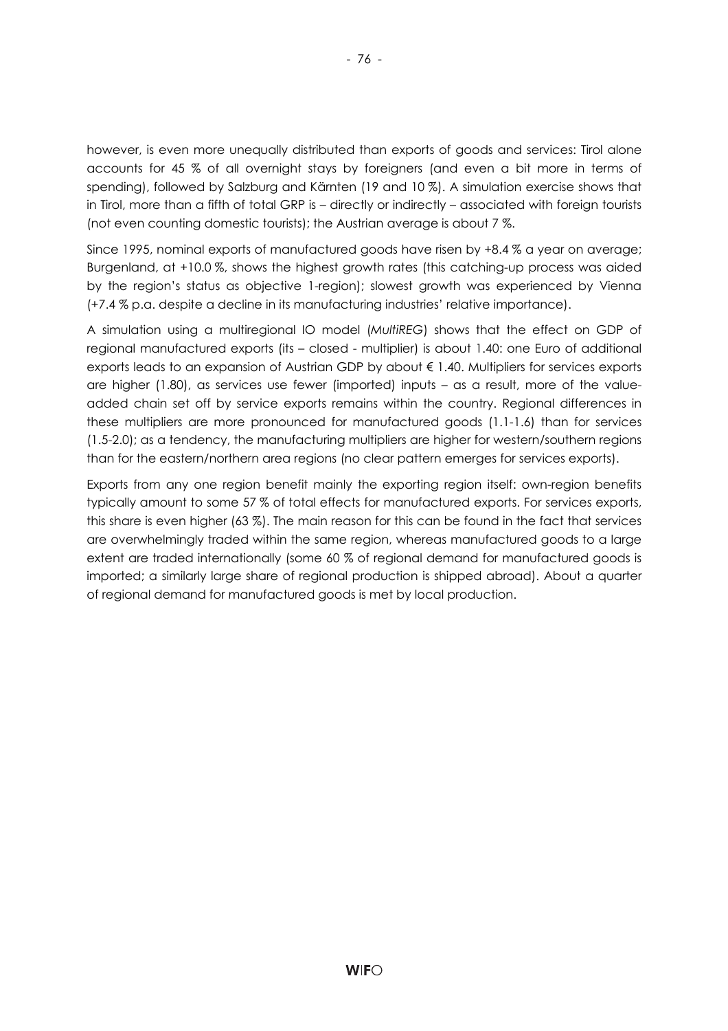however, is even more unequally distributed than exports of goods and services: Tirol alone accounts for 45 % of all overnight stays by foreigners (and even a bit more in terms of spending), followed by Salzburg and Kärnten (19 and 10 %). A simulation exercise shows that in Tirol, more than a fifth of total GRP is – directly or indirectly – associated with foreign tourists (not even counting domestic tourists); the Austrian average is about 7 %.

Since 1995, nominal exports of manufactured goods have risen by +8.4 % a year on average; Burgenland, at +10.0 %, shows the highest growth rates (this catching-up process was aided by the region's status as objective 1-region); slowest growth was experienced by Vienna (+7.4 % p.a. despite a decline in its manufacturing industries' relative importance).

A simulation using a multiregional IO model (*MultiREG*) shows that the effect on GDP of regional manufactured exports (its – closed - multiplier) is about 1.40: one Euro of additional exports leads to an expansion of Austrian GDP by about € 1.40. Multipliers for services exports are higher (1.80), as services use fewer (imported) inputs – as a result, more of the value-added chain set off by service exports remains within the country. Regional differences in these multipliers are more pronounced for manufactured goods (1.1-1.6) than for services (1.5-2.0); as a tendency, the manufacturing multipliers are higher for western/southern regions than for the eastern/northern area regions (no clear pattern emerges for services exports).

Exports from any one region benefit mainly the exporting region itself: own-region benefits typically amount to some 57 % of total effects for manufactured exports. For services exports, this share is even higher (63 %). The main reason for this can be found in the fact that services are overwhelmingly traded within the same region, whereas manufactured goods to a large extent are traded internationally (some 60 % of regional demand for manufactured goods is imported; a similarly large share of regional production is shipped abroad). About a quarter of regional demand for manufactured goods is met by local production.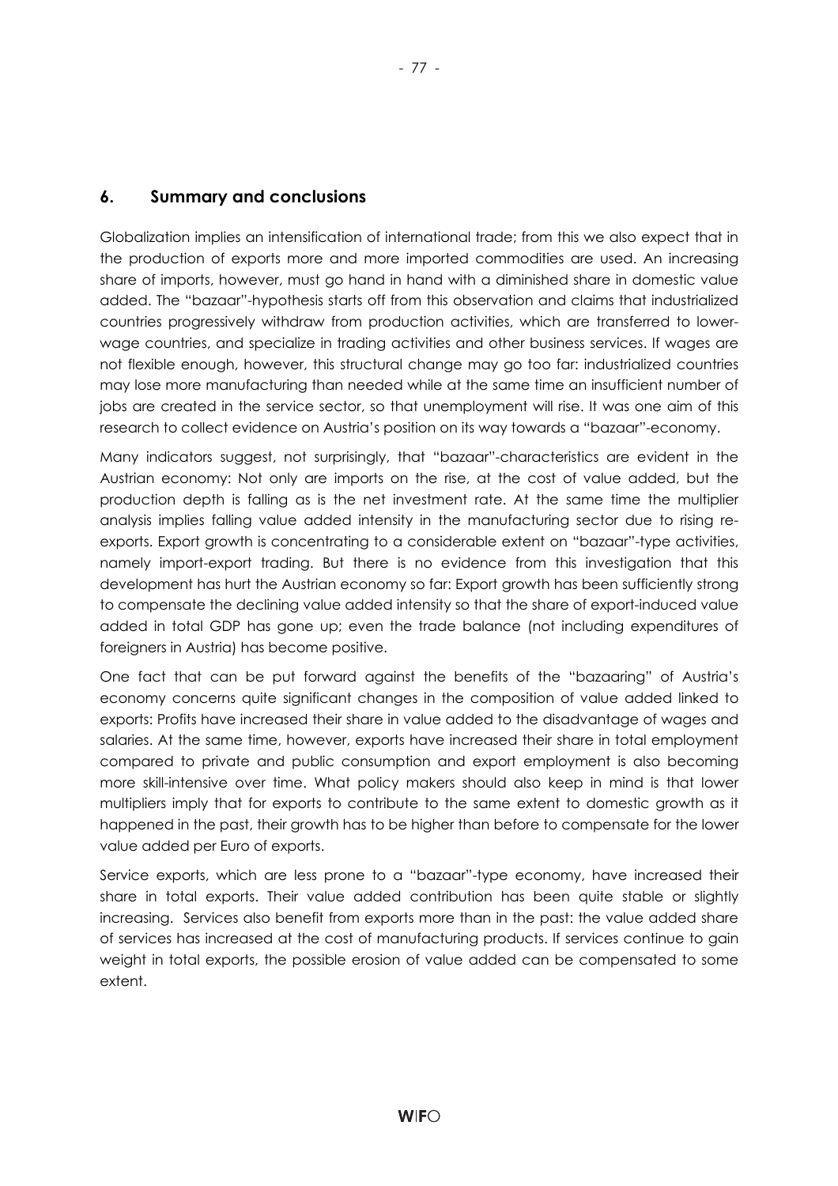## 6. Summary and conclusions

Globalization implies an intensification of international trade; from this we also expect that in the production of exports more and more imported commodities are used. An increasing share of imports, however, must go hand in hand with a diminished share in domestic value added. The "bazaar"-hypothesis starts off from this observation and claims that industrialized countries progressively withdraw from production activities, which are transferred to lower-wage countries, and specialize in trading activities and other business services. If wages are not flexible enough, however, this structural change may go too far: industrialized countries may lose more manufacturing than needed while at the same time an insufficient number of jobs are created in the service sector, so that unemployment will rise. It was one aim of this research to collect evidence on Austria's position on its way towards a "bazaar"-economy.

Many indicators suggest, not surprisingly, that "bazaar"-characteristics are evident in the Austrian economy: Not only are imports on the rise, at the cost of value added, but the production depth is falling as is the net investment rate. At the same time the multiplier analysis implies falling value added intensity in the manufacturing sector due to rising re-exports. Export growth is concentrating to a considerable extent on "bazaar"-type activities, namely import-export trading. But there is no evidence from this investigation that this development has hurt the Austrian economy so far: Export growth has been sufficiently strong to compensate the declining value added intensity so that the share of export-induced value added in total GDP has gone up; even the trade balance (not including expenditures of foreigners in Austria) has become positive.

One fact that can be put forward against the benefits of the "bazaaring" of Austria's economy concerns quite significant changes in the composition of value added linked to exports: Profits have increased their share in value added to the disadvantage of wages and salaries. At the same time, however, exports have increased their share in total employment compared to private and public consumption and export employment is also becoming more skill-intensive over time. What policy makers should also keep in mind is that lower multipliers imply that for exports to contribute to the same extent to domestic growth as it happened in the past, their growth has to be higher than before to compensate for the lower value added per Euro of exports.

Service exports, which are less prone to a "bazaar"-type economy, have increased their share in total exports. Their value added contribution has been quite stable or slightly increasing. Services also benefit from exports more than in the past: the value added share of services has increased at the cost of manufacturing products. If services continue to gain weight in total exports, the possible erosion of value added can be compensated to some extent.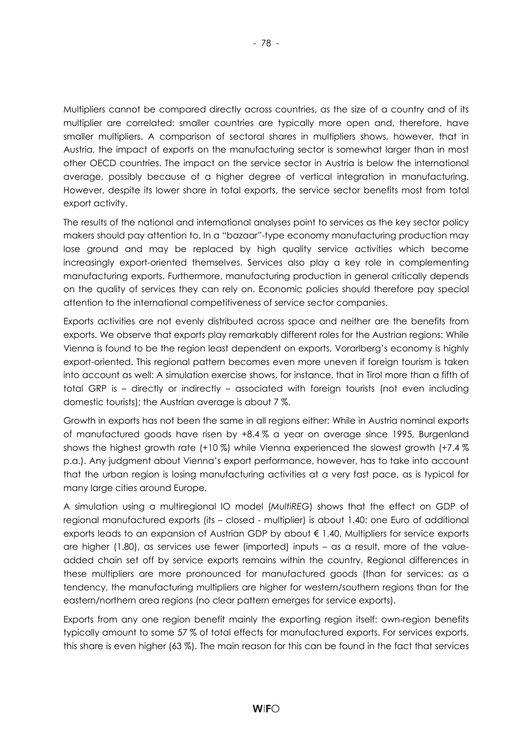Multipliers cannot be compared directly across countries, as the size of a country and of its multiplier are correlated: smaller countries are typically more open and, therefore, have smaller multipliers. A comparison of sectoral shares in multipliers shows, however, that in Austria, the impact of exports on the manufacturing sector is somewhat larger than in most other OECD countries. The impact on the service sector in Austria is below the international average, possibly because of a higher degree of vertical integration in manufacturing. However, despite its lower share in total exports, the service sector benefits most from total export activity.

The results of the national and international analyses point to services as the key sector policy makers should pay attention to. In a "bazaar"-type economy manufacturing production may lose ground and may be replaced by high quality service activities which become increasingly export-oriented themselves. Services also play a key role in complementing manufacturing exports. Furthermore, manufacturing production in general critically depends on the quality of services they can rely on. Economic policies should therefore pay special attention to the international competitiveness of service sector companies.

Exports activities are not evenly distributed across space and neither are the benefits from exports. We observe that exports play remarkably different roles for the Austrian regions: While Vienna is found to be the region least dependent on exports, Vorarlberg's economy is highly export-oriented. This regional pattern becomes even more uneven if foreign tourism is taken into account as well: A simulation exercise shows, for instance, that in Tirol more than a fifth of total GRP is – directly or indirectly – associated with foreign tourists (not even including domestic tourists); the Austrian average is about 7 %.

Growth in exports has not been the same in all regions either: While in Austria nominal exports of manufactured goods have risen by +8.4 % a year on average since 1995, Burgenland shows the highest growth rate (+10 %) while Vienna experienced the slowest growth (+7.4 % p.a.). Any judgment about Vienna's export performance, however, has to take into account that the urban region is losing manufacturing activities at a very fast pace, as is typical for many large cities around Europe.

A simulation using a multiregional IO model (*MultiREG*) shows that the effect on GDP of regional manufactured exports (its – closed - multiplier) is about 1.40: one Euro of additional exports leads to an expansion of Austrian GDP by about € 1.40. Multipliers for service exports are higher (1.80), as services use fewer (imported) inputs – as a result, more of the value-added chain set off by service exports remains within the country. Regional differences in these multipliers are more pronounced for manufactured goods (than for services; as a tendency, the manufacturing multipliers are higher for western/southern regions than for the eastern/northern area regions (no clear pattern emerges for service exports).

Exports from any one region benefit mainly the exporting region itself: own-region benefits typically amount to some 57 % of total effects for manufactured exports. For services exports, this share is even higher (63 %). The main reason for this can be found in the fact that services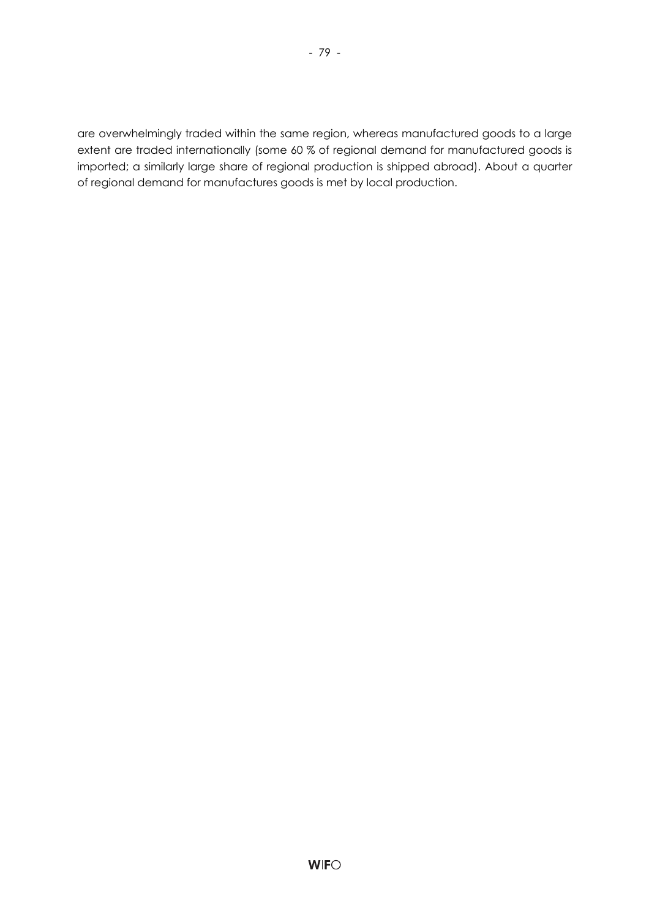are overwhelmingly traded within the same region, whereas manufactured goods to a large extent are traded internationally (some 60 % of regional demand for manufactured goods is imported; a similarly large share of regional production is shipped abroad). About a quarter of regional demand for manufactures goods is met by local production.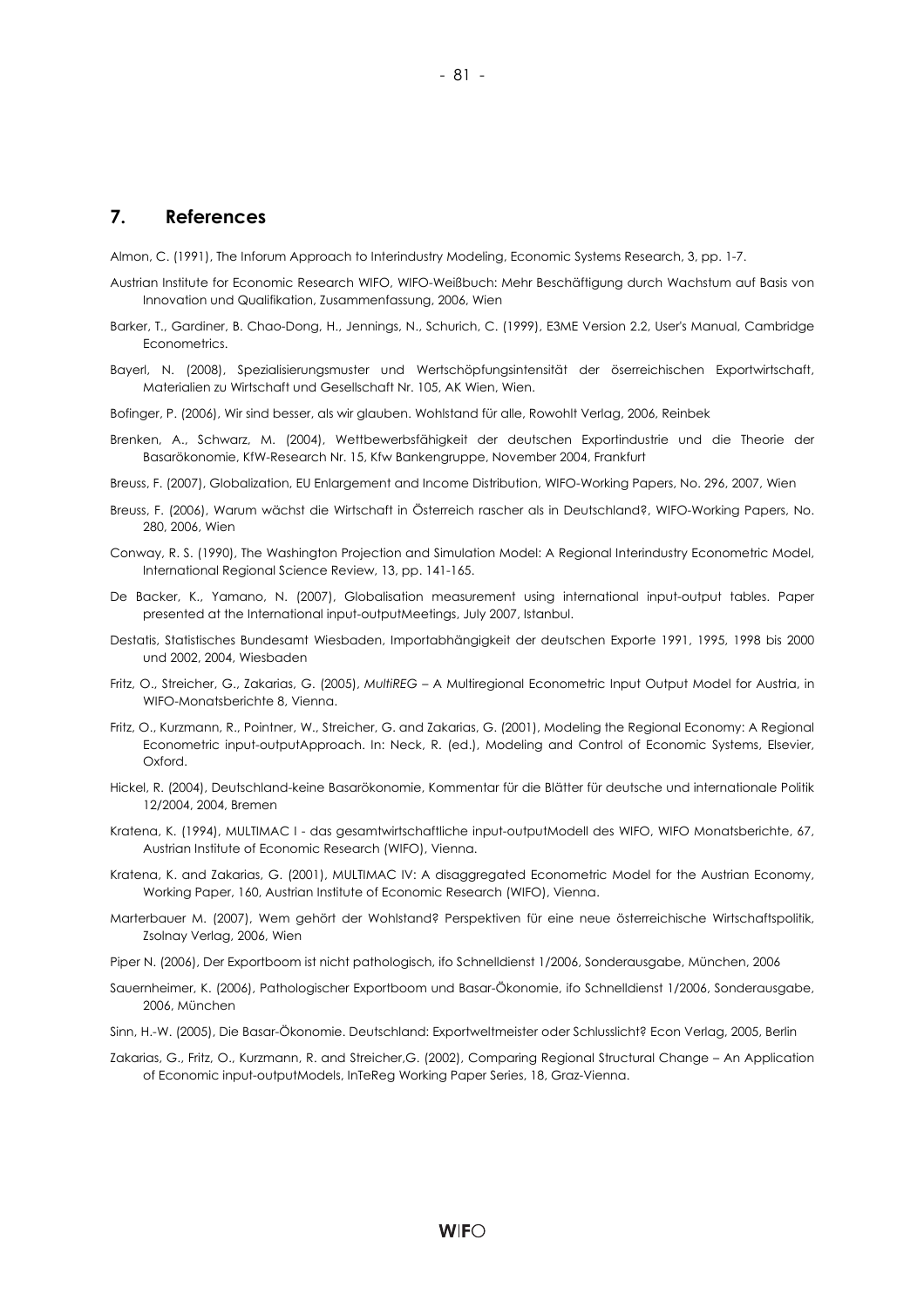## 7. References

Almon, C. (1991), The Inforum Approach to Interindustry Modeling, Economic Systems Research, 3, pp. 1-7.

Austrian Institute for Economic Research WIFO, WIFO-Weißbuch: Mehr Beschäftigung durch Wachstum auf Basis von Innovation und Qualifikation, Zusammenfassung, 2006, Wien

Barker, T., Gardiner, B. Chao-Dong, H., Jennings, N., Schurich, C. (1999), E3ME Version 2.2, User's Manual, Cambridge Econometrics.

Bayerl, N. (2008), Spezialisierungsmuster und Wertschöpfungsintensität der öserreichischen Exportwirtschaft, Materialien zu Wirtschaft und Gesellschaft Nr. 105, AK Wien, Wien.

Bofinger, P. (2006), Wir sind besser, als wir glauben. Wohlstand für alle, Rowohlt Verlag, 2006, Reinbek

Brenken, A., Schwarz, M. (2004), Wettbewerbsfähigkeit der deutschen Exportindustrie und die Theorie der Basarökonomie, KfW-Research Nr. 15, Kfw Bankengruppe, November 2004, Frankfurt

Breuss, F. (2007), Globalization, EU Enlargement and Income Distribution, WIFO-Working Papers, No. 296, 2007, Wien

Breuss, F. (2006), Warum wächst die Wirtschaft in Österreich rascher als in Deutschland?, WIFO-Working Papers, No. 280, 2006, Wien

Conway, R. S. (1990), The Washington Projection and Simulation Model: A Regional Interindustry Econometric Model, International Regional Science Review, 13, pp. 141-165.

De Backer, K., Yamano, N. (2007), Globalisation measurement using international input-output tables. Paper presented at the International input-outputMeetings, July 2007, Istanbul.

Destatis, Statistisches Bundesamt Wiesbaden, Importabhängigkeit der deutschen Exporte 1991, 1995, 1998 bis 2000 und 2002, 2004, Wiesbaden

Fritz, O., Streicher, G., Zakarias, G. (2005), *MultiREG* – A Multiregional Econometric Input Output Model for Austria, in WIFO-Monatsberichte 8, Vienna.

Fritz, O., Kurzmann, R., Pointner, W., Streicher, G. and Zakarias, G. (2001), Modeling the Regional Economy: A Regional Econometric input-outputApproach. In: Neck, R. (ed.), Modeling and Control of Economic Systems, Elsevier, Oxford.

Hickel, R. (2004), Deutschland-keine Basarökonomie, Kommentar für die Blätter für deutsche und internationale Politik 12/2004, 2004, Bremen

Kratena, K. (1994), MULTIMAC I - das gesamtwirtschaftliche input-outputModell des WIFO, WIFO Monatsberichte, 67, Austrian Institute of Economic Research (WIFO), Vienna.

Kratena, K. and Zakarias, G. (2001), MULTIMAC IV: A disaggregated Econometric Model for the Austrian Economy, Working Paper, 160, Austrian Institute of Economic Research (WIFO), Vienna.

Marterbauer M. (2007), Wem gehört der Wohlstand? Perspektiven für eine neue österreichische Wirtschaftspolitik, Zsolnay Verlag, 2006, Wien

Piper N. (2006), Der Exportboom ist nicht pathologisch, ifo Schnelldienst 1/2006, Sonderausgabe, München, 2006

Sauernheimer, K. (2006), Pathologischer Exportboom und Basar-Ökonomie, ifo Schnelldienst 1/2006, Sonderausgabe, 2006, München

Sinn, H.-W. (2005), Die Basar-Ökonomie. Deutschland: Exportweltmeister oder Schlusslicht? Econ Verlag, 2005, Berlin

Zakarias, G., Fritz, O., Kurzmann, R. and Streicher,G. (2002), Comparing Regional Structural Change – An Application of Economic input-outputModels, InTeReg Working Paper Series, 18, Graz-Vienna.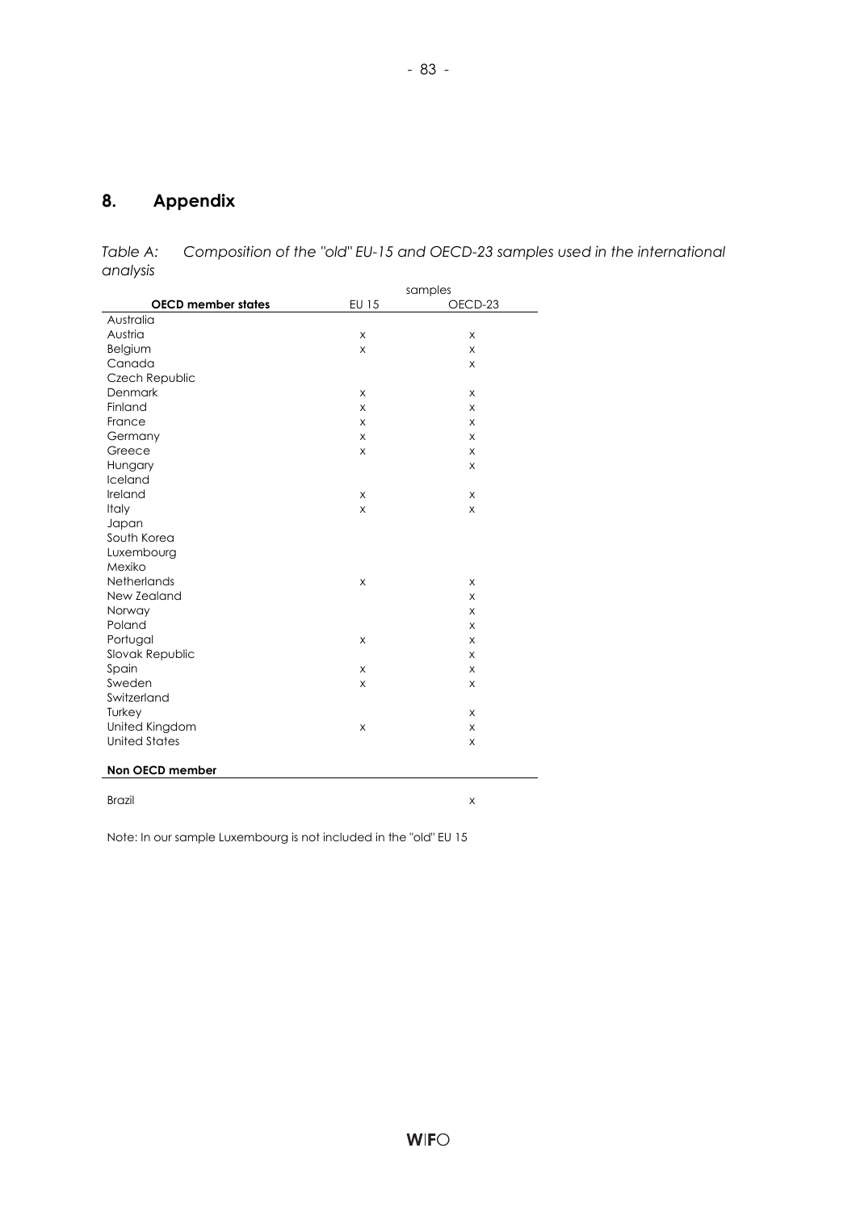## 8. Appendix

*Table A: Composition of the "old" EU-15 and OECD-23 samples used in the international analysis*

| | samples | |
|---|---|---|
| **OECD member states** | EU 15 | OECD-23 |
| Australia | | |
| Austria | x | x |
| Belgium | x | x |
| Canada | | x |
| Czech Republic | | |
| Denmark | x | x |
| Finland | x | x |
| France | x | x |
| Germany | x | x |
| Greece | x | x |
| Hungary | | x |
| Iceland | | |
| Ireland | x | x |
| Italy | x | x |
| Japan | | |
| South Korea | | |
| Luxembourg | | |
| Mexiko | | |
| Netherlands | x | x |
| New Zealand | | x |
| Norway | | x |
| Poland | | x |
| Portugal | x | x |
| Slovak Republic | | x |
| Spain | x | x |
| Sweden | x | x |
| Switzerland | | |
| Turkey | | x |
| United Kingdom | x | x |
| United States | | x |
| **Non OECD member** | | |
| Brazil | | x |

Note: In our sample Luxembourg is not included in the "old" EU 15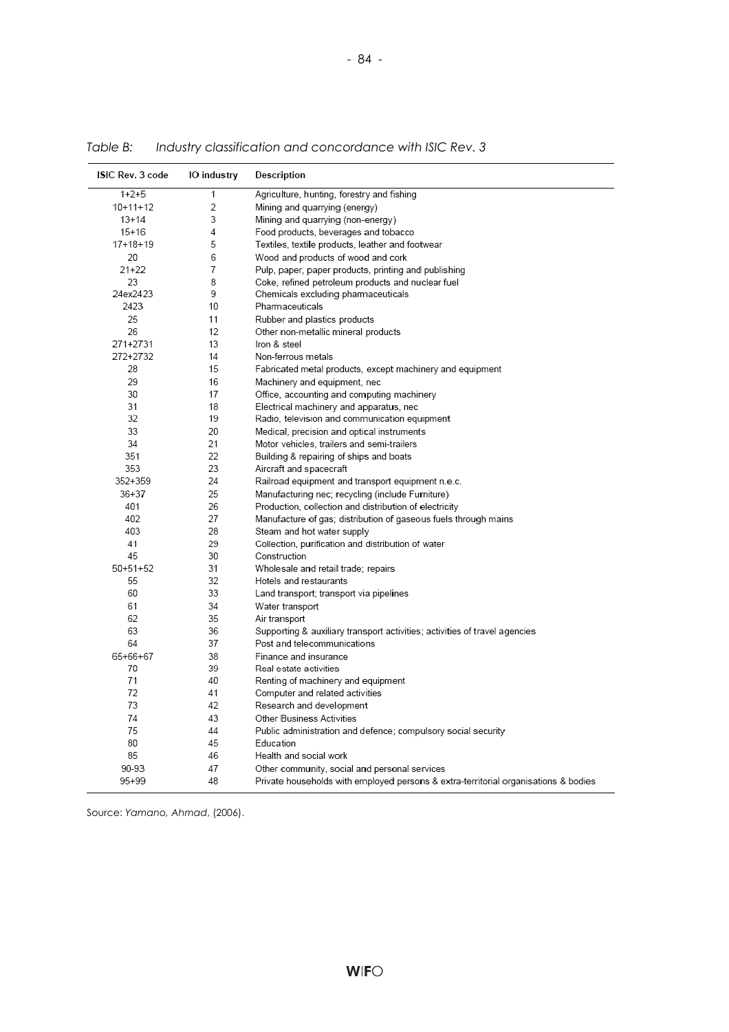*Table B: Industry classification and concordance with ISIC Rev. 3*

| ISIC Rev. 3 code | IO industry | Description |
|---|---|---|
| 1+2+5 | 1 | Agriculture, hunting, forestry and fishing |
| 10+11+12 | 2 | Mining and quarrying (energy) |
| 13+14 | 3 | Mining and quarrying (non-energy) |
| 15+16 | 4 | Food products, beverages and tobacco |
| 17+18+19 | 5 | Textiles, textile products, leather and footwear |
| 20 | 6 | Wood and products of wood and cork |
| 21+22 | 7 | Pulp, paper, paper products, printing and publishing |
| 23 | 8 | Coke, refined petroleum products and nuclear fuel |
| 24ex2423 | 9 | Chemicals excluding pharmaceuticals |
| 2423 | 10 | Pharmaceuticals |
| 25 | 11 | Rubber and plastics products |
| 26 | 12 | Other non-metallic mineral products |
| 271+2731 | 13 | Iron & steel |
| 272+2732 | 14 | Non-ferrous metals |
| 28 | 15 | Fabricated metal products, except machinery and equipment |
| 29 | 16 | Machinery and equipment, nec |
| 30 | 17 | Office, accounting and computing machinery |
| 31 | 18 | Electrical machinery and apparatus, nec |
| 32 | 19 | Radio, television and communication equipment |
| 33 | 20 | Medical, precision and optical instruments |
| 34 | 21 | Motor vehicles, trailers and semi-trailers |
| 351 | 22 | Building & repairing of ships and boats |
| 353 | 23 | Aircraft and spacecraft |
| 352+359 | 24 | Railroad equipment and transport equipment n.e.c. |
| 36+37 | 25 | Manufacturing nec; recycling (include Furniture) |
| 401 | 26 | Production, collection and distribution of electricity |
| 402 | 27 | Manufacture of gas; distribution of gaseous fuels through mains |
| 403 | 28 | Steam and hot water supply |
| 41 | 29 | Collection, purification and distribution of water |
| 45 | 30 | Construction |
| 50+51+52 | 31 | Wholesale and retail trade; repairs |
| 55 | 32 | Hotels and restaurants |
| 60 | 33 | Land transport; transport via pipelines |
| 61 | 34 | Water transport |
| 62 | 35 | Air transport |
| 63 | 36 | Supporting & auxiliary transport activities; activities of travel agencies |
| 64 | 37 | Post and telecommunications |
| 65+66+67 | 38 | Finance and insurance |
| 70 | 39 | Real estate activities |
| 71 | 40 | Renting of machinery and equipment |
| 72 | 41 | Computer and related activities |
| 73 | 42 | Research and development |
| 74 | 43 | Other Business Activities |
| 75 | 44 | Public administration and defence; compulsory social security |
| 80 | 45 | Education |
| 85 | 46 | Health and social work |
| 90-93 | 47 | Other community, social and personal services |
| 95+99 | 48 | Private households with employed persons & extra-territorial organisations & bodies |

Source: *Yamano, Ahmad*, (2006).